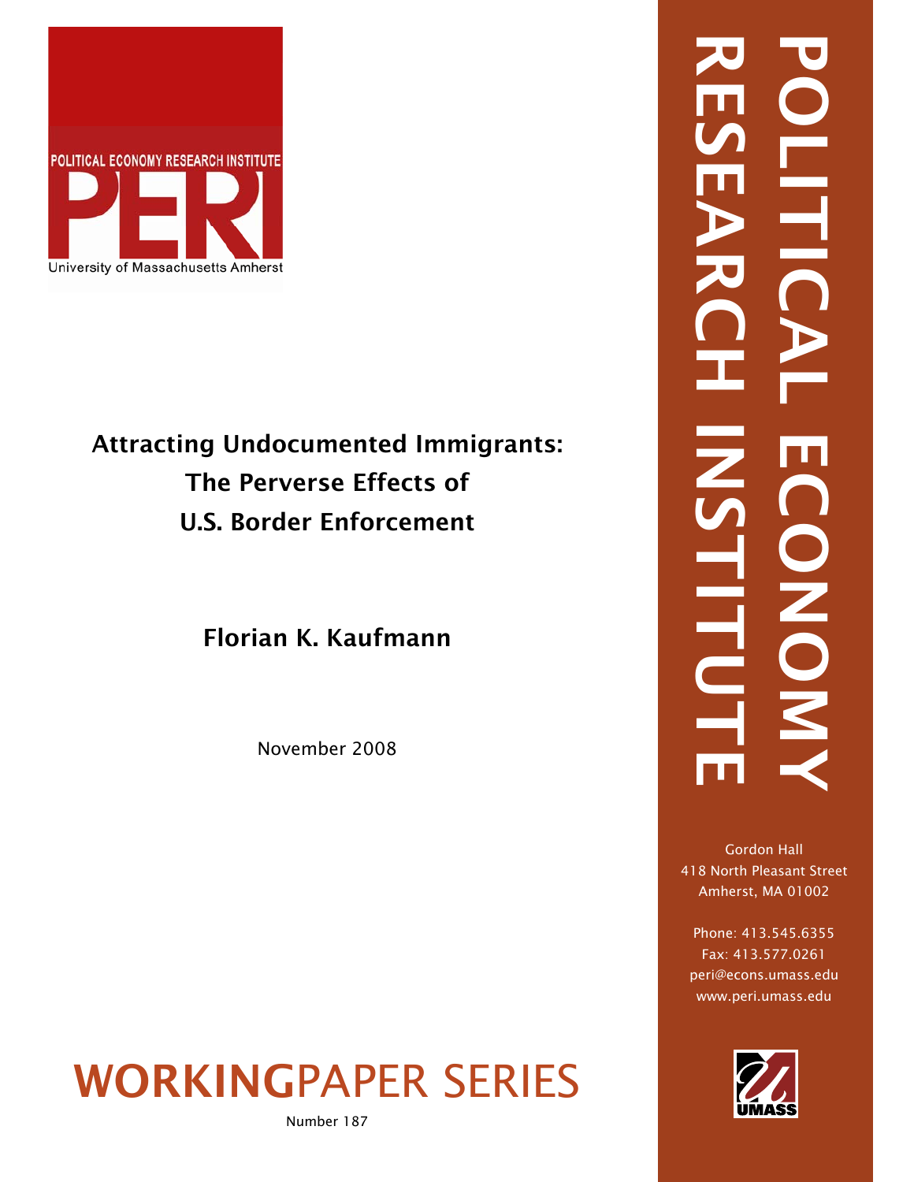POLITICAL ECONOMY RESEARCH INSTITUTE

PERI

University of Massachusetts Amherst

# Attracting Undocumented Immigrants: The Perverse Effects of U.S. Border Enforcement

**Florian K. Kaufmann**

November 2008

POLITICAL ECONOMY RESEARCH INSTITUTE

Gordon Hall
418 North Pleasant Street
Amherst, MA 01002

Phone: 413.545.6355
Fax: 413.577.0261
peri@econs.umass.edu
www.peri.umass.edu

UMASS

**WORKING**PAPER SERIES

Number 187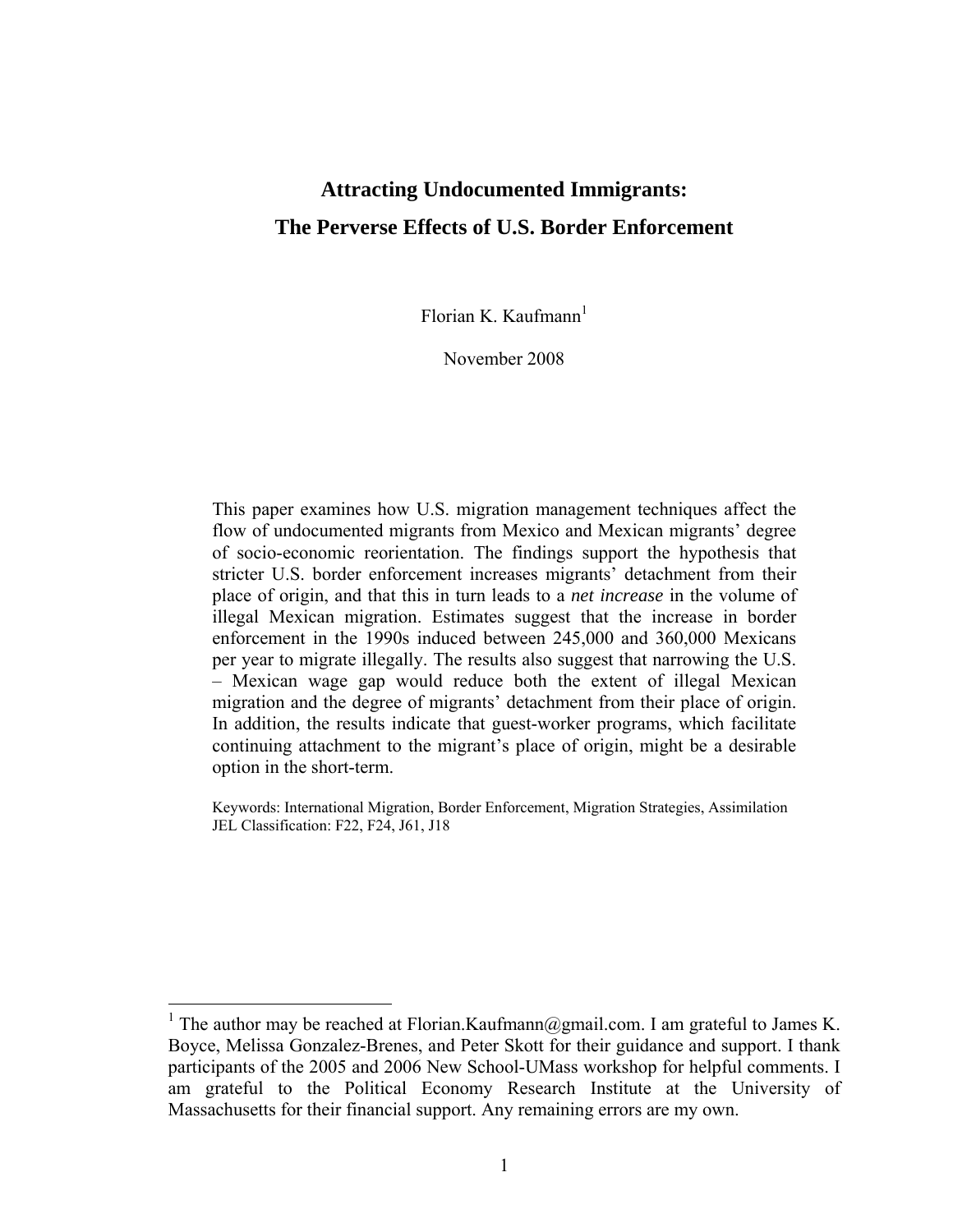# Attracting Undocumented Immigrants:
# The Perverse Effects of U.S. Border Enforcement

Florian K. Kaufmann[1]

November 2008

This paper examines how U.S. migration management techniques affect the flow of undocumented migrants from Mexico and Mexican migrants' degree of socio-economic reorientation. The findings support the hypothesis that stricter U.S. border enforcement increases migrants' detachment from their place of origin, and that this in turn leads to a *net increase* in the volume of illegal Mexican migration. Estimates suggest that the increase in border enforcement in the 1990s induced between 245,000 and 360,000 Mexicans per year to migrate illegally. The results also suggest that narrowing the U.S. – Mexican wage gap would reduce both the extent of illegal Mexican migration and the degree of migrants' detachment from their place of origin. In addition, the results indicate that guest-worker programs, which facilitate continuing attachment to the migrant's place of origin, might be a desirable option in the short-term.

Keywords: International Migration, Border Enforcement, Migration Strategies, Assimilation
JEL Classification: F22, F24, J61, J18

[1] The author may be reached at Florian.Kaufmann@gmail.com. I am grateful to James K. Boyce, Melissa Gonzalez-Brenes, and Peter Skott for their guidance and support. I thank participants of the 2005 and 2006 New School-UMass workshop for helpful comments. I am grateful to the Political Economy Research Institute at the University of Massachusetts for their financial support. Any remaining errors are my own.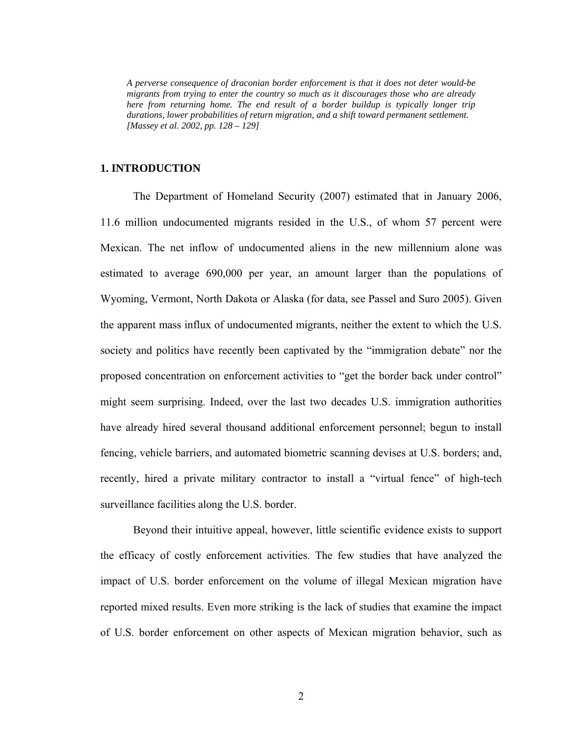*A perverse consequence of draconian border enforcement is that it does not deter would-be migrants from trying to enter the country so much as it discourages those who are already here from returning home. The end result of a border buildup is typically longer trip durations, lower probabilities of return migration, and a shift toward permanent settlement. [Massey et al. 2002, pp. 128 – 129]*

## 1. INTRODUCTION

The Department of Homeland Security (2007) estimated that in January 2006, 11.6 million undocumented migrants resided in the U.S., of whom 57 percent were Mexican. The net inflow of undocumented aliens in the new millennium alone was estimated to average 690,000 per year, an amount larger than the populations of Wyoming, Vermont, North Dakota or Alaska (for data, see Passel and Suro 2005). Given the apparent mass influx of undocumented migrants, neither the extent to which the U.S. society and politics have recently been captivated by the "immigration debate" nor the proposed concentration on enforcement activities to "get the border back under control" might seem surprising. Indeed, over the last two decades U.S. immigration authorities have already hired several thousand additional enforcement personnel; begun to install fencing, vehicle barriers, and automated biometric scanning devises at U.S. borders; and, recently, hired a private military contractor to install a "virtual fence" of high-tech surveillance facilities along the U.S. border.

Beyond their intuitive appeal, however, little scientific evidence exists to support the efficacy of costly enforcement activities. The few studies that have analyzed the impact of U.S. border enforcement on the volume of illegal Mexican migration have reported mixed results. Even more striking is the lack of studies that examine the impact of U.S. border enforcement on other aspects of Mexican migration behavior, such as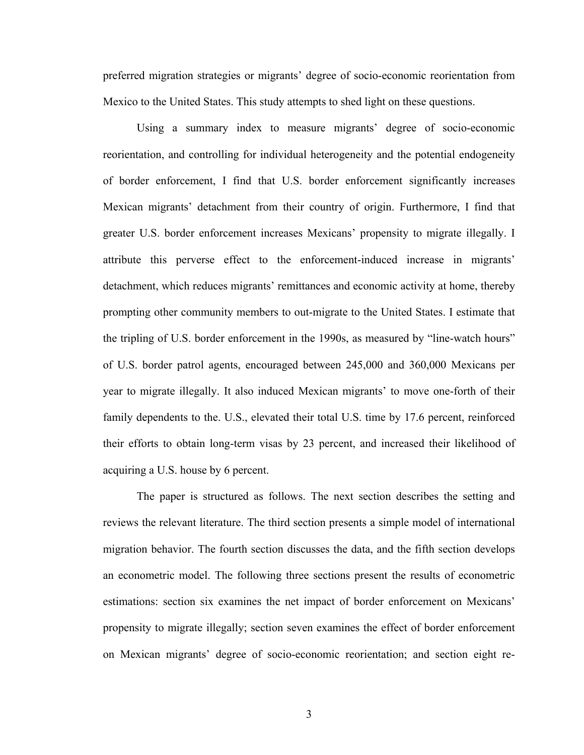preferred migration strategies or migrants' degree of socio-economic reorientation from Mexico to the United States. This study attempts to shed light on these questions.

Using a summary index to measure migrants' degree of socio-economic reorientation, and controlling for individual heterogeneity and the potential endogeneity of border enforcement, I find that U.S. border enforcement significantly increases Mexican migrants' detachment from their country of origin. Furthermore, I find that greater U.S. border enforcement increases Mexicans' propensity to migrate illegally. I attribute this perverse effect to the enforcement-induced increase in migrants' detachment, which reduces migrants' remittances and economic activity at home, thereby prompting other community members to out-migrate to the United States. I estimate that the tripling of U.S. border enforcement in the 1990s, as measured by "line-watch hours" of U.S. border patrol agents, encouraged between 245,000 and 360,000 Mexicans per year to migrate illegally. It also induced Mexican migrants' to move one-forth of their family dependents to the. U.S., elevated their total U.S. time by 17.6 percent, reinforced their efforts to obtain long-term visas by 23 percent, and increased their likelihood of acquiring a U.S. house by 6 percent.

The paper is structured as follows. The next section describes the setting and reviews the relevant literature. The third section presents a simple model of international migration behavior. The fourth section discusses the data, and the fifth section develops an econometric model. The following three sections present the results of econometric estimations: section six examines the net impact of border enforcement on Mexicans' propensity to migrate illegally; section seven examines the effect of border enforcement on Mexican migrants' degree of socio-economic reorientation; and section eight re-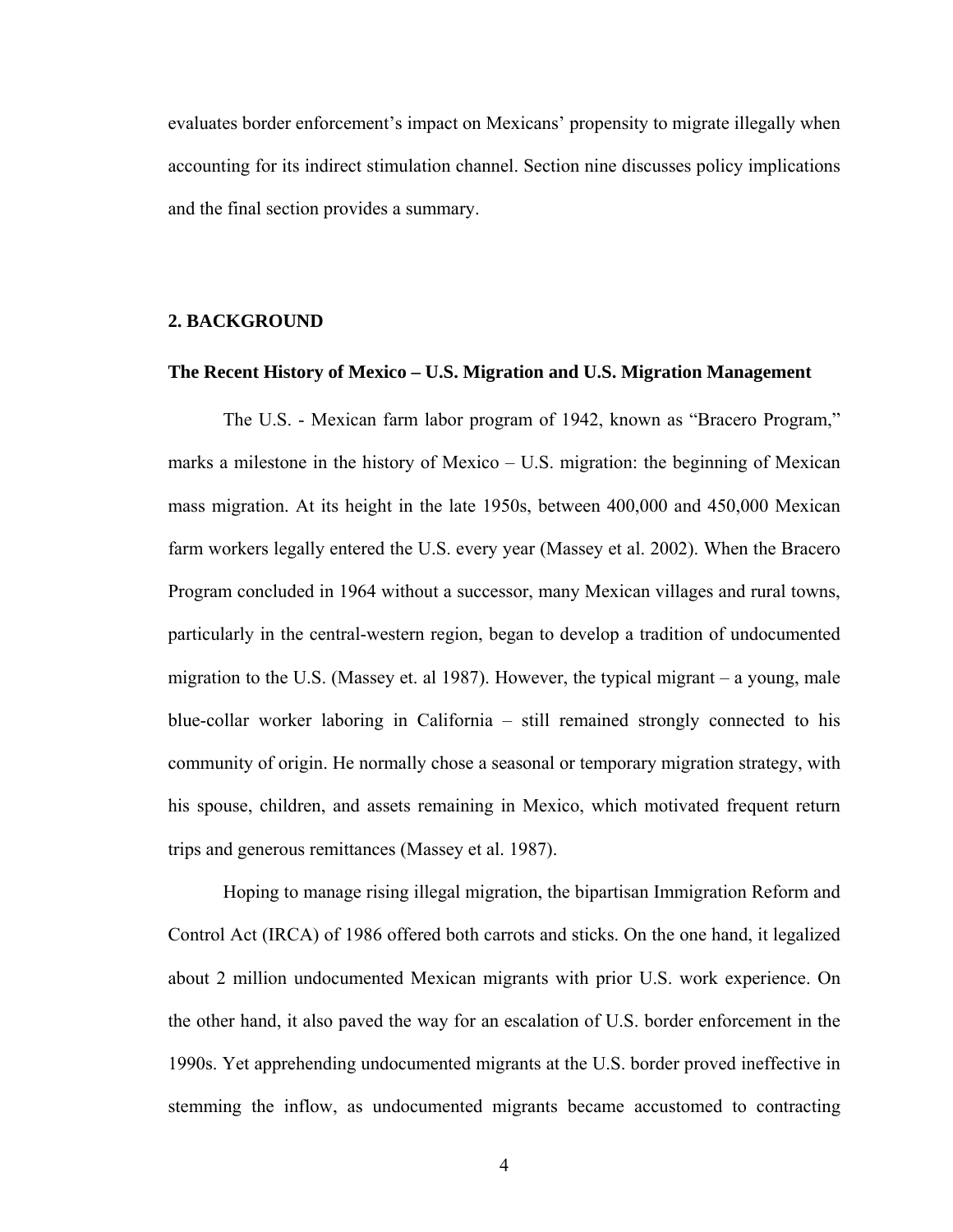evaluates border enforcement's impact on Mexicans' propensity to migrate illegally when accounting for its indirect stimulation channel. Section nine discusses policy implications and the final section provides a summary.

## 2. BACKGROUND

### The Recent History of Mexico – U.S. Migration and U.S. Migration Management

The U.S. - Mexican farm labor program of 1942, known as "Bracero Program," marks a milestone in the history of Mexico – U.S. migration: the beginning of Mexican mass migration. At its height in the late 1950s, between 400,000 and 450,000 Mexican farm workers legally entered the U.S. every year (Massey et al. 2002). When the Bracero Program concluded in 1964 without a successor, many Mexican villages and rural towns, particularly in the central-western region, began to develop a tradition of undocumented migration to the U.S. (Massey et. al 1987). However, the typical migrant – a young, male blue-collar worker laboring in California – still remained strongly connected to his community of origin. He normally chose a seasonal or temporary migration strategy, with his spouse, children, and assets remaining in Mexico, which motivated frequent return trips and generous remittances (Massey et al. 1987).

Hoping to manage rising illegal migration, the bipartisan Immigration Reform and Control Act (IRCA) of 1986 offered both carrots and sticks. On the one hand, it legalized about 2 million undocumented Mexican migrants with prior U.S. work experience. On the other hand, it also paved the way for an escalation of U.S. border enforcement in the 1990s. Yet apprehending undocumented migrants at the U.S. border proved ineffective in stemming the inflow, as undocumented migrants became accustomed to contracting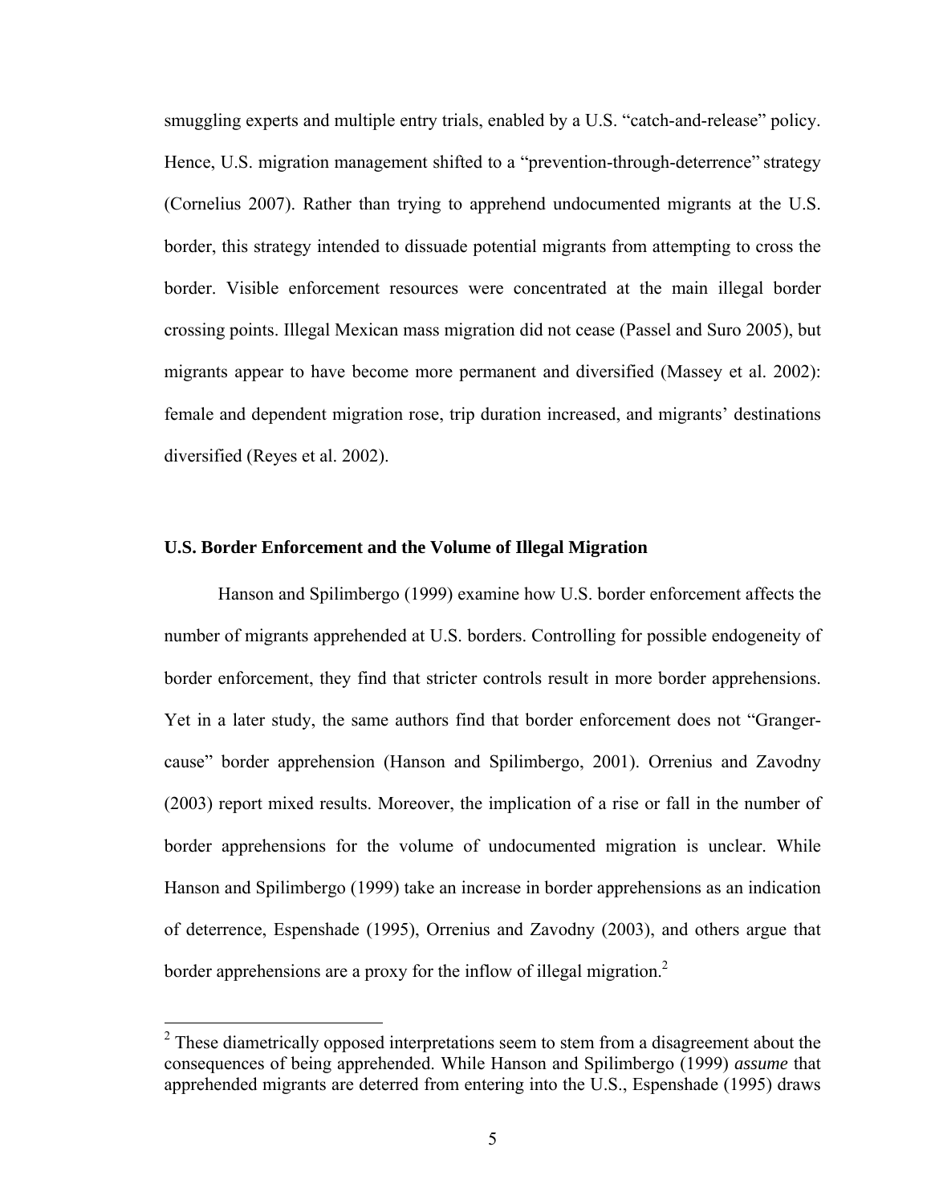smuggling experts and multiple entry trials, enabled by a U.S. "catch-and-release" policy. Hence, U.S. migration management shifted to a "prevention-through-deterrence" strategy (Cornelius 2007). Rather than trying to apprehend undocumented migrants at the U.S. border, this strategy intended to dissuade potential migrants from attempting to cross the border. Visible enforcement resources were concentrated at the main illegal border crossing points. Illegal Mexican mass migration did not cease (Passel and Suro 2005), but migrants appear to have become more permanent and diversified (Massey et al. 2002): female and dependent migration rose, trip duration increased, and migrants' destinations diversified (Reyes et al. 2002).

### U.S. Border Enforcement and the Volume of Illegal Migration

Hanson and Spilimbergo (1999) examine how U.S. border enforcement affects the number of migrants apprehended at U.S. borders. Controlling for possible endogeneity of border enforcement, they find that stricter controls result in more border apprehensions. Yet in a later study, the same authors find that border enforcement does not "Granger-cause" border apprehension (Hanson and Spilimbergo, 2001). Orrenius and Zavodny (2003) report mixed results. Moreover, the implication of a rise or fall in the number of border apprehensions for the volume of undocumented migration is unclear. While Hanson and Spilimbergo (1999) take an increase in border apprehensions as an indication of deterrence, Espenshade (1995), Orrenius and Zavodny (2003), and others argue that border apprehensions are a proxy for the inflow of illegal migration.[2]

[2] These diametrically opposed interpretations seem to stem from a disagreement about the consequences of being apprehended. While Hanson and Spilimbergo (1999) *assume* that apprehended migrants are deterred from entering into the U.S., Espenshade (1995) draws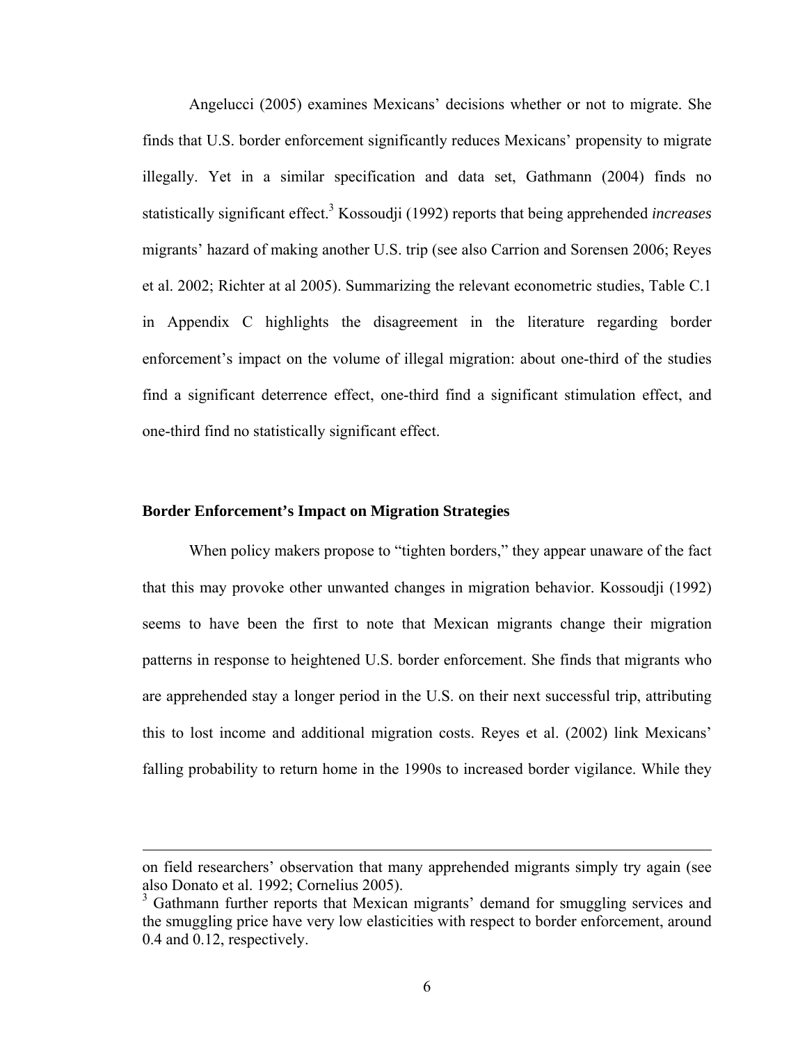Angelucci (2005) examines Mexicans' decisions whether or not to migrate. She finds that U.S. border enforcement significantly reduces Mexicans' propensity to migrate illegally. Yet in a similar specification and data set, Gathmann (2004) finds no statistically significant effect.[3] Kossoudji (1992) reports that being apprehended *increases* migrants' hazard of making another U.S. trip (see also Carrion and Sorensen 2006; Reyes et al. 2002; Richter at al 2005). Summarizing the relevant econometric studies, Table C.1 in Appendix C highlights the disagreement in the literature regarding border enforcement's impact on the volume of illegal migration: about one-third of the studies find a significant deterrence effect, one-third find a significant stimulation effect, and one-third find no statistically significant effect.

### Border Enforcement's Impact on Migration Strategies

When policy makers propose to "tighten borders," they appear unaware of the fact that this may provoke other unwanted changes in migration behavior. Kossoudji (1992) seems to have been the first to note that Mexican migrants change their migration patterns in response to heightened U.S. border enforcement. She finds that migrants who are apprehended stay a longer period in the U.S. on their next successful trip, attributing this to lost income and additional migration costs. Reyes et al. (2002) link Mexicans' falling probability to return home in the 1990s to increased border vigilance. While they

---

on field researchers' observation that many apprehended migrants simply try again (see also Donato et al. 1992; Cornelius 2005).

[3] Gathmann further reports that Mexican migrants' demand for smuggling services and the smuggling price have very low elasticities with respect to border enforcement, around 0.4 and 0.12, respectively.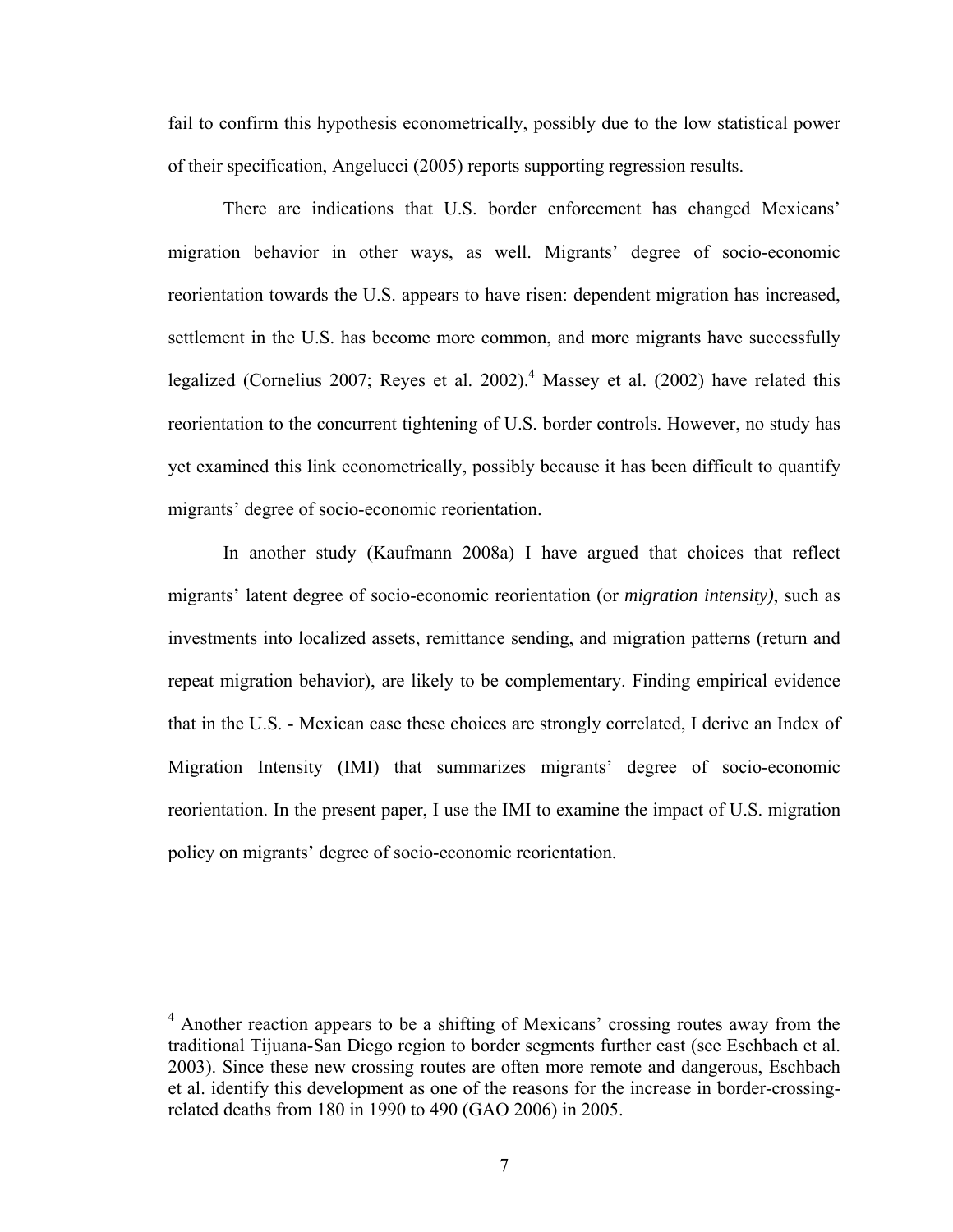fail to confirm this hypothesis econometrically, possibly due to the low statistical power of their specification, Angelucci (2005) reports supporting regression results.

There are indications that U.S. border enforcement has changed Mexicans' migration behavior in other ways, as well. Migrants' degree of socio-economic reorientation towards the U.S. appears to have risen: dependent migration has increased, settlement in the U.S. has become more common, and more migrants have successfully legalized (Cornelius 2007; Reyes et al. 2002).[4] Massey et al. (2002) have related this reorientation to the concurrent tightening of U.S. border controls. However, no study has yet examined this link econometrically, possibly because it has been difficult to quantify migrants' degree of socio-economic reorientation.

In another study (Kaufmann 2008a) I have argued that choices that reflect migrants' latent degree of socio-economic reorientation (or *migration intensity)*, such as investments into localized assets, remittance sending, and migration patterns (return and repeat migration behavior), are likely to be complementary. Finding empirical evidence that in the U.S. - Mexican case these choices are strongly correlated, I derive an Index of Migration Intensity (IMI) that summarizes migrants' degree of socio-economic reorientation. In the present paper, I use the IMI to examine the impact of U.S. migration policy on migrants' degree of socio-economic reorientation.

---

[4] Another reaction appears to be a shifting of Mexicans' crossing routes away from the traditional Tijuana-San Diego region to border segments further east (see Eschbach et al. 2003). Since these new crossing routes are often more remote and dangerous, Eschbach et al. identify this development as one of the reasons for the increase in border-crossing-related deaths from 180 in 1990 to 490 (GAO 2006) in 2005.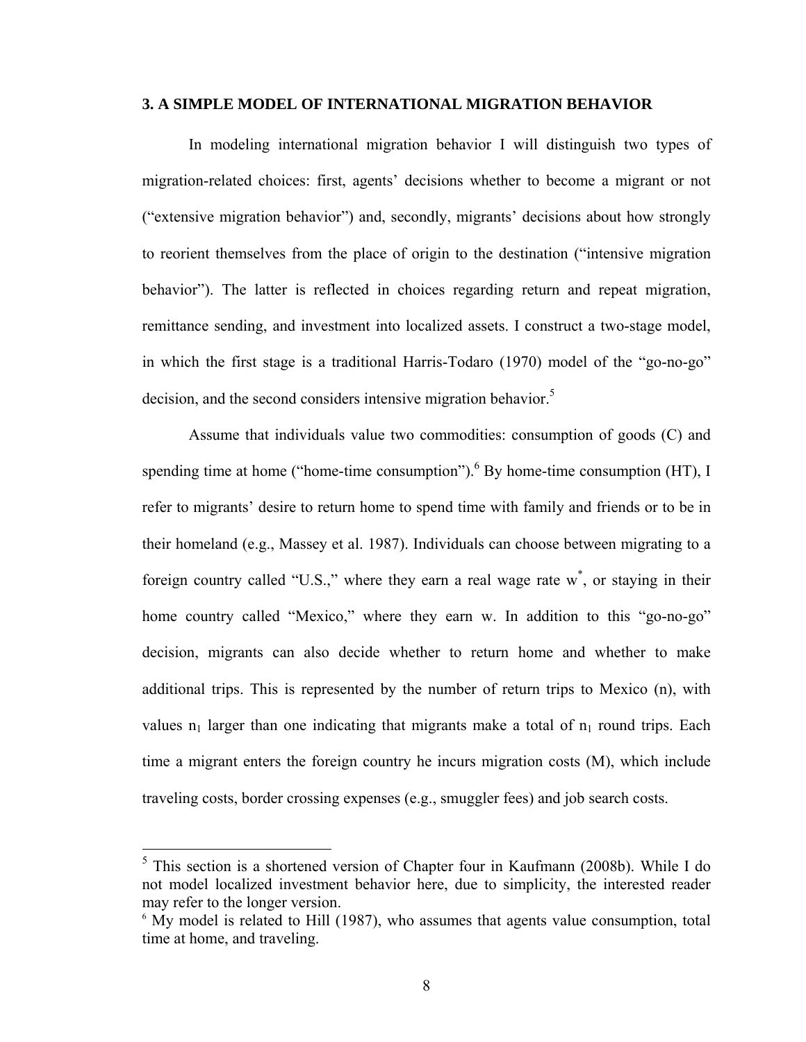## 3. A SIMPLE MODEL OF INTERNATIONAL MIGRATION BEHAVIOR

In modeling international migration behavior I will distinguish two types of migration-related choices: first, agents' decisions whether to become a migrant or not ("extensive migration behavior") and, secondly, migrants' decisions about how strongly to reorient themselves from the place of origin to the destination ("intensive migration behavior"). The latter is reflected in choices regarding return and repeat migration, remittance sending, and investment into localized assets. I construct a two-stage model, in which the first stage is a traditional Harris-Todaro (1970) model of the "go-no-go" decision, and the second considers intensive migration behavior.[5]

Assume that individuals value two commodities: consumption of goods (C) and spending time at home ("home-time consumption").[6] By home-time consumption (HT), I refer to migrants' desire to return home to spend time with family and friends or to be in their homeland (e.g., Massey et al. 1987). Individuals can choose between migrating to a foreign country called "U.S.," where they earn a real wage rate $w^*$, or staying in their home country called "Mexico," where they earn w. In addition to this "go-no-go" decision, migrants can also decide whether to return home and whether to make additional trips. This is represented by the number of return trips to Mexico (n), with values $n_1$ larger than one indicating that migrants make a total of $n_1$ round trips. Each time a migrant enters the foreign country he incurs migration costs (M), which include traveling costs, border crossing expenses (e.g., smuggler fees) and job search costs.

---

[5] This section is a shortened version of Chapter four in Kaufmann (2008b). While I do not model localized investment behavior here, due to simplicity, the interested reader may refer to the longer version.

[6] My model is related to Hill (1987), who assumes that agents value consumption, total time at home, and traveling.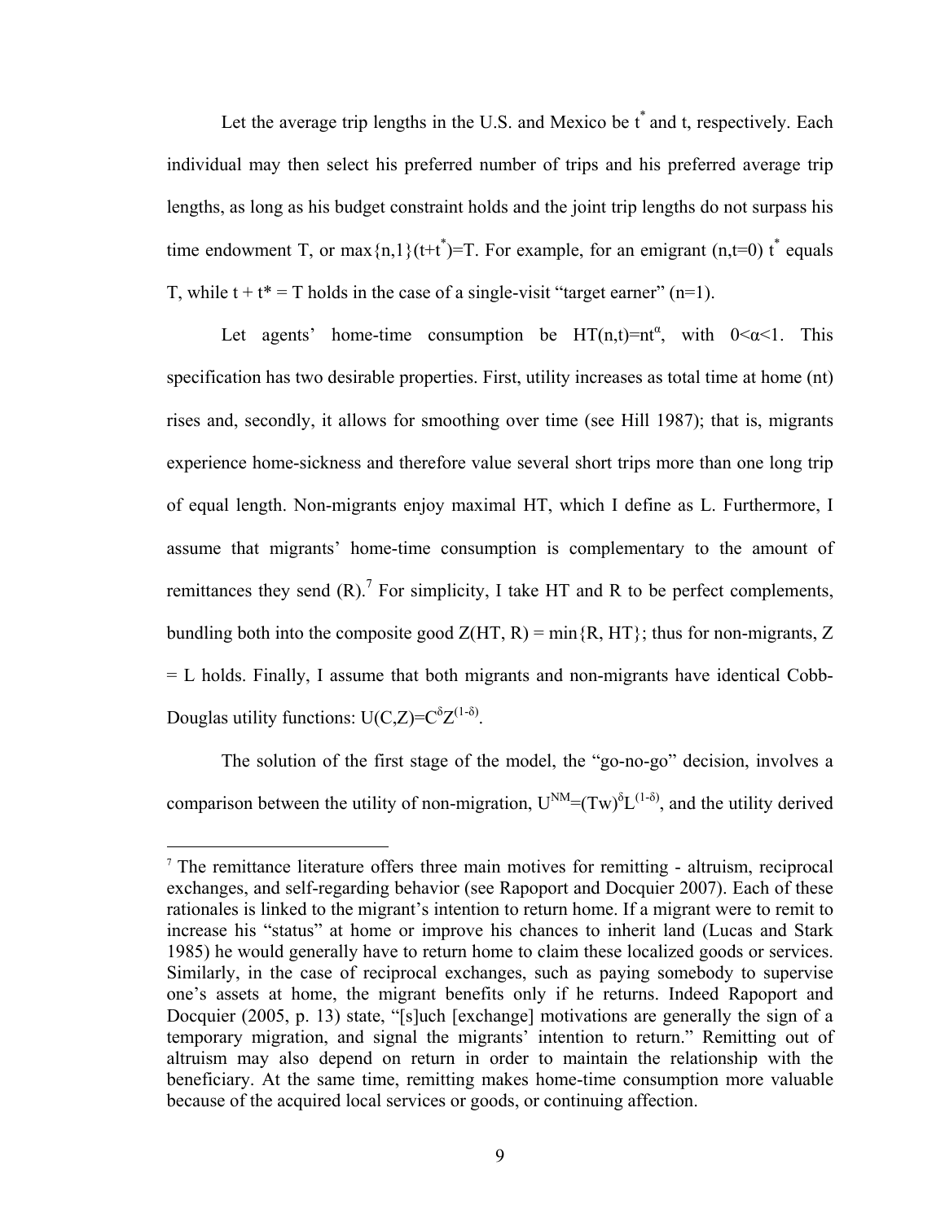Let the average trip lengths in the U.S. and Mexico be $t^*$ and t, respectively. Each individual may then select his preferred number of trips and his preferred average trip lengths, as long as his budget constraint holds and the joint trip lengths do not surpass his time endowment T, or $\max\{n,1\}(t+t^*)=T$. For example, for an emigrant (n,t=0) $t^*$ equals T, while $t + t^* = T$ holds in the case of a single-visit "target earner" (n=1).

Let agents' home-time consumption be $HT(n,t)=nt^{\alpha}$, with $0<\alpha<1$. This specification has two desirable properties. First, utility increases as total time at home (nt) rises and, secondly, it allows for smoothing over time (see Hill 1987); that is, migrants experience home-sickness and therefore value several short trips more than one long trip of equal length. Non-migrants enjoy maximal HT, which I define as L. Furthermore, I assume that migrants' home-time consumption is complementary to the amount of remittances they send (R).[7] For simplicity, I take HT and R to be perfect complements, bundling both into the composite good $Z(HT, R) = \min\{R, HT\}$; thus for non-migrants, $Z = L$ holds. Finally, I assume that both migrants and non-migrants have identical Cobb-Douglas utility functions: $U(C,Z)=C^{\delta}Z^{(1-\delta)}$.

The solution of the first stage of the model, the "go-no-go" decision, involves a comparison between the utility of non-migration, $U^{NM}=(Tw)^{\delta}L^{(1-\delta)}$, and the utility derived

[7] The remittance literature offers three main motives for remitting - altruism, reciprocal exchanges, and self-regarding behavior (see Rapoport and Docquier 2007). Each of these rationales is linked to the migrant's intention to return home. If a migrant were to remit to increase his "status" at home or improve his chances to inherit land (Lucas and Stark 1985) he would generally have to return home to claim these localized goods or services. Similarly, in the case of reciprocal exchanges, such as paying somebody to supervise one's assets at home, the migrant benefits only if he returns. Indeed Rapoport and Docquier (2005, p. 13) state, "[s]uch [exchange] motivations are generally the sign of a temporary migration, and signal the migrants' intention to return." Remitting out of altruism may also depend on return in order to maintain the relationship with the beneficiary. At the same time, remitting makes home-time consumption more valuable because of the acquired local services or goods, or continuing affection.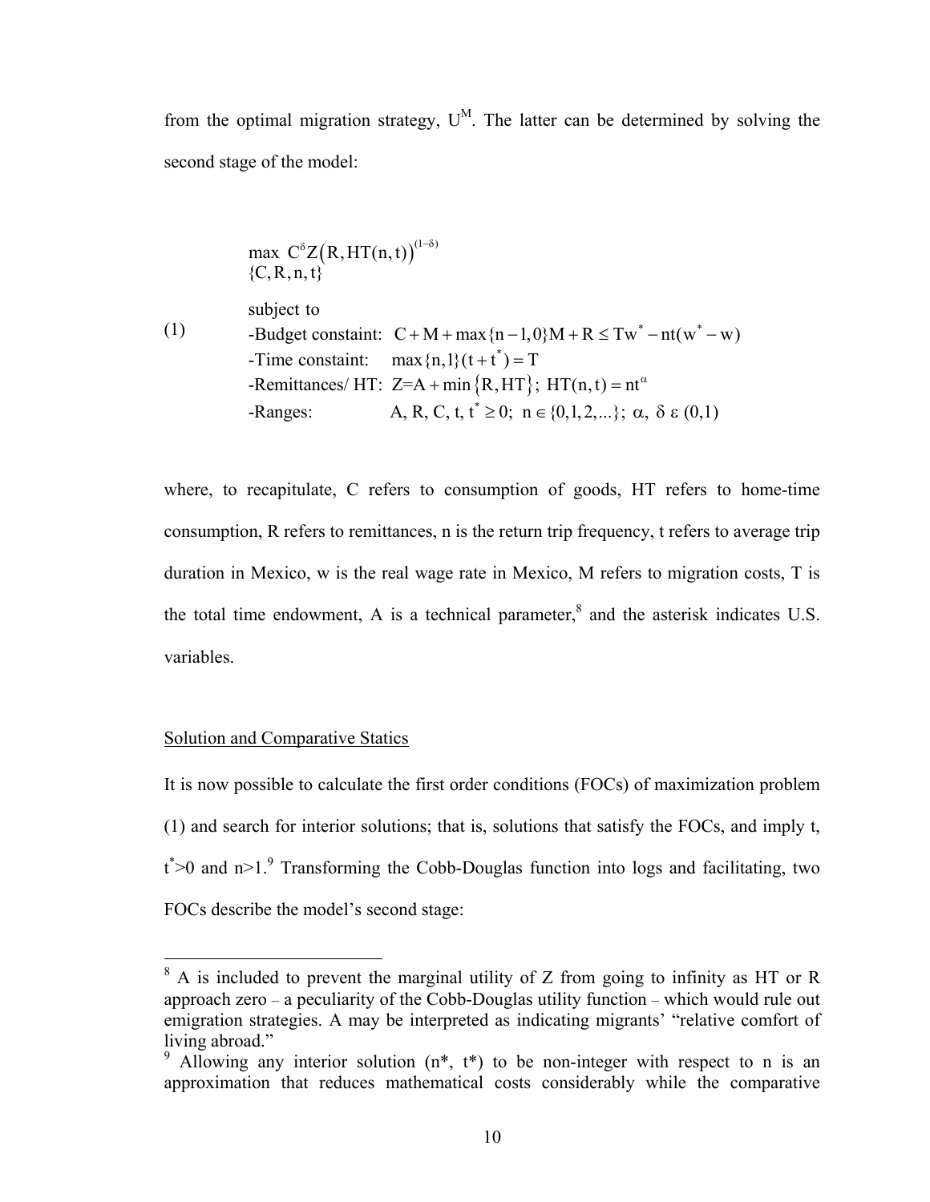from the optimal migration strategy, $U^M$. The latter can be determined by solving the second stage of the model:

$$
\max_{\{C, R, n, t\}} \; C^{\delta} Z\big(R, HT(n,t)\big)^{(1-\delta)}
$$

(1) subject to

-Budget constaint: $C + M + \max\{n-1, 0\}M + R \leq Tw^* - nt(w^* - w)$

-Time constaint: $\max\{n,1\}(t + t^*) = T$

-Remittances/ HT: $Z = A + \min\{R, HT\}$; $HT(n,t) = nt^{\alpha}$

-Ranges: $A, R, C, t, t^* \geq 0$; $n \in \{0,1,2,...\}$; $\alpha, \delta \in (0,1)$

where, to recapitulate, C refers to consumption of goods, HT refers to home-time consumption, R refers to remittances, n is the return trip frequency, t refers to average trip duration in Mexico, w is the real wage rate in Mexico, M refers to migration costs, T is the total time endowment, A is a technical parameter,[8] and the asterisk indicates U.S. variables.

<u>Solution and Comparative Statics</u>

It is now possible to calculate the first order conditions (FOCs) of maximization problem (1) and search for interior solutions; that is, solutions that satisfy the FOCs, and imply t, $t^*$>0 and n>1.[9] Transforming the Cobb-Douglas function into logs and facilitating, two FOCs describe the model's second stage:

---

[8] A is included to prevent the marginal utility of Z from going to infinity as HT or R approach zero – a peculiarity of the Cobb-Douglas utility function – which would rule out emigration strategies. A may be interpreted as indicating migrants' "relative comfort of living abroad."

[9] Allowing any interior solution (n*, t*) to be non-integer with respect to n is an approximation that reduces mathematical costs considerably while the comparative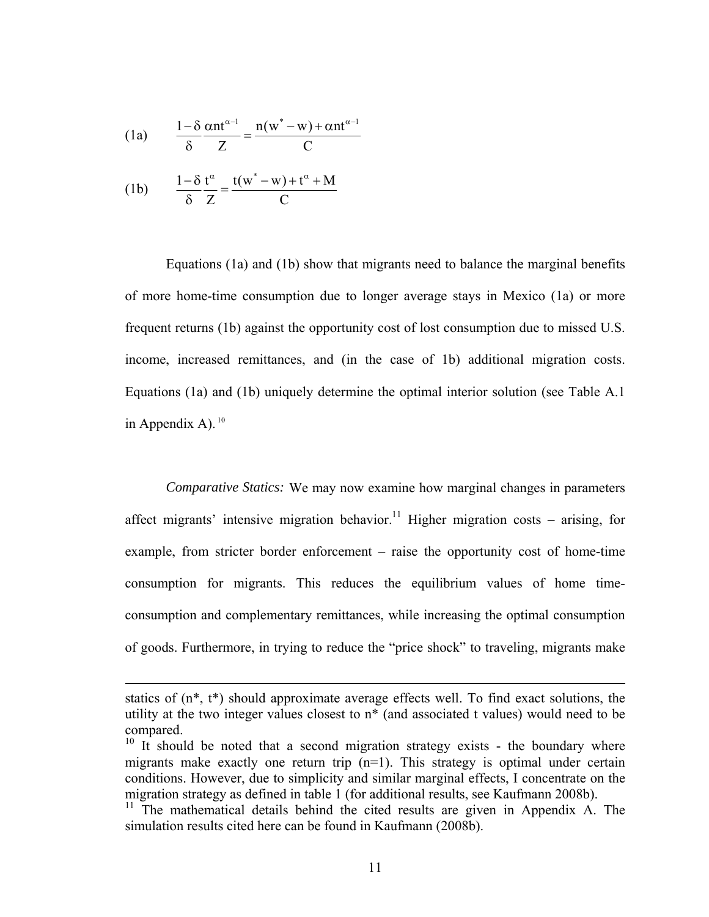$$\text{(1a)} \qquad \frac{1-\delta}{\delta}\frac{\alpha n t^{\alpha-1}}{Z} = \frac{n(w^* - w) + \alpha n t^{\alpha-1}}{C}$$

$$\text{(1b)} \qquad \frac{1-\delta}{\delta}\frac{t^{\alpha}}{Z} = \frac{t(w^* - w) + t^{\alpha} + M}{C}$$

Equations (1a) and (1b) show that migrants need to balance the marginal benefits of more home-time consumption due to longer average stays in Mexico (1a) or more frequent returns (1b) against the opportunity cost of lost consumption due to missed U.S. income, increased remittances, and (in the case of 1b) additional migration costs. Equations (1a) and (1b) uniquely determine the optimal interior solution (see Table A.1 in Appendix A).[10]

*Comparative Statics:* We may now examine how marginal changes in parameters affect migrants' intensive migration behavior.[11] Higher migration costs – arising, for example, from stricter border enforcement – raise the opportunity cost of home-time consumption for migrants. This reduces the equilibrium values of home time-consumption and complementary remittances, while increasing the optimal consumption of goods. Furthermore, in trying to reduce the "price shock" to traveling, migrants make

---

statics of ($n^*$, $t^*$) should approximate average effects well. To find exact solutions, the utility at the two integer values closest to $n^*$ (and associated t values) would need to be compared.

[10] It should be noted that a second migration strategy exists - the boundary where migrants make exactly one return trip ($n=1$). This strategy is optimal under certain conditions. However, due to simplicity and similar marginal effects, I concentrate on the migration strategy as defined in table 1 (for additional results, see Kaufmann 2008b).

[11] The mathematical details behind the cited results are given in Appendix A. The simulation results cited here can be found in Kaufmann (2008b).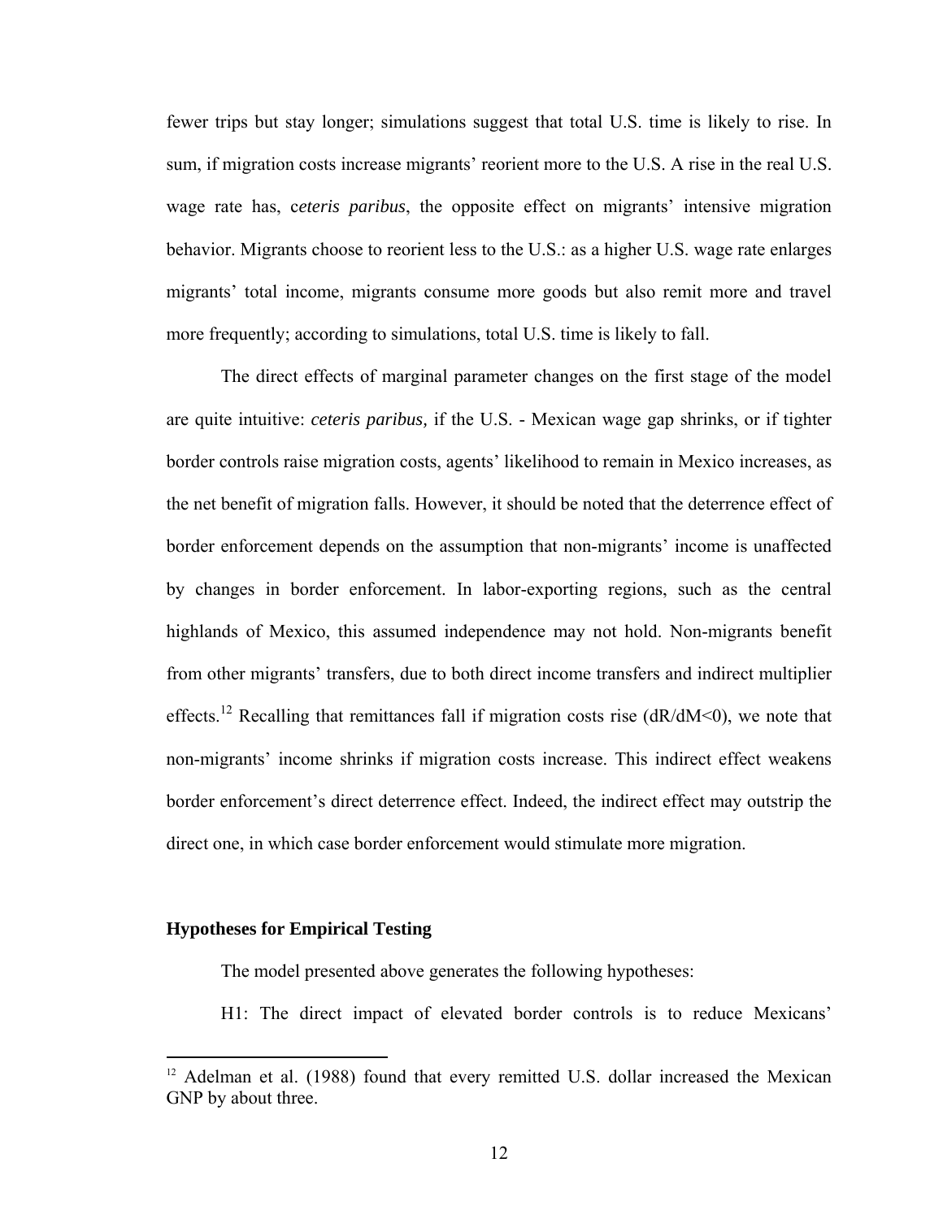fewer trips but stay longer; simulations suggest that total U.S. time is likely to rise. In sum, if migration costs increase migrants' reorient more to the U.S. A rise in the real U.S. wage rate has, c*eteris paribus*, the opposite effect on migrants' intensive migration behavior. Migrants choose to reorient less to the U.S.: as a higher U.S. wage rate enlarges migrants' total income, migrants consume more goods but also remit more and travel more frequently; according to simulations, total U.S. time is likely to fall.

The direct effects of marginal parameter changes on the first stage of the model are quite intuitive: *ceteris paribus,* if the U.S. - Mexican wage gap shrinks, or if tighter border controls raise migration costs, agents' likelihood to remain in Mexico increases, as the net benefit of migration falls. However, it should be noted that the deterrence effect of border enforcement depends on the assumption that non-migrants' income is unaffected by changes in border enforcement. In labor-exporting regions, such as the central highlands of Mexico, this assumed independence may not hold. Non-migrants benefit from other migrants' transfers, due to both direct income transfers and indirect multiplier effects.[12] Recalling that remittances fall if migration costs rise ($dR/dM<0$), we note that non-migrants' income shrinks if migration costs increase. This indirect effect weakens border enforcement's direct deterrence effect. Indeed, the indirect effect may outstrip the direct one, in which case border enforcement would stimulate more migration.

### Hypotheses for Empirical Testing

The model presented above generates the following hypotheses:

H1: The direct impact of elevated border controls is to reduce Mexicans'

---

[12] Adelman et al. (1988) found that every remitted U.S. dollar increased the Mexican GNP by about three.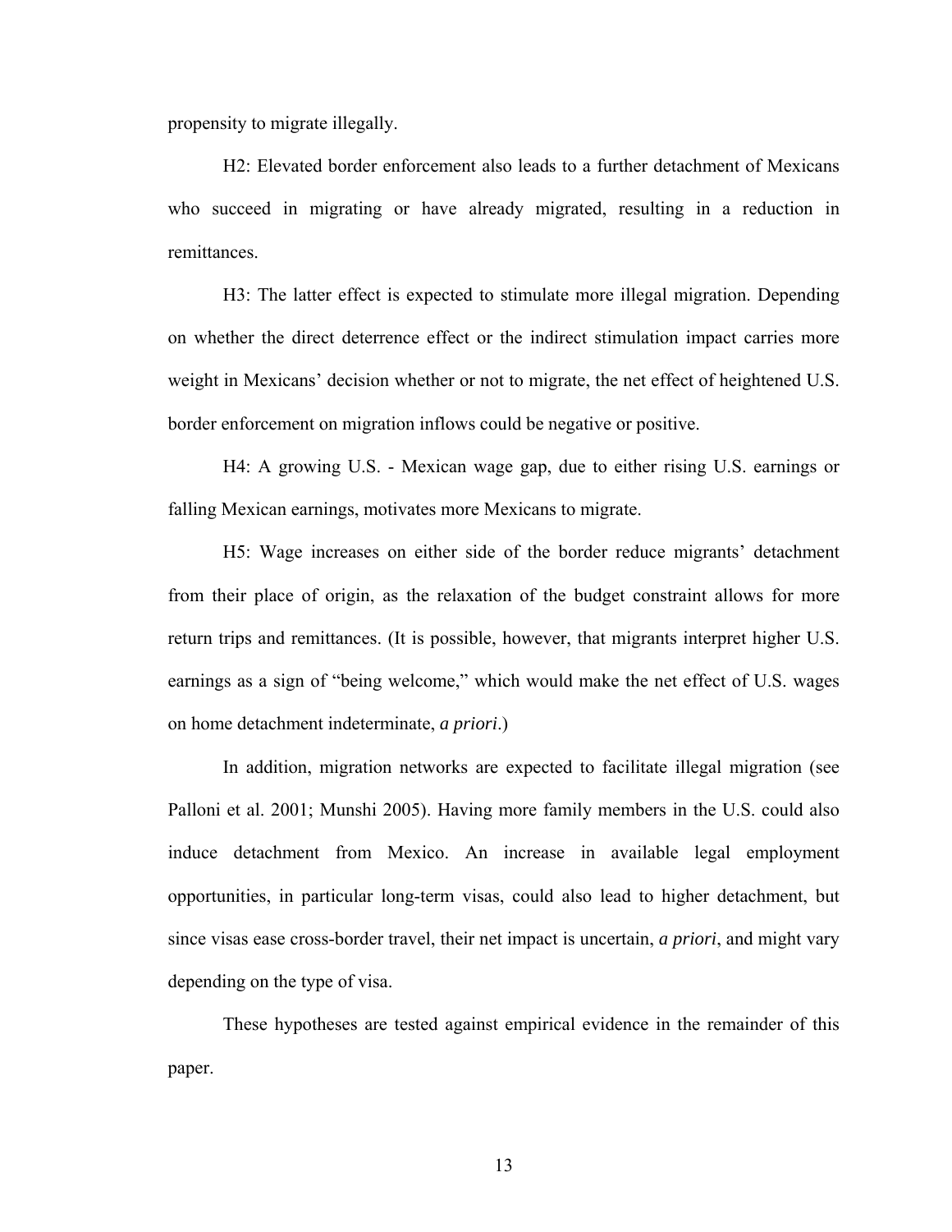propensity to migrate illegally.

H2: Elevated border enforcement also leads to a further detachment of Mexicans who succeed in migrating or have already migrated, resulting in a reduction in remittances.

H3: The latter effect is expected to stimulate more illegal migration. Depending on whether the direct deterrence effect or the indirect stimulation impact carries more weight in Mexicans' decision whether or not to migrate, the net effect of heightened U.S. border enforcement on migration inflows could be negative or positive.

H4: A growing U.S. - Mexican wage gap, due to either rising U.S. earnings or falling Mexican earnings, motivates more Mexicans to migrate.

H5: Wage increases on either side of the border reduce migrants' detachment from their place of origin, as the relaxation of the budget constraint allows for more return trips and remittances. (It is possible, however, that migrants interpret higher U.S. earnings as a sign of "being welcome," which would make the net effect of U.S. wages on home detachment indeterminate, *a priori*.)

In addition, migration networks are expected to facilitate illegal migration (see Palloni et al. 2001; Munshi 2005). Having more family members in the U.S. could also induce detachment from Mexico. An increase in available legal employment opportunities, in particular long-term visas, could also lead to higher detachment, but since visas ease cross-border travel, their net impact is uncertain, *a priori*, and might vary depending on the type of visa.

These hypotheses are tested against empirical evidence in the remainder of this paper.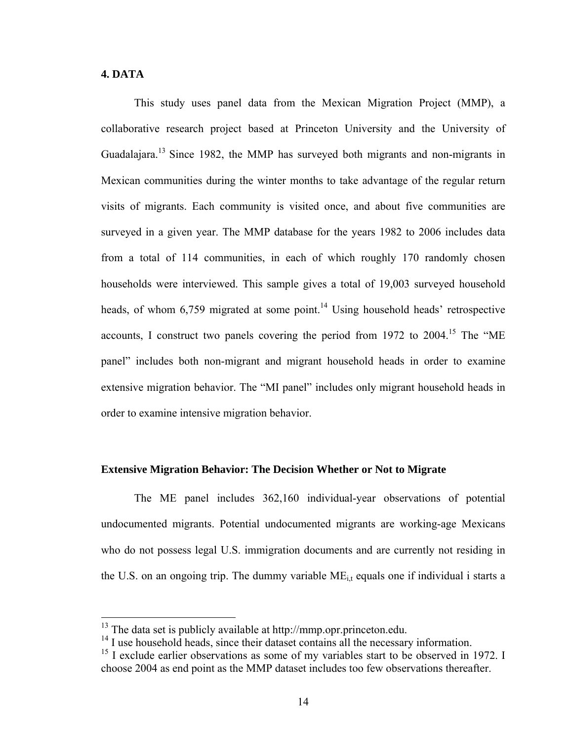## 4. DATA

This study uses panel data from the Mexican Migration Project (MMP), a collaborative research project based at Princeton University and the University of Guadalajara.[13] Since 1982, the MMP has surveyed both migrants and non-migrants in Mexican communities during the winter months to take advantage of the regular return visits of migrants. Each community is visited once, and about five communities are surveyed in a given year. The MMP database for the years 1982 to 2006 includes data from a total of 114 communities, in each of which roughly 170 randomly chosen households were interviewed. This sample gives a total of 19,003 surveyed household heads, of whom 6,759 migrated at some point.[14] Using household heads' retrospective accounts, I construct two panels covering the period from 1972 to 2004.[15] The "ME panel" includes both non-migrant and migrant household heads in order to examine extensive migration behavior. The "MI panel" includes only migrant household heads in order to examine intensive migration behavior.

### Extensive Migration Behavior: The Decision Whether or Not to Migrate

The ME panel includes 362,160 individual-year observations of potential undocumented migrants. Potential undocumented migrants are working-age Mexicans who do not possess legal U.S. immigration documents and are currently not residing in the U.S. on an ongoing trip. The dummy variable $ME_{i,t}$ equals one if individual i starts a

---

[13] The data set is publicly available at http://mmp.opr.princeton.edu.

[14] I use household heads, since their dataset contains all the necessary information.

[15] I exclude earlier observations as some of my variables start to be observed in 1972. I choose 2004 as end point as the MMP dataset includes too few observations thereafter.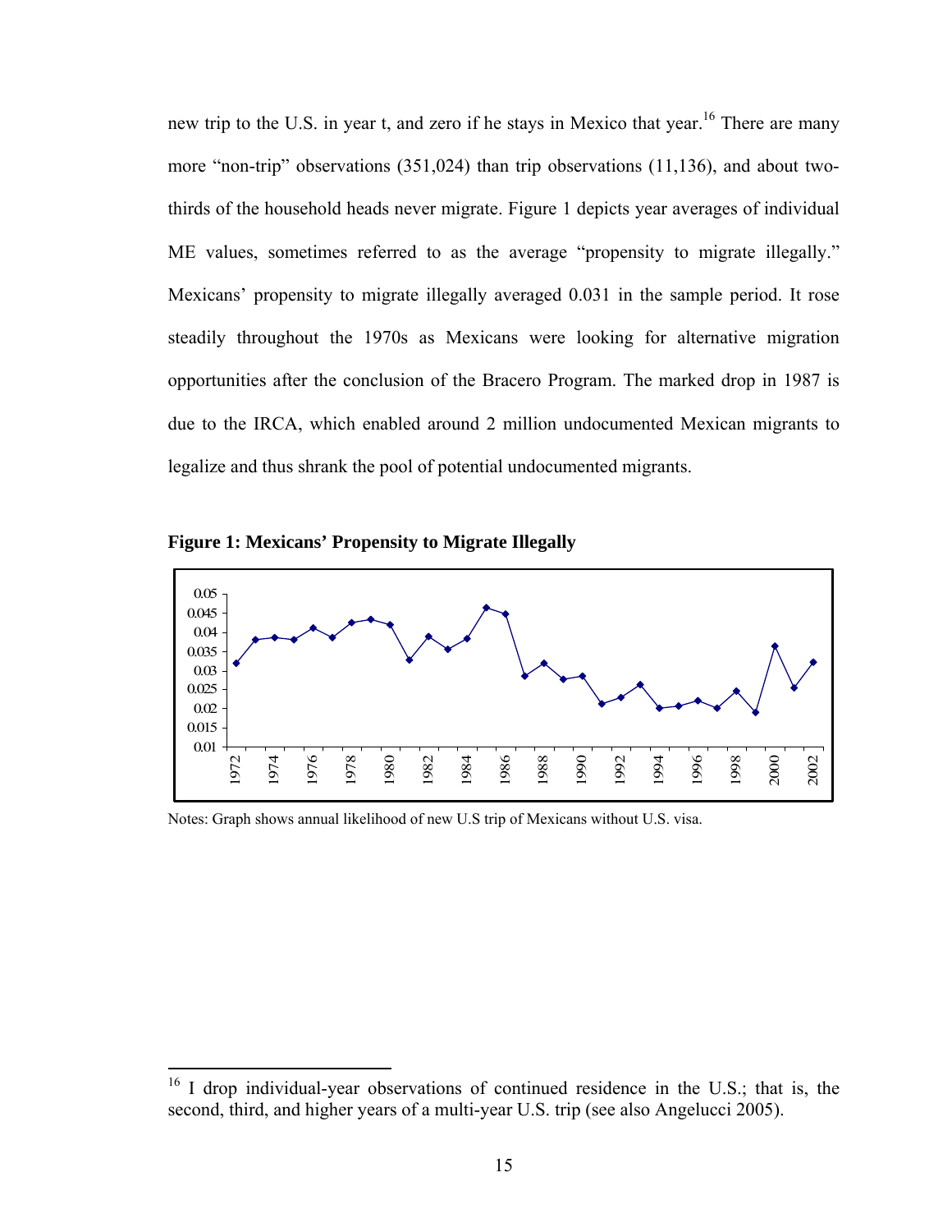new trip to the U.S. in year t, and zero if he stays in Mexico that year.[16] There are many more "non-trip" observations (351,024) than trip observations (11,136), and about two-thirds of the household heads never migrate. Figure 1 depicts year averages of individual ME values, sometimes referred to as the average "propensity to migrate illegally." Mexicans' propensity to migrate illegally averaged 0.031 in the sample period. It rose steadily throughout the 1970s as Mexicans were looking for alternative migration opportunities after the conclusion of the Bracero Program. The marked drop in 1987 is due to the IRCA, which enabled around 2 million undocumented Mexican migrants to legalize and thus shrank the pool of potential undocumented migrants.

**Figure 1: Mexicans' Propensity to Migrate Illegally**

Notes: Graph shows annual likelihood of new U.S trip of Mexicans without U.S. visa.

---

[16] I drop individual-year observations of continued residence in the U.S.; that is, the second, third, and higher years of a multi-year U.S. trip (see also Angelucci 2005).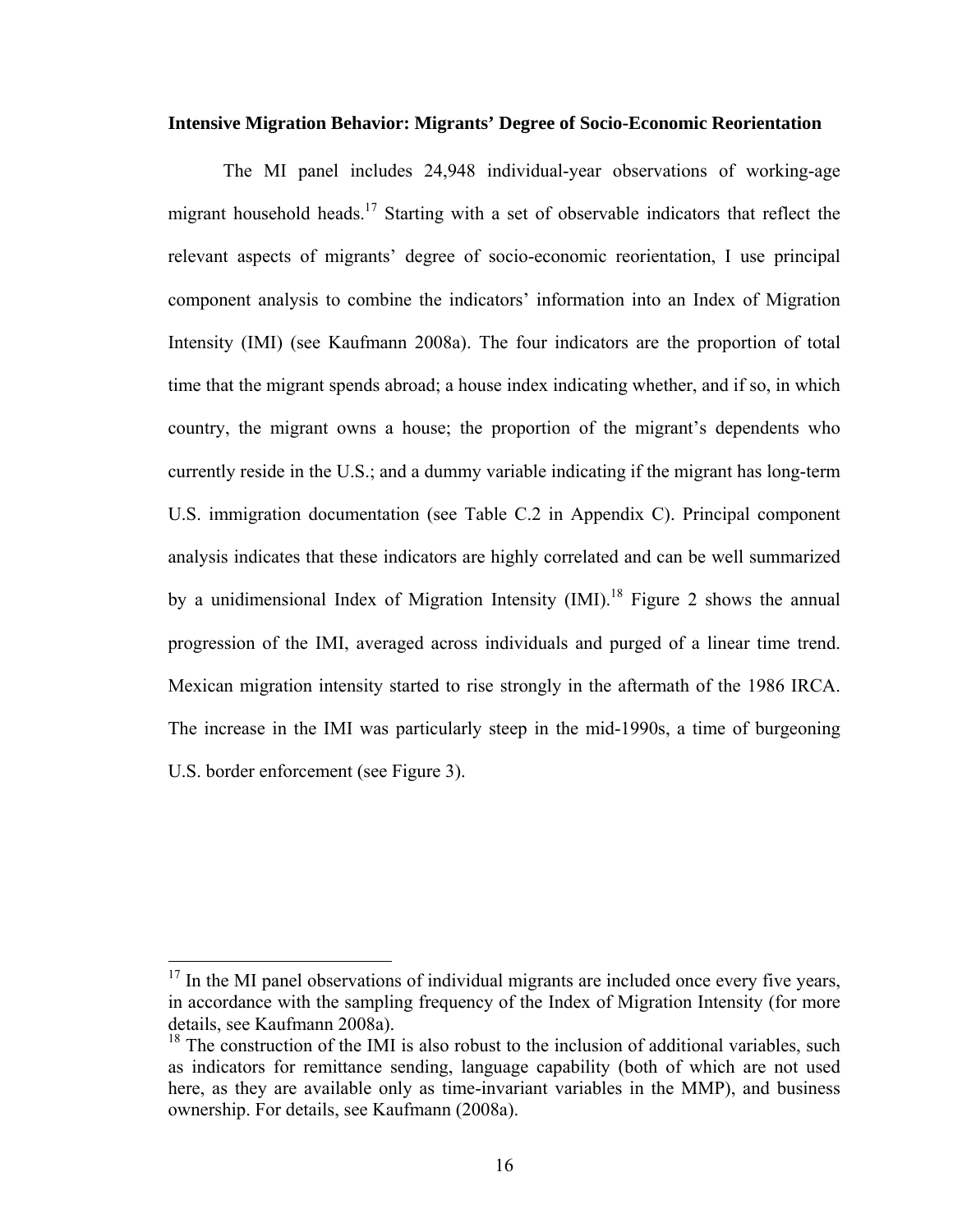**Intensive Migration Behavior: Migrants' Degree of Socio-Economic Reorientation**

The MI panel includes 24,948 individual-year observations of working-age migrant household heads.[17] Starting with a set of observable indicators that reflect the relevant aspects of migrants' degree of socio-economic reorientation, I use principal component analysis to combine the indicators' information into an Index of Migration Intensity (IMI) (see Kaufmann 2008a). The four indicators are the proportion of total time that the migrant spends abroad; a house index indicating whether, and if so, in which country, the migrant owns a house; the proportion of the migrant's dependents who currently reside in the U.S.; and a dummy variable indicating if the migrant has long-term U.S. immigration documentation (see Table C.2 in Appendix C). Principal component analysis indicates that these indicators are highly correlated and can be well summarized by a unidimensional Index of Migration Intensity (IMI).[18] Figure 2 shows the annual progression of the IMI, averaged across individuals and purged of a linear time trend. Mexican migration intensity started to rise strongly in the aftermath of the 1986 IRCA. The increase in the IMI was particularly steep in the mid-1990s, a time of burgeoning U.S. border enforcement (see Figure 3).

---

[17] In the MI panel observations of individual migrants are included once every five years, in accordance with the sampling frequency of the Index of Migration Intensity (for more details, see Kaufmann 2008a).

[18] The construction of the IMI is also robust to the inclusion of additional variables, such as indicators for remittance sending, language capability (both of which are not used here, as they are available only as time-invariant variables in the MMP), and business ownership. For details, see Kaufmann (2008a).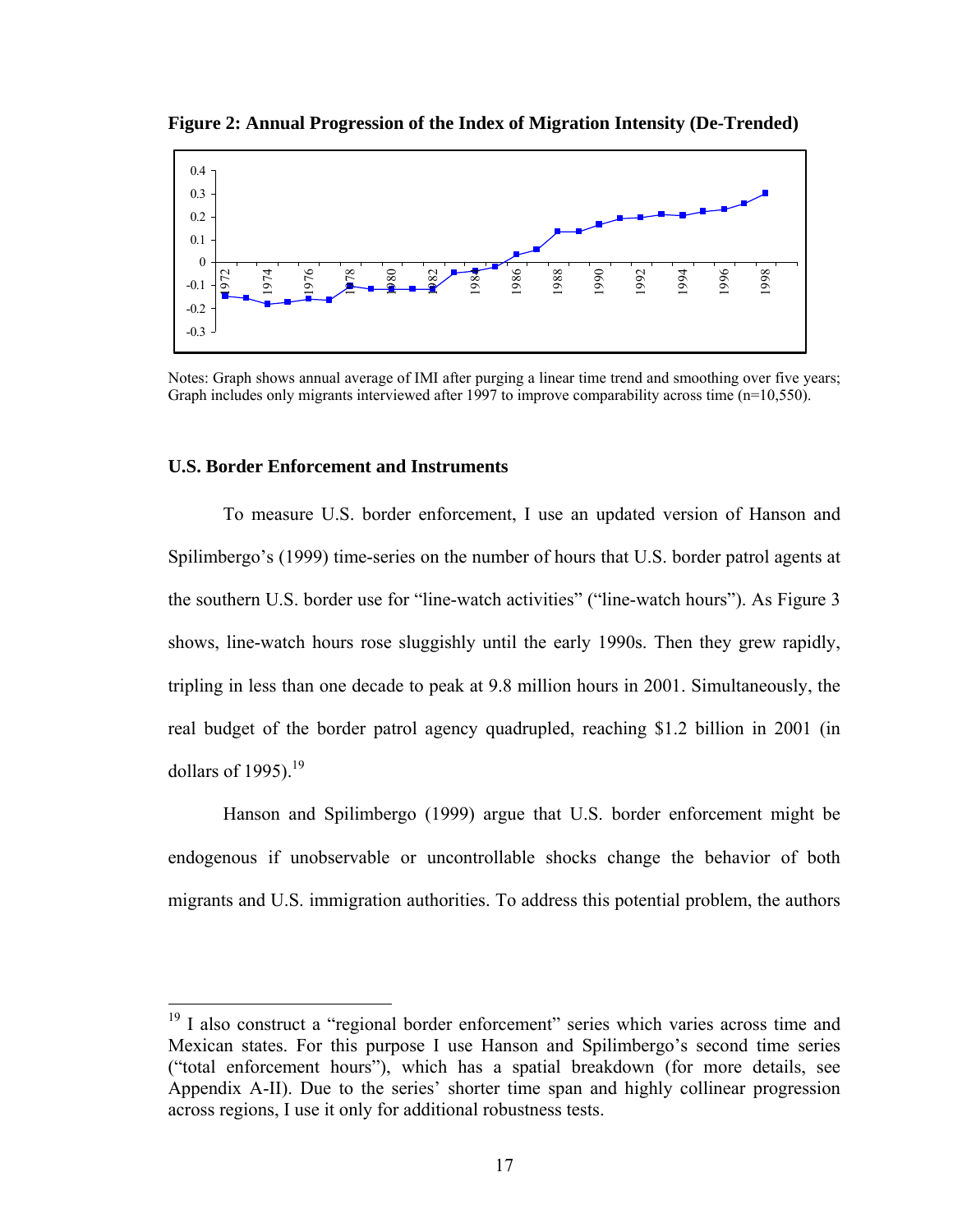**Figure 2: Annual Progression of the Index of Migration Intensity (De-Trended)**

Notes: Graph shows annual average of IMI after purging a linear time trend and smoothing over five years; Graph includes only migrants interviewed after 1997 to improve comparability across time (n=10,550).

### U.S. Border Enforcement and Instruments

To measure U.S. border enforcement, I use an updated version of Hanson and Spilimbergo's (1999) time-series on the number of hours that U.S. border patrol agents at the southern U.S. border use for "line-watch activities" ("line-watch hours"). As Figure 3 shows, line-watch hours rose sluggishly until the early 1990s. Then they grew rapidly, tripling in less than one decade to peak at 9.8 million hours in 2001. Simultaneously, the real budget of the border patrol agency quadrupled, reaching \$1.2 billion in 2001 (in dollars of 1995).[19]

Hanson and Spilimbergo (1999) argue that U.S. border enforcement might be endogenous if unobservable or uncontrollable shocks change the behavior of both migrants and U.S. immigration authorities. To address this potential problem, the authors

---

[19] I also construct a "regional border enforcement" series which varies across time and Mexican states. For this purpose I use Hanson and Spilimbergo's second time series ("total enforcement hours"), which has a spatial breakdown (for more details, see Appendix A-II). Due to the series' shorter time span and highly collinear progression across regions, I use it only for additional robustness tests.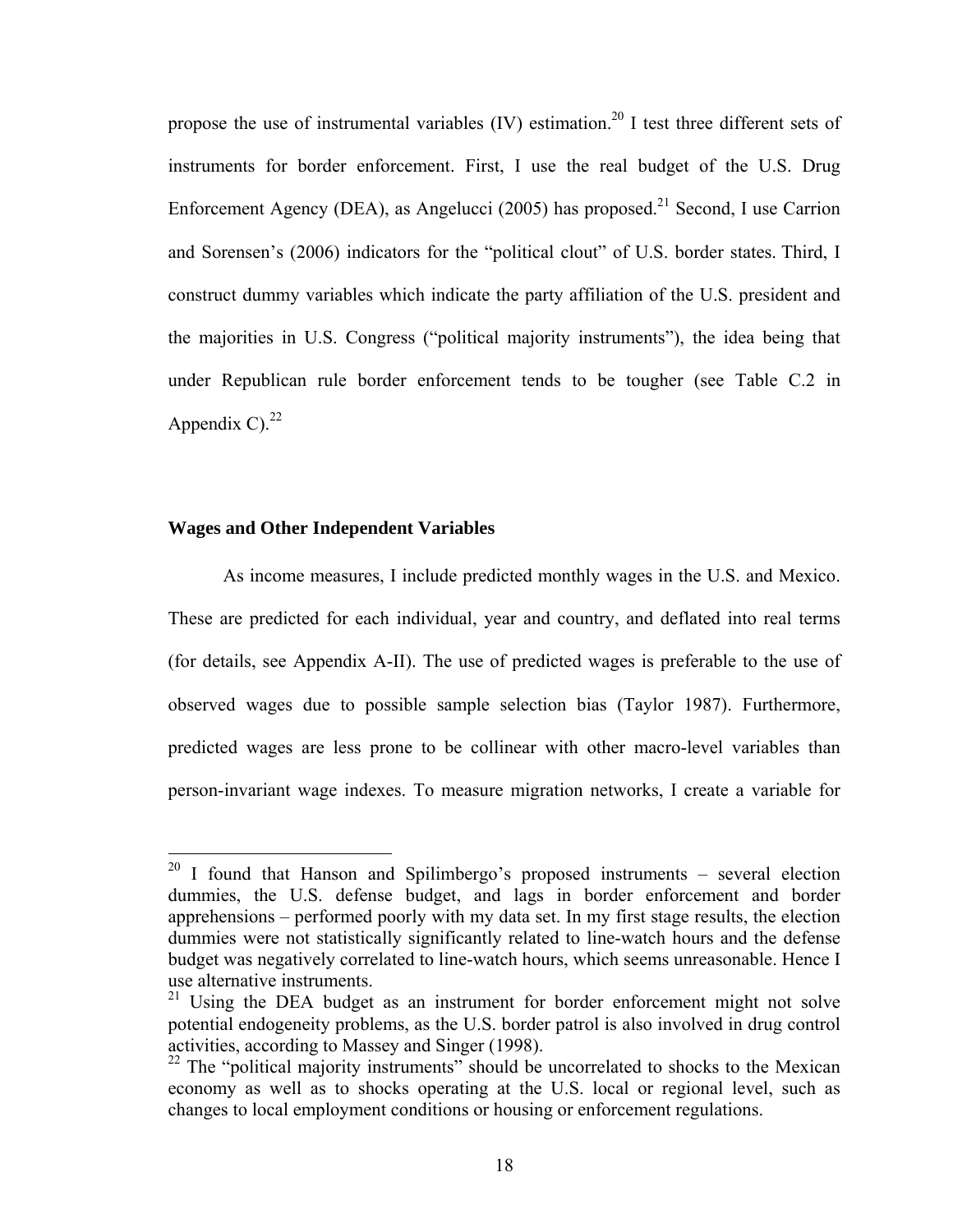propose the use of instrumental variables (IV) estimation.[20] I test three different sets of instruments for border enforcement. First, I use the real budget of the U.S. Drug Enforcement Agency (DEA), as Angelucci (2005) has proposed.[21] Second, I use Carrion and Sorensen's (2006) indicators for the "political clout" of U.S. border states. Third, I construct dummy variables which indicate the party affiliation of the U.S. president and the majorities in U.S. Congress ("political majority instruments"), the idea being that under Republican rule border enforcement tends to be tougher (see Table C.2 in Appendix C).[22]

### Wages and Other Independent Variables

As income measures, I include predicted monthly wages in the U.S. and Mexico. These are predicted for each individual, year and country, and deflated into real terms (for details, see Appendix A-II). The use of predicted wages is preferable to the use of observed wages due to possible sample selection bias (Taylor 1987). Furthermore, predicted wages are less prone to be collinear with other macro-level variables than person-invariant wage indexes. To measure migration networks, I create a variable for

---

[20] I found that Hanson and Spilimbergo's proposed instruments – several election dummies, the U.S. defense budget, and lags in border enforcement and border apprehensions – performed poorly with my data set. In my first stage results, the election dummies were not statistically significantly related to line-watch hours and the defense budget was negatively correlated to line-watch hours, which seems unreasonable. Hence I use alternative instruments.

[21] Using the DEA budget as an instrument for border enforcement might not solve potential endogeneity problems, as the U.S. border patrol is also involved in drug control activities, according to Massey and Singer (1998).

[22] The "political majority instruments" should be uncorrelated to shocks to the Mexican economy as well as to shocks operating at the U.S. local or regional level, such as changes to local employment conditions or housing or enforcement regulations.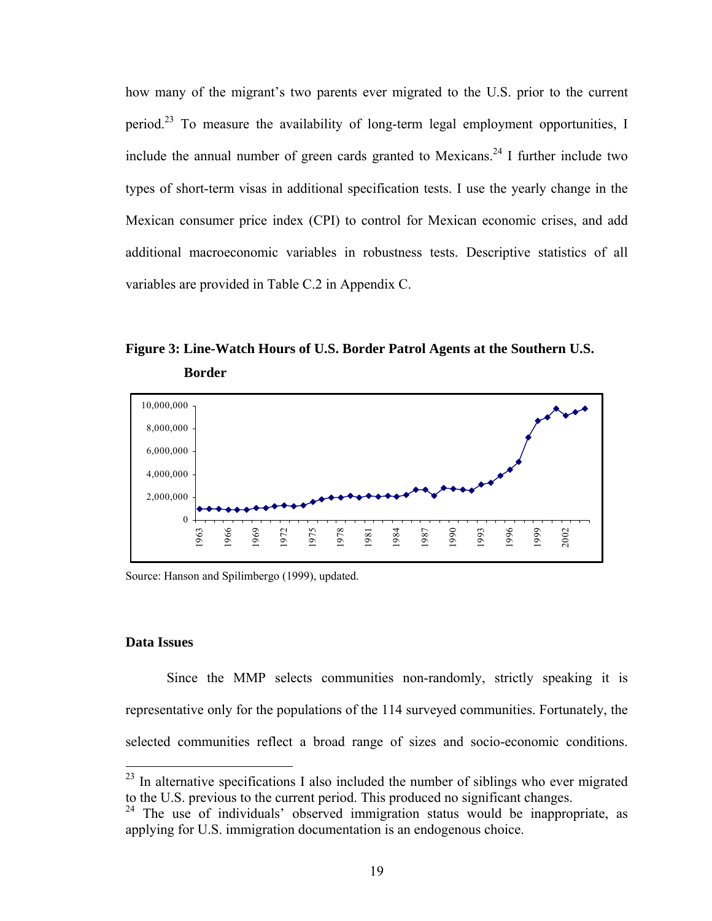how many of the migrant's two parents ever migrated to the U.S. prior to the current period.[23] To measure the availability of long-term legal employment opportunities, I include the annual number of green cards granted to Mexicans.[24] I further include two types of short-term visas in additional specification tests. I use the yearly change in the Mexican consumer price index (CPI) to control for Mexican economic crises, and add additional macroeconomic variables in robustness tests. Descriptive statistics of all variables are provided in Table C.2 in Appendix C.

**Figure 3: Line-Watch Hours of U.S. Border Patrol Agents at the Southern U.S. Border**

Source: Hanson and Spilimbergo (1999), updated.

### Data Issues

Since the MMP selects communities non-randomly, strictly speaking it is representative only for the populations of the 114 surveyed communities. Fortunately, the selected communities reflect a broad range of sizes and socio-economic conditions.

[23] In alternative specifications I also included the number of siblings who ever migrated to the U.S. previous to the current period. This produced no significant changes.

[24] The use of individuals' observed immigration status would be inappropriate, as applying for U.S. immigration documentation is an endogenous choice.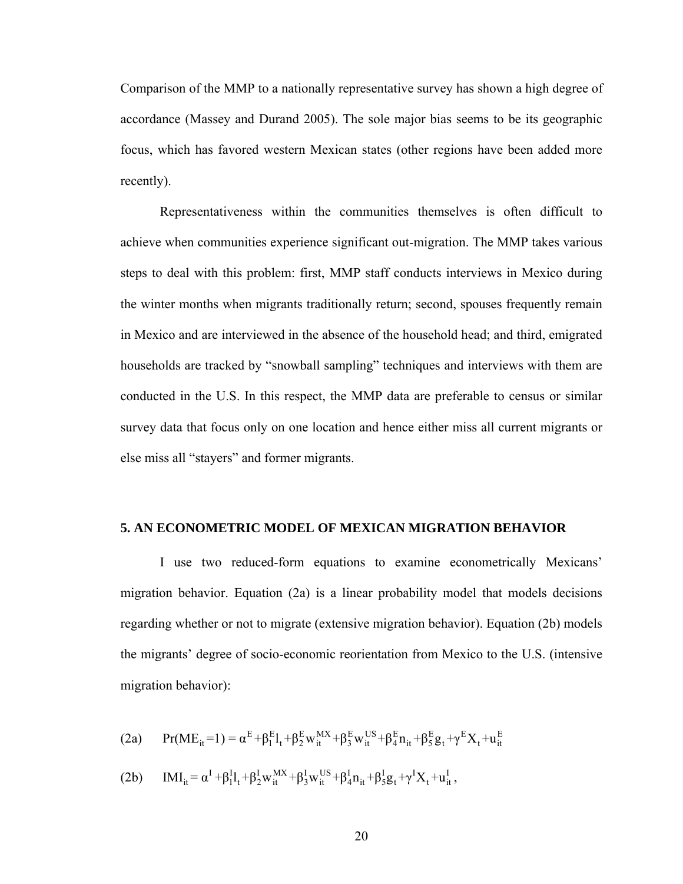Comparison of the MMP to a nationally representative survey has shown a high degree of accordance (Massey and Durand 2005). The sole major bias seems to be its geographic focus, which has favored western Mexican states (other regions have been added more recently).

Representativeness within the communities themselves is often difficult to achieve when communities experience significant out-migration. The MMP takes various steps to deal with this problem: first, MMP staff conducts interviews in Mexico during the winter months when migrants traditionally return; second, spouses frequently remain in Mexico and are interviewed in the absence of the household head; and third, emigrated households are tracked by "snowball sampling" techniques and interviews with them are conducted in the U.S. In this respect, the MMP data are preferable to census or similar survey data that focus only on one location and hence either miss all current migrants or else miss all "stayers" and former migrants.

## 5. AN ECONOMETRIC MODEL OF MEXICAN MIGRATION BEHAVIOR

I use two reduced-form equations to examine econometrically Mexicans' migration behavior. Equation (2a) is a linear probability model that models decisions regarding whether or not to migrate (extensive migration behavior). Equation (2b) models the migrants' degree of socio-economic reorientation from Mexico to the U.S. (intensive migration behavior):

$$\text{(2a)} \qquad \Pr(ME_{it}=1) = \alpha^E + \beta_1^E l_t + \beta_2^E w_{it}^{MX} + \beta_3^E w_{it}^{US} + \beta_4^E n_{it} + \beta_5^E g_t + \gamma^E X_t + u_{it}^E$$

$$\text{(2b)} \qquad IMI_{it} = \alpha^I + \beta_1^I l_t + \beta_2^I w_{it}^{MX} + \beta_3^I w_{it}^{US} + \beta_4^I n_{it} + \beta_5^I g_t + \gamma^I X_t + u_{it}^I ,$$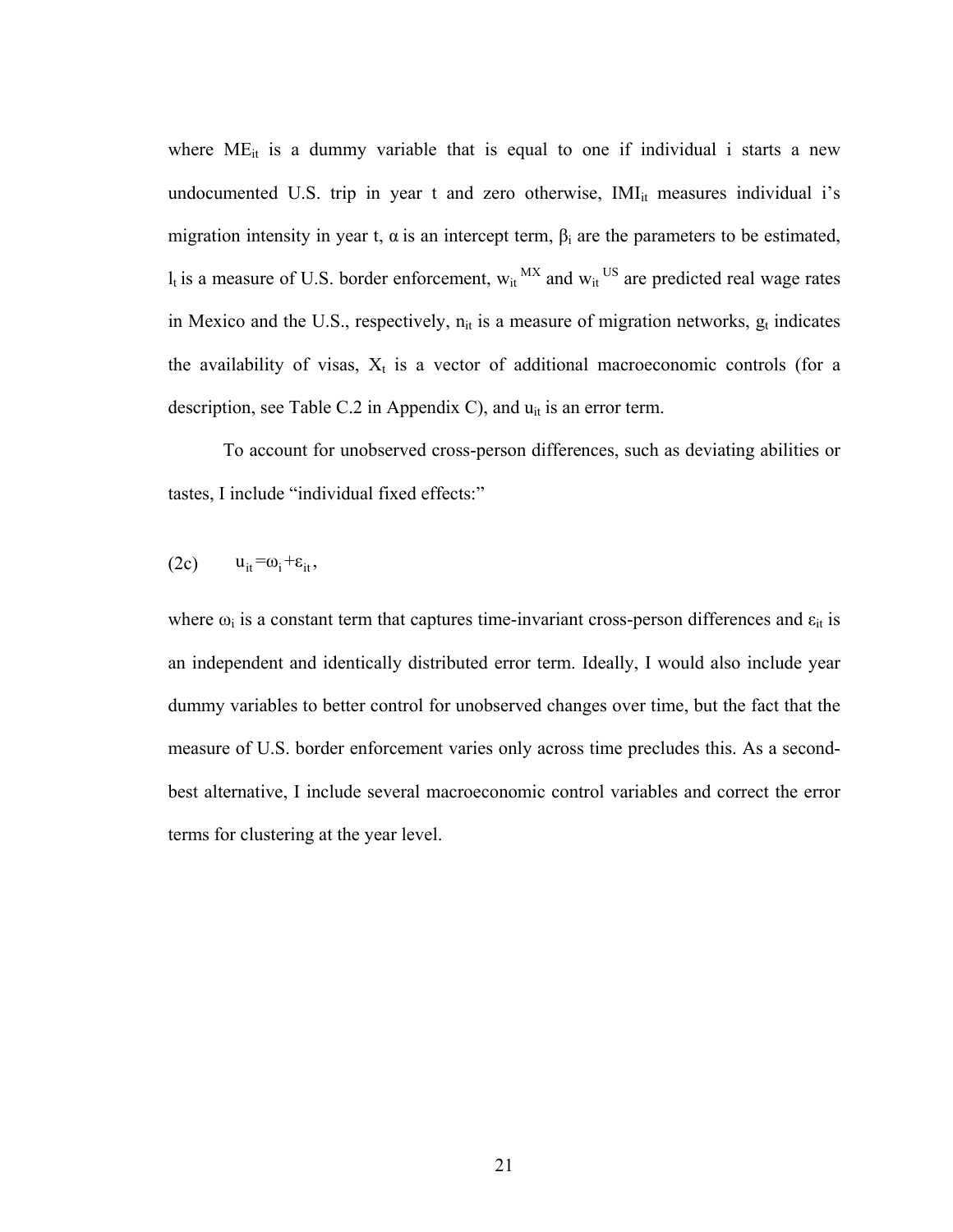where $ME_{it}$ is a dummy variable that is equal to one if individual i starts a new undocumented U.S. trip in year t and zero otherwise, $IMI_{it}$ measures individual i's migration intensity in year t, α is an intercept term, $\beta_i$ are the parameters to be estimated, $l_t$ is a measure of U.S. border enforcement, $w_{it}^{MX}$ and $w_{it}^{US}$ are predicted real wage rates in Mexico and the U.S., respectively, $n_{it}$ is a measure of migration networks, $g_t$ indicates the availability of visas, $X_t$ is a vector of additional macroeconomic controls (for a description, see Table C.2 in Appendix C), and $u_{it}$ is an error term.

To account for unobserved cross-person differences, such as deviating abilities or tastes, I include "individual fixed effects:"

$$\text{(2c)} \qquad u_{it} = \omega_i + \varepsilon_{it},$$

where $\omega_i$ is a constant term that captures time-invariant cross-person differences and $\varepsilon_{it}$ is an independent and identically distributed error term. Ideally, I would also include year dummy variables to better control for unobserved changes over time, but the fact that the measure of U.S. border enforcement varies only across time precludes this. As a second-best alternative, I include several macroeconomic control variables and correct the error terms for clustering at the year level.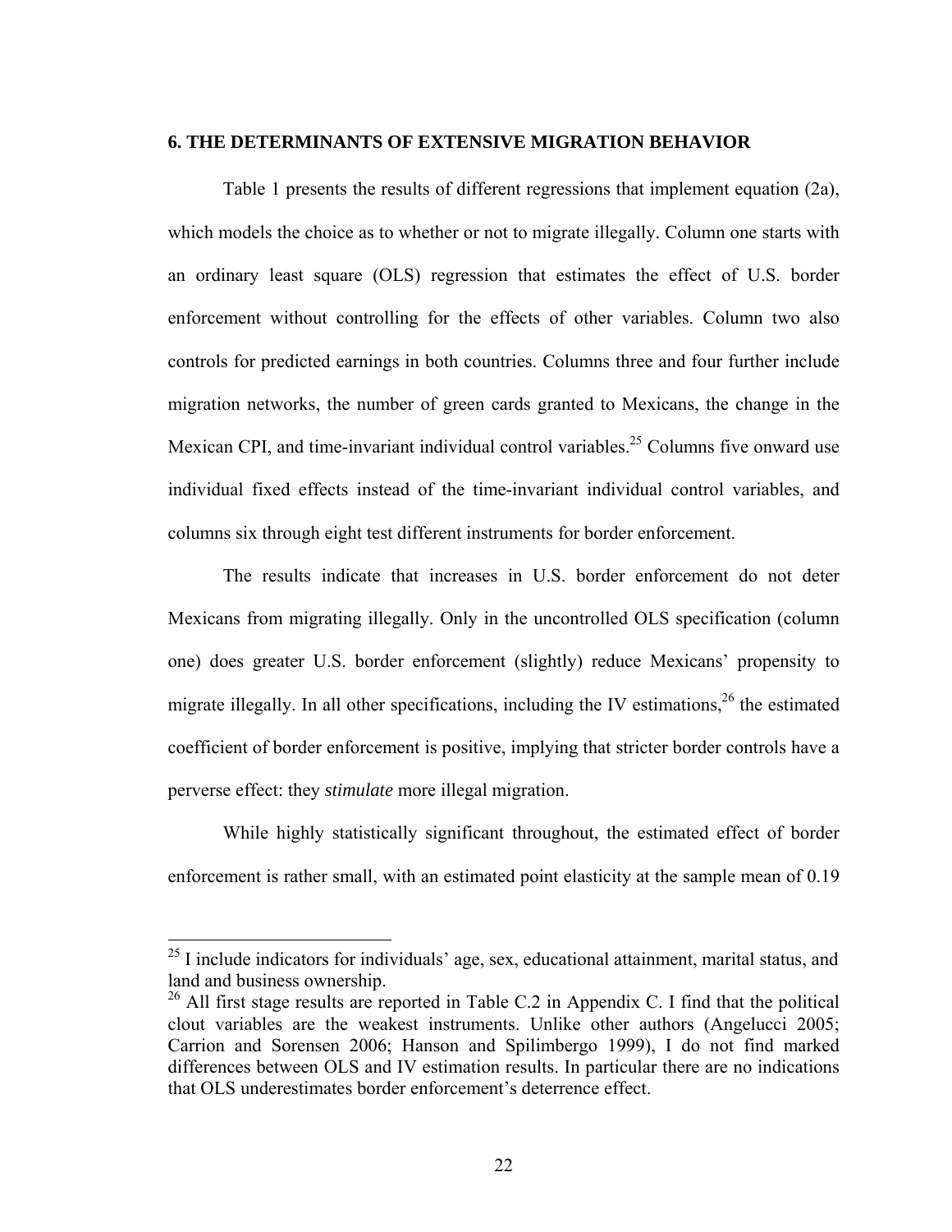## 6. THE DETERMINANTS OF EXTENSIVE MIGRATION BEHAVIOR

Table 1 presents the results of different regressions that implement equation (2a), which models the choice as to whether or not to migrate illegally. Column one starts with an ordinary least square (OLS) regression that estimates the effect of U.S. border enforcement without controlling for the effects of other variables. Column two also controls for predicted earnings in both countries. Columns three and four further include migration networks, the number of green cards granted to Mexicans, the change in the Mexican CPI, and time-invariant individual control variables.[25] Columns five onward use individual fixed effects instead of the time-invariant individual control variables, and columns six through eight test different instruments for border enforcement.

The results indicate that increases in U.S. border enforcement do not deter Mexicans from migrating illegally. Only in the uncontrolled OLS specification (column one) does greater U.S. border enforcement (slightly) reduce Mexicans' propensity to migrate illegally. In all other specifications, including the IV estimations,[26] the estimated coefficient of border enforcement is positive, implying that stricter border controls have a perverse effect: they *stimulate* more illegal migration.

While highly statistically significant throughout, the estimated effect of border enforcement is rather small, with an estimated point elasticity at the sample mean of 0.19

---

[25] I include indicators for individuals' age, sex, educational attainment, marital status, and land and business ownership.

[26] All first stage results are reported in Table C.2 in Appendix C. I find that the political clout variables are the weakest instruments. Unlike other authors (Angelucci 2005; Carrion and Sorensen 2006; Hanson and Spilimbergo 1999), I do not find marked differences between OLS and IV estimation results. In particular there are no indications that OLS underestimates border enforcement's deterrence effect.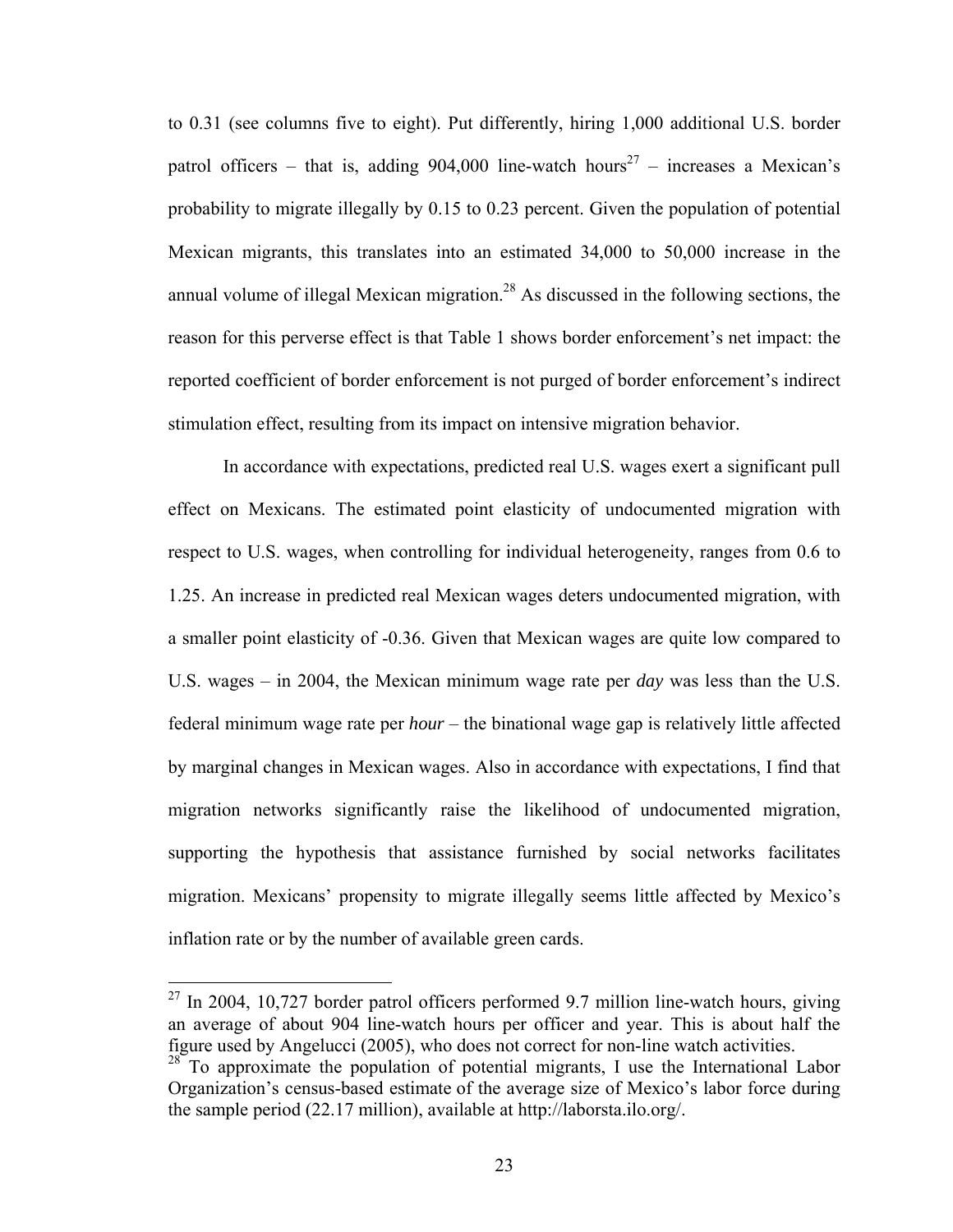to 0.31 (see columns five to eight). Put differently, hiring 1,000 additional U.S. border patrol officers – that is, adding 904,000 line-watch hours[27] – increases a Mexican's probability to migrate illegally by 0.15 to 0.23 percent. Given the population of potential Mexican migrants, this translates into an estimated 34,000 to 50,000 increase in the annual volume of illegal Mexican migration.[28] As discussed in the following sections, the reason for this perverse effect is that Table 1 shows border enforcement's net impact: the reported coefficient of border enforcement is not purged of border enforcement's indirect stimulation effect, resulting from its impact on intensive migration behavior.

In accordance with expectations, predicted real U.S. wages exert a significant pull effect on Mexicans. The estimated point elasticity of undocumented migration with respect to U.S. wages, when controlling for individual heterogeneity, ranges from 0.6 to 1.25. An increase in predicted real Mexican wages deters undocumented migration, with a smaller point elasticity of -0.36. Given that Mexican wages are quite low compared to U.S. wages – in 2004, the Mexican minimum wage rate per *day* was less than the U.S. federal minimum wage rate per *hour* – the binational wage gap is relatively little affected by marginal changes in Mexican wages. Also in accordance with expectations, I find that migration networks significantly raise the likelihood of undocumented migration, supporting the hypothesis that assistance furnished by social networks facilitates migration. Mexicans' propensity to migrate illegally seems little affected by Mexico's inflation rate or by the number of available green cards.

---

[27] In 2004, 10,727 border patrol officers performed 9.7 million line-watch hours, giving an average of about 904 line-watch hours per officer and year. This is about half the figure used by Angelucci (2005), who does not correct for non-line watch activities.

[28] To approximate the population of potential migrants, I use the International Labor Organization's census-based estimate of the average size of Mexico's labor force during the sample period (22.17 million), available at http://laborsta.ilo.org/.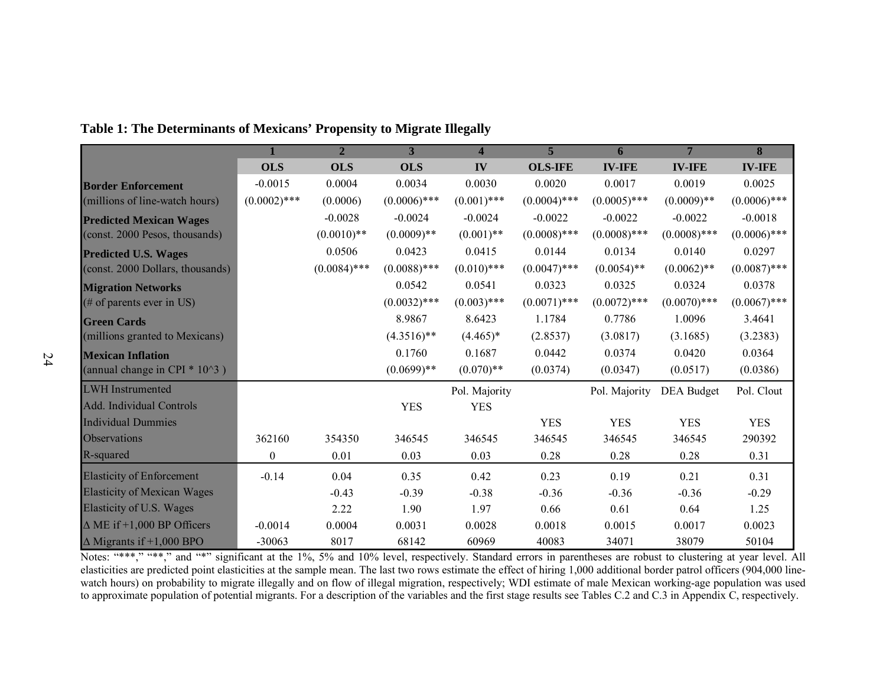**Table 1: The Determinants of Mexicans' Propensity to Migrate Illegally**

| | 1 | 2 | 3 | 4 | 5 | 6 | 7 | 8 |
|---|---|---|---|---|---|---|---|---|
| | **OLS** | **OLS** | **OLS** | **IV** | **OLS-IFE** | **IV-IFE** | **IV-IFE** | **IV-IFE** |
| **Border Enforcement** | -0.0015 | 0.0004 | 0.0034 | 0.0030 | 0.0020 | 0.0017 | 0.0019 | 0.0025 |
| (millions of line-watch hours) | (0.0002)*** | (0.0006) | (0.0006)*** | (0.001)*** | (0.0004)*** | (0.0005)*** | (0.0009)** | (0.0006)*** |
| **Predicted Mexican Wages** | | -0.0028 | -0.0024 | -0.0024 | -0.0022 | -0.0022 | -0.0022 | -0.0018 |
| (const. 2000 Pesos, thousands) | | (0.0010)** | (0.0009)** | (0.001)** | (0.0008)*** | (0.0008)*** | (0.0008)*** | (0.0006)*** |
| **Predicted U.S. Wages** | | 0.0506 | 0.0423 | 0.0415 | 0.0144 | 0.0134 | 0.0140 | 0.0297 |
| (const. 2000 Dollars, thousands) | | (0.0084)*** | (0.0088)*** | (0.010)*** | (0.0047)*** | (0.0054)** | (0.0062)** | (0.0087)*** |
| **Migration Networks** | | | 0.0542 | 0.0541 | 0.0323 | 0.0325 | 0.0324 | 0.0378 |
| (# of parents ever in US) | | | (0.0032)*** | (0.003)*** | (0.0071)*** | (0.0072)*** | (0.0070)*** | (0.0067)*** |
| **Green Cards** | | | 8.9867 | 8.6423 | 1.1784 | 0.7786 | 1.0096 | 3.4641 |
| (millions granted to Mexicans) | | | (4.3516)** | (4.465)* | (2.8537) | (3.0817) | (3.1685) | (3.2383) |
| **Mexican Inflation** | | | 0.1760 | 0.1687 | 0.0442 | 0.0374 | 0.0420 | 0.0364 |
| (annual change in CPI * 10^3 ) | | | (0.0699)** | (0.070)** | (0.0374) | (0.0347) | (0.0517) | (0.0386) |
| LWH Instrumented | | | | Pol. Majority | | Pol. Majority | DEA Budget | Pol. Clout |
| Add. Individual Controls | | | YES | YES | | | | |
| Individual Dummies | | | | | YES | YES | YES | YES |
| Observations | 362160 | 354350 | 346545 | 346545 | 346545 | 346545 | 346545 | 290392 |
| R-squared | 0 | 0.01 | 0.03 | 0.03 | 0.28 | 0.28 | 0.28 | 0.31 |
| Elasticity of Enforcement | -0.14 | 0.04 | 0.35 | 0.42 | 0.23 | 0.19 | 0.21 | 0.31 |
| Elasticity of Mexican Wages | | -0.43 | -0.39 | -0.38 | -0.36 | -0.36 | -0.36 | -0.29 |
| Elasticity of U.S. Wages | | 2.22 | 1.90 | 1.97 | 0.66 | 0.61 | 0.64 | 1.25 |
| $\Delta$ ME if +1,000 BP Officers | -0.0014 | 0.0004 | 0.0031 | 0.0028 | 0.0018 | 0.0015 | 0.0017 | 0.0023 |
| $\Delta$ Migrants if +1,000 BPO | -30063 | 8017 | 68142 | 60969 | 40083 | 34071 | 38079 | 50104 |

Notes: "***," "**," and "*" significant at the 1%, 5% and 10% level, respectively. Standard errors in parentheses are robust to clustering at year level. All elasticities are predicted point elasticities at the sample mean. The last two rows estimate the effect of hiring 1,000 additional border patrol officers (904,000 line-watch hours) on probability to migrate illegally and on flow of illegal migration, respectively; WDI estimate of male Mexican working-age population was used to approximate population of potential migrants. For a description of the variables and the first stage results see Tables C.2 and C.3 in Appendix C, respectively.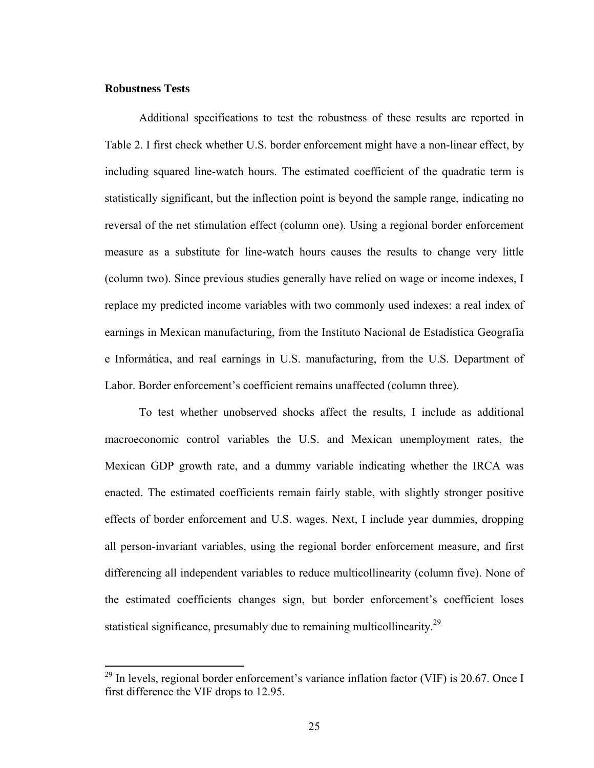**Robustness Tests**

Additional specifications to test the robustness of these results are reported in Table 2. I first check whether U.S. border enforcement might have a non-linear effect, by including squared line-watch hours. The estimated coefficient of the quadratic term is statistically significant, but the inflection point is beyond the sample range, indicating no reversal of the net stimulation effect (column one). Using a regional border enforcement measure as a substitute for line-watch hours causes the results to change very little (column two). Since previous studies generally have relied on wage or income indexes, I replace my predicted income variables with two commonly used indexes: a real index of earnings in Mexican manufacturing, from the Instituto Nacional de Estadística Geografía e Informática, and real earnings in U.S. manufacturing, from the U.S. Department of Labor. Border enforcement's coefficient remains unaffected (column three).

To test whether unobserved shocks affect the results, I include as additional macroeconomic control variables the U.S. and Mexican unemployment rates, the Mexican GDP growth rate, and a dummy variable indicating whether the IRCA was enacted. The estimated coefficients remain fairly stable, with slightly stronger positive effects of border enforcement and U.S. wages. Next, I include year dummies, dropping all person-invariant variables, using the regional border enforcement measure, and first differencing all independent variables to reduce multicollinearity (column five). None of the estimated coefficients changes sign, but border enforcement's coefficient loses statistical significance, presumably due to remaining multicollinearity.[29]

---

[29] In levels, regional border enforcement's variance inflation factor (VIF) is 20.67. Once I first difference the VIF drops to 12.95.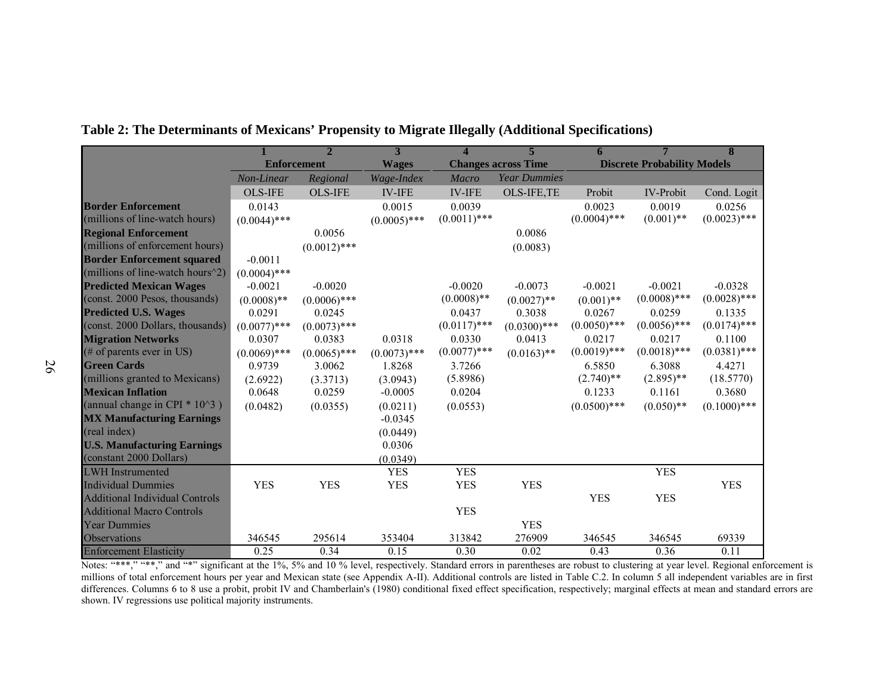**Table 2: The Determinants of Mexicans' Propensity to Migrate Illegally (Additional Specifications)**

| | 1 | 2 | 3 | 4 | 5 | 6 | 7 | 8 |
|---|---|---|---|---|---|---|---|---|
| | Enforcement | | Wages | Changes across Time | | Discrete Probability Models | | |
| | *Non-Linear* | *Regional* | *Wage-Index* | *Macro* | *Year Dummies* | | | |
| | OLS-IFE | OLS-IFE | IV-IFE | IV-IFE | OLS-IFE,TE | Probit | IV-Probit | Cond. Logit |
| **Border Enforcement** | 0.0143 | | 0.0015 | 0.0039 | | 0.0023 | 0.0019 | 0.0256 |
| (millions of line-watch hours) | (0.0044)*** | | (0.0005)*** | (0.0011)*** | | (0.0004)*** | (0.001)** | (0.0023)*** |
| **Regional Enforcement** | | 0.0056 | | | 0.0086 | | | |
| (millions of enforcement hours) | | (0.0012)*** | | | (0.0083) | | | |
| **Border Enforcement squared** | -0.0011 | | | | | | | |
| (millions of line-watch hours^2) | (0.0004)*** | | | | | | | |
| **Predicted Mexican Wages** | -0.0021 | -0.0020 | | -0.0020 | -0.0073 | -0.0021 | -0.0021 | -0.0328 |
| (const. 2000 Pesos, thousands) | (0.0008)** | (0.0006)*** | | (0.0008)** | (0.0027)** | (0.001)** | (0.0008)*** | (0.0028)*** |
| **Predicted U.S. Wages** | 0.0291 | 0.0245 | | 0.0437 | 0.3038 | 0.0267 | 0.0259 | 0.1335 |
| (const. 2000 Dollars, thousands) | (0.0077)*** | (0.0073)*** | | (0.0117)*** | (0.0300)*** | (0.0050)*** | (0.0056)*** | (0.0174)*** |
| **Migration Networks** | 0.0307 | 0.0383 | 0.0318 | 0.0330 | 0.0413 | 0.0217 | 0.0217 | 0.1100 |
| (# of parents ever in US) | (0.0069)*** | (0.0065)*** | (0.0073)*** | (0.0077)*** | (0.0163)** | (0.0019)*** | (0.0018)*** | (0.0381)*** |
| **Green Cards** | 0.9739 | 3.0062 | 1.8268 | 3.7266 | | 6.5850 | 6.3088 | 4.4271 |
| (millions granted to Mexicans) | (2.6922) | (3.3713) | (3.0943) | (5.8986) | | (2.740)** | (2.895)** | (18.5770) |
| **Mexican Inflation** | 0.0648 | 0.0259 | -0.0005 | 0.0204 | | 0.1233 | 0.1161 | 0.3680 |
| (annual change in CPI * 10^3 ) | (0.0482) | (0.0355) | (0.0211) | (0.0553) | | (0.0500)*** | (0.050)** | (0.1000)*** |
| **MX Manufacturing Earnings** | | | -0.0345 | | | | | |
| (real index) | | | (0.0449) | | | | | |
| **U.S. Manufacturing Earnings** | | | 0.0306 | | | | | |
| (constant 2000 Dollars) | | | (0.0349) | | | | | |
| LWH Instrumented | | | YES | YES | | | YES | |
| Individual Dummies | YES | YES | YES | YES | YES | | | YES |
| Additional Individual Controls | | | | | | YES | YES | |
| Additional Macro Controls | | | | YES | | | | |
| Year Dummies | | | | | YES | | | |
| Observations | 346545 | 295614 | 353404 | 313842 | 276909 | 346545 | 346545 | 69339 |
| Enforcement Elasticity | 0.25 | 0.34 | 0.15 | 0.30 | 0.02 | 0.43 | 0.36 | 0.11 |

Notes: "***," "**," and "*" significant at the 1%, 5% and 10 % level, respectively. Standard errors in parentheses are robust to clustering at year level. Regional enforcement is millions of total enforcement hours per year and Mexican state (see Appendix A-II). Additional controls are listed in Table C.2. In column 5 all independent variables are in first differences. Columns 6 to 8 use a probit, probit IV and Chamberlain's (1980) conditional fixed effect specification, respectively; marginal effects at mean and standard errors are shown. IV regressions use political majority instruments.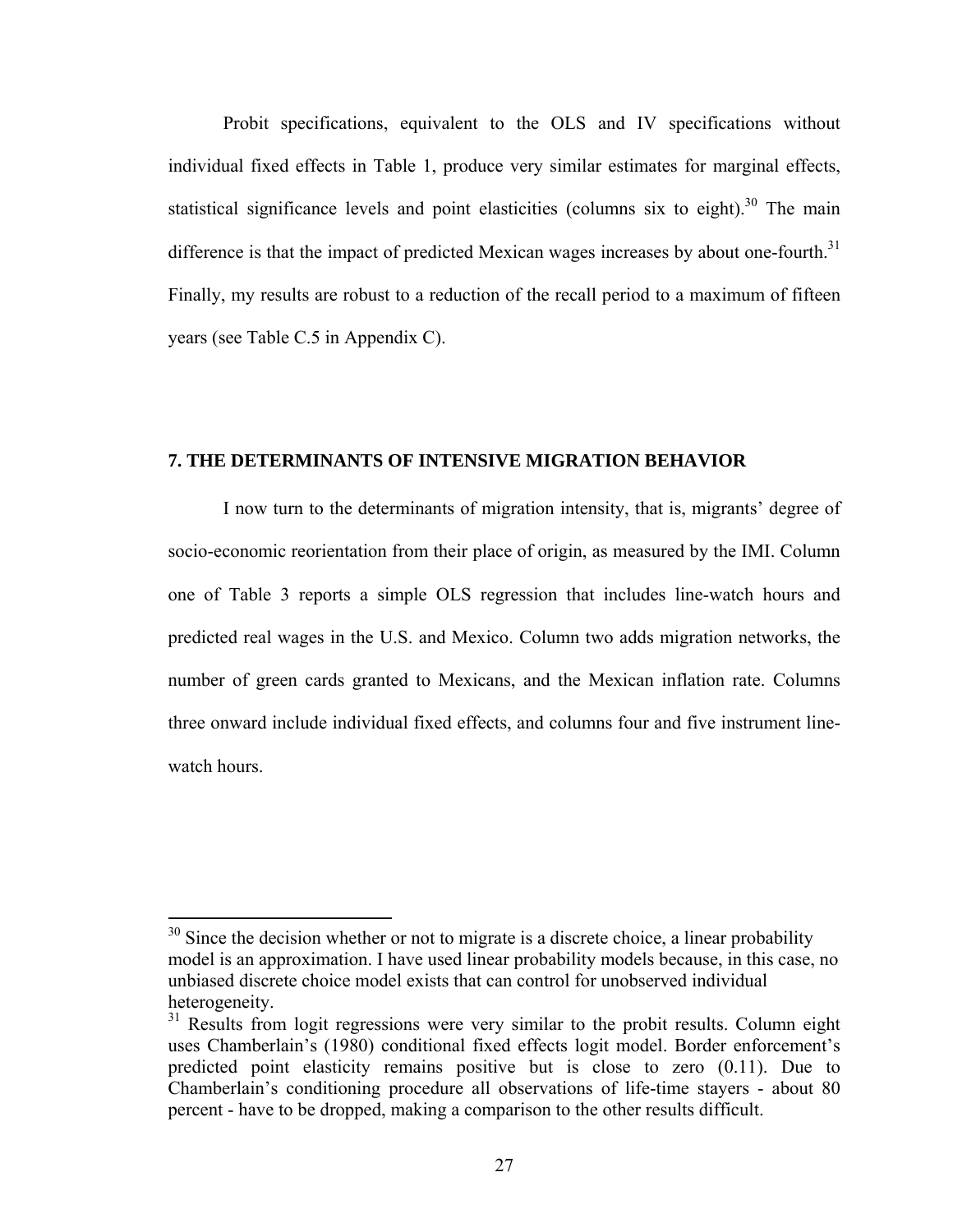Probit specifications, equivalent to the OLS and IV specifications without individual fixed effects in Table 1, produce very similar estimates for marginal effects, statistical significance levels and point elasticities (columns six to eight).[30] The main difference is that the impact of predicted Mexican wages increases by about one-fourth.[31] Finally, my results are robust to a reduction of the recall period to a maximum of fifteen years (see Table C.5 in Appendix C).

## 7. THE DETERMINANTS OF INTENSIVE MIGRATION BEHAVIOR

I now turn to the determinants of migration intensity, that is, migrants' degree of socio-economic reorientation from their place of origin, as measured by the IMI. Column one of Table 3 reports a simple OLS regression that includes line-watch hours and predicted real wages in the U.S. and Mexico. Column two adds migration networks, the number of green cards granted to Mexicans, and the Mexican inflation rate. Columns three onward include individual fixed effects, and columns four and five instrument line-watch hours.

---

[30] Since the decision whether or not to migrate is a discrete choice, a linear probability model is an approximation. I have used linear probability models because, in this case, no unbiased discrete choice model exists that can control for unobserved individual heterogeneity.

[31] Results from logit regressions were very similar to the probit results. Column eight uses Chamberlain's (1980) conditional fixed effects logit model. Border enforcement's predicted point elasticity remains positive but is close to zero (0.11). Due to Chamberlain's conditioning procedure all observations of life-time stayers - about 80 percent - have to be dropped, making a comparison to the other results difficult.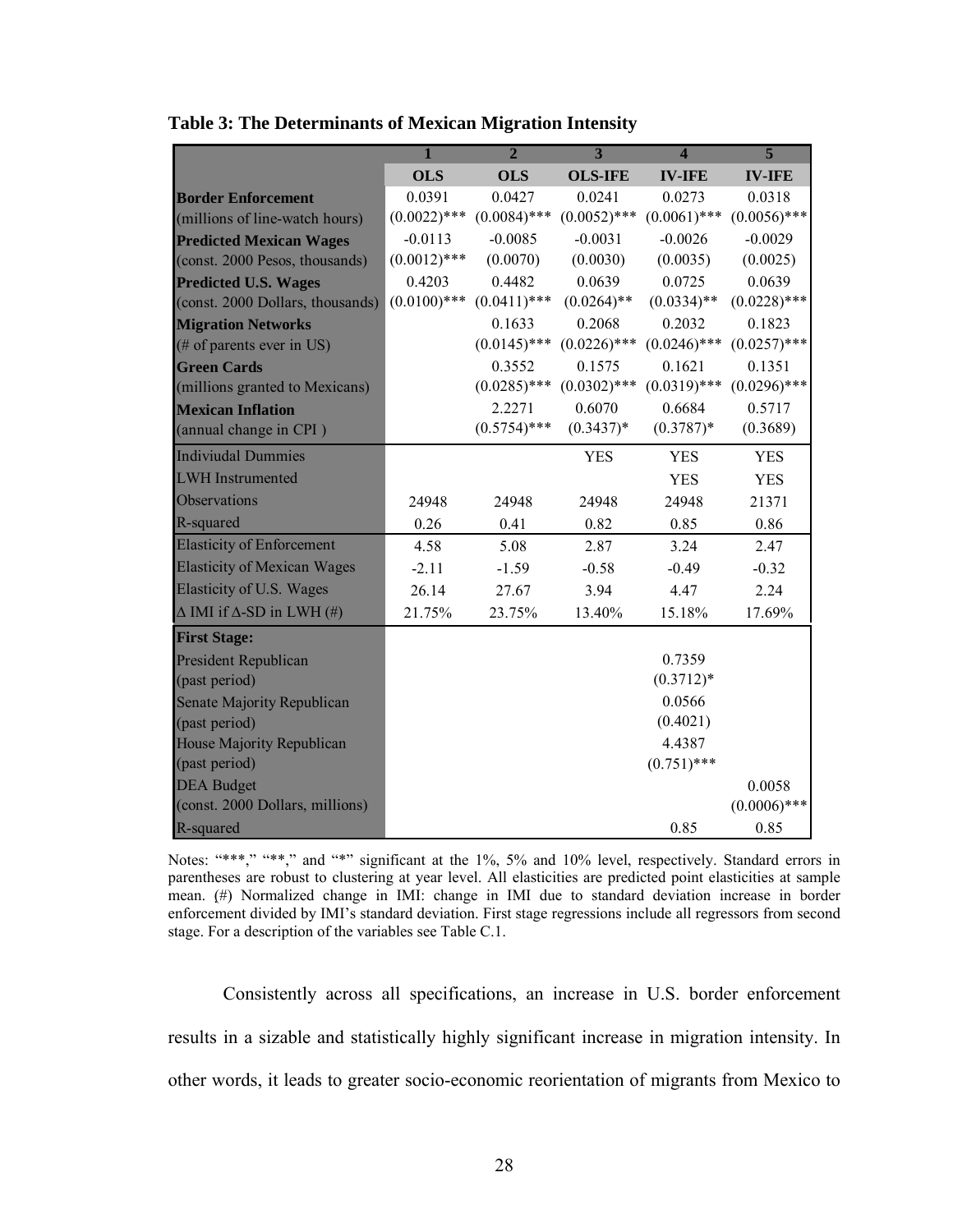**Table 3: The Determinants of Mexican Migration Intensity**

| | 1 | 2 | 3 | 4 | 5 |
|---|---|---|---|---|---|
| | **OLS** | **OLS** | **OLS-IFE** | **IV-IFE** | **IV-IFE** |
| **Border Enforcement** | 0.0391 | 0.0427 | 0.0241 | 0.0273 | 0.0318 |
| (millions of line-watch hours) | (0.0022)*** | (0.0084)*** | (0.0052)*** | (0.0061)*** | (0.0056)*** |
| **Predicted Mexican Wages** | -0.0113 | -0.0085 | -0.0031 | -0.0026 | -0.0029 |
| (const. 2000 Pesos, thousands) | (0.0012)*** | (0.0070) | (0.0030) | (0.0035) | (0.0025) |
| **Predicted U.S. Wages** | 0.4203 | 0.4482 | 0.0639 | 0.0725 | 0.0639 |
| (const. 2000 Dollars, thousands) | (0.0100)*** | (0.0411)*** | (0.0264)** | (0.0334)** | (0.0228)*** |
| **Migration Networks** | | 0.1633 | 0.2068 | 0.2032 | 0.1823 |
| (# of parents ever in US) | | (0.0145)*** | (0.0226)*** | (0.0246)*** | (0.0257)*** |
| **Green Cards** | | 0.3552 | 0.1575 | 0.1621 | 0.1351 |
| (millions granted to Mexicans) | | (0.0285)*** | (0.0302)*** | (0.0319)*** | (0.0296)*** |
| **Mexican Inflation** | | 2.2271 | 0.6070 | 0.6684 | 0.5717 |
| (annual change in CPI ) | | (0.5754)*** | (0.3437)* | (0.3787)* | (0.3689) |
| Indiviudal Dummies | | | YES | YES | YES |
| LWH Instrumented | | | | YES | YES |
| Observations | 24948 | 24948 | 24948 | 24948 | 21371 |
| R-squared | 0.26 | 0.41 | 0.82 | 0.85 | 0.86 |
| Elasticity of Enforcement | 4.58 | 5.08 | 2.87 | 3.24 | 2.47 |
| Elasticity of Mexican Wages | -2.11 | -1.59 | -0.58 | -0.49 | -0.32 |
| Elasticity of U.S. Wages | 26.14 | 27.67 | 3.94 | 4.47 | 2.24 |
| $\Delta$ IMI if $\Delta$-SD in LWH (#) | 21.75% | 23.75% | 13.40% | 15.18% | 17.69% |
| **First Stage:** | | | | | |
| President Republican | | | | 0.7359 | |
| (past period) | | | | (0.3712)* | |
| Senate Majority Republican | | | | 0.0566 | |
| (past period) | | | | (0.4021) | |
| House Majority Republican | | | | 4.4387 | |
| (past period) | | | | (0.751)*** | |
| DEA Budget | | | | | 0.0058 |
| (const. 2000 Dollars, millions) | | | | | (0.0006)*** |
| R-squared | | | | 0.85 | 0.85 |

Notes: "***," "**," and "*" significant at the 1%, 5% and 10% level, respectively. Standard errors in parentheses are robust to clustering at year level. All elasticities are predicted point elasticities at sample mean. (#) Normalized change in IMI: change in IMI due to standard deviation increase in border enforcement divided by IMI's standard deviation. First stage regressions include all regressors from second stage. For a description of the variables see Table C.1.

Consistently across all specifications, an increase in U.S. border enforcement results in a sizable and statistically highly significant increase in migration intensity. In other words, it leads to greater socio-economic reorientation of migrants from Mexico to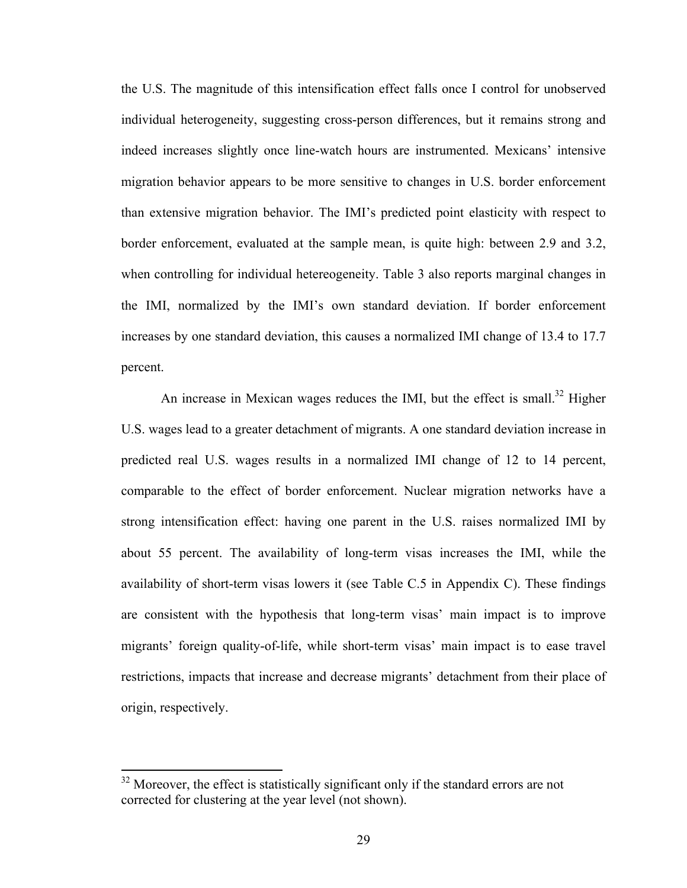the U.S. The magnitude of this intensification effect falls once I control for unobserved individual heterogeneity, suggesting cross-person differences, but it remains strong and indeed increases slightly once line-watch hours are instrumented. Mexicans' intensive migration behavior appears to be more sensitive to changes in U.S. border enforcement than extensive migration behavior. The IMI's predicted point elasticity with respect to border enforcement, evaluated at the sample mean, is quite high: between 2.9 and 3.2, when controlling for individual hetereogeneity. Table 3 also reports marginal changes in the IMI, normalized by the IMI's own standard deviation. If border enforcement increases by one standard deviation, this causes a normalized IMI change of 13.4 to 17.7 percent.

An increase in Mexican wages reduces the IMI, but the effect is small.[32] Higher U.S. wages lead to a greater detachment of migrants. A one standard deviation increase in predicted real U.S. wages results in a normalized IMI change of 12 to 14 percent, comparable to the effect of border enforcement. Nuclear migration networks have a strong intensification effect: having one parent in the U.S. raises normalized IMI by about 55 percent. The availability of long-term visas increases the IMI, while the availability of short-term visas lowers it (see Table C.5 in Appendix C). These findings are consistent with the hypothesis that long-term visas' main impact is to improve migrants' foreign quality-of-life, while short-term visas' main impact is to ease travel restrictions, impacts that increase and decrease migrants' detachment from their place of origin, respectively.

[32] Moreover, the effect is statistically significant only if the standard errors are not corrected for clustering at the year level (not shown).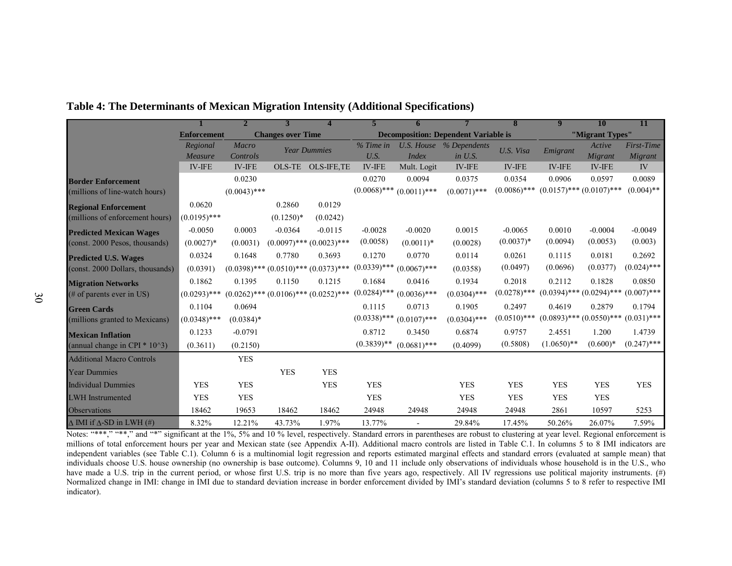## Table 4: The Determinants of Mexican Migration Intensity (Additional Specifications)

| | 1 | 2 | 3 | 4 | 5 | 6 | 7 | 8 | 9 | 10 | 11 |
|---|---|---|---|---|---|---|---|---|---|---|---|
| | Enforcement | Changes over Time | | | Decomposition: Dependent Variable is | | | | "Migrant Types" | | |
| | *Regional Measure* | *Macro Controls* | *Year Dummies* | | *% Time in U.S.* | *U.S. House Index* | *% Dependents in U.S.* | *U.S. Visa* | *Emigrant* | *Active Migrant* | *First-Time Migrant* |
| | IV-IFE | IV-IFE | OLS-TE | OLS-IFE,TE | IV-IFE | Mult. Logit | IV-IFE | IV-IFE | IV-IFE | IV-IFE | IV |
| **Border Enforcement** | | 0.0230 | | | 0.0270 | 0.0094 | 0.0375 | 0.0354 | 0.0906 | 0.0597 | 0.0089 |
| (millions of line-watch hours) | | (0.0043)*** | | | (0.0068)*** | (0.0011)*** | (0.0071)*** | (0.0086)*** | (0.0157)*** | (0.0107)*** | (0.004)** |
| **Regional Enforcement** | 0.0620 | | 0.2860 | 0.0129 | | | | | | | |
| (millions of enforcement hours) | (0.0195)*** | | (0.1250)* | (0.0242) | | | | | | | |
| **Predicted Mexican Wages** | -0.0050 | 0.0003 | -0.0364 | -0.0115 | -0.0028 | -0.0020 | 0.0015 | -0.0065 | 0.0010 | -0.0004 | -0.0049 |
| (const. 2000 Pesos, thousands) | (0.0027)* | (0.0031) | (0.0097)*** | (0.0023)*** | (0.0058) | (0.0011)* | (0.0028) | (0.0037)* | (0.0094) | (0.0053) | (0.003) |
| **Predicted U.S. Wages** | 0.0324 | 0.1648 | 0.7780 | 0.3693 | 0.1270 | 0.0770 | 0.0114 | 0.0261 | 0.1115 | 0.0181 | 0.2692 |
| (const. 2000 Dollars, thousands) | (0.0391) | (0.0398)*** | (0.0510)*** | (0.0373)*** | (0.0339)*** | (0.0067)*** | (0.0358) | (0.0497) | (0.0696) | (0.0377) | (0.024)*** |
| **Migration Networks** | 0.1862 | 0.1395 | 0.1150 | 0.1215 | 0.1684 | 0.0416 | 0.1934 | 0.2018 | 0.2112 | 0.1828 | 0.0850 |
| (# of parents ever in US) | (0.0293)*** | (0.0262)*** | (0.0106)*** | (0.0252)*** | (0.0284)*** | (0.0036)*** | (0.0304)*** | (0.0278)*** | (0.0394)*** | (0.0294)*** | (0.007)*** |
| **Green Cards** | 0.1104 | 0.0694 | | | 0.1115 | 0.0713 | 0.1905 | 0.2497 | 0.4619 | 0.2879 | 0.1794 |
| (millions granted to Mexicans) | (0.0348)*** | (0.0384)* | | | (0.0338)*** | (0.0107)*** | (0.0304)*** | (0.0510)*** | (0.0893)*** | (0.0550)*** | (0.031)*** |
| **Mexican Inflation** | 0.1233 | -0.0791 | | | 0.8712 | 0.3450 | 0.6874 | 0.9757 | 2.4551 | 1.200 | 1.4739 |
| (annual change in CPI * 10^3) | (0.3611) | (0.2150) | | | (0.3839)** | (0.0681)*** | (0.4099) | (0.5808) | (1.0650)** | (0.600)* | (0.247)*** |
| Additional Macro Controls | | YES | | | | | | | | | |
| Year Dummies | | | YES | YES | | | | | | | |
| Individual Dummies | YES | YES | | YES | YES | | YES | YES | YES | YES | YES |
| LWH Instrumented | YES | YES | | | YES | | YES | YES | YES | YES | |
| Observations | 18462 | 19653 | 18462 | 18462 | 24948 | 24948 | 24948 | 24948 | 2861 | 10597 | 5253 |
| $\Delta$ IMI if $\Delta$-SD in LWH (#) | 8.32% | 12.21% | 43.73% | 1.97% | 13.77% | - | 29.84% | 17.45% | 50.26% | 26.07% | 7.59% |

Notes: "***," "**," and "*" significant at the 1%, 5% and 10 % level, respectively. Standard errors in parentheses are robust to clustering at year level. Regional enforcement is millions of total enforcement hours per year and Mexican state (see Appendix A-II). Additional macro controls are listed in Table C.1. In columns 5 to 8 IMI indicators are independent variables (see Table C.1). Column 6 is a multinomial logit regression and reports estimated marginal effects and standard errors (evaluated at sample mean) that individuals choose U.S. house ownership (no ownership is base outcome). Columns 9, 10 and 11 include only observations of individuals whose household is in the U.S., who have made a U.S. trip in the current period, or whose first U.S. trip is no more than five years ago, respectively. All IV regressions use political majority instruments. (#) Normalized change in IMI: change in IMI due to standard deviation increase in border enforcement divided by IMI's standard deviation (columns 5 to 8 refer to respective IMI indicator).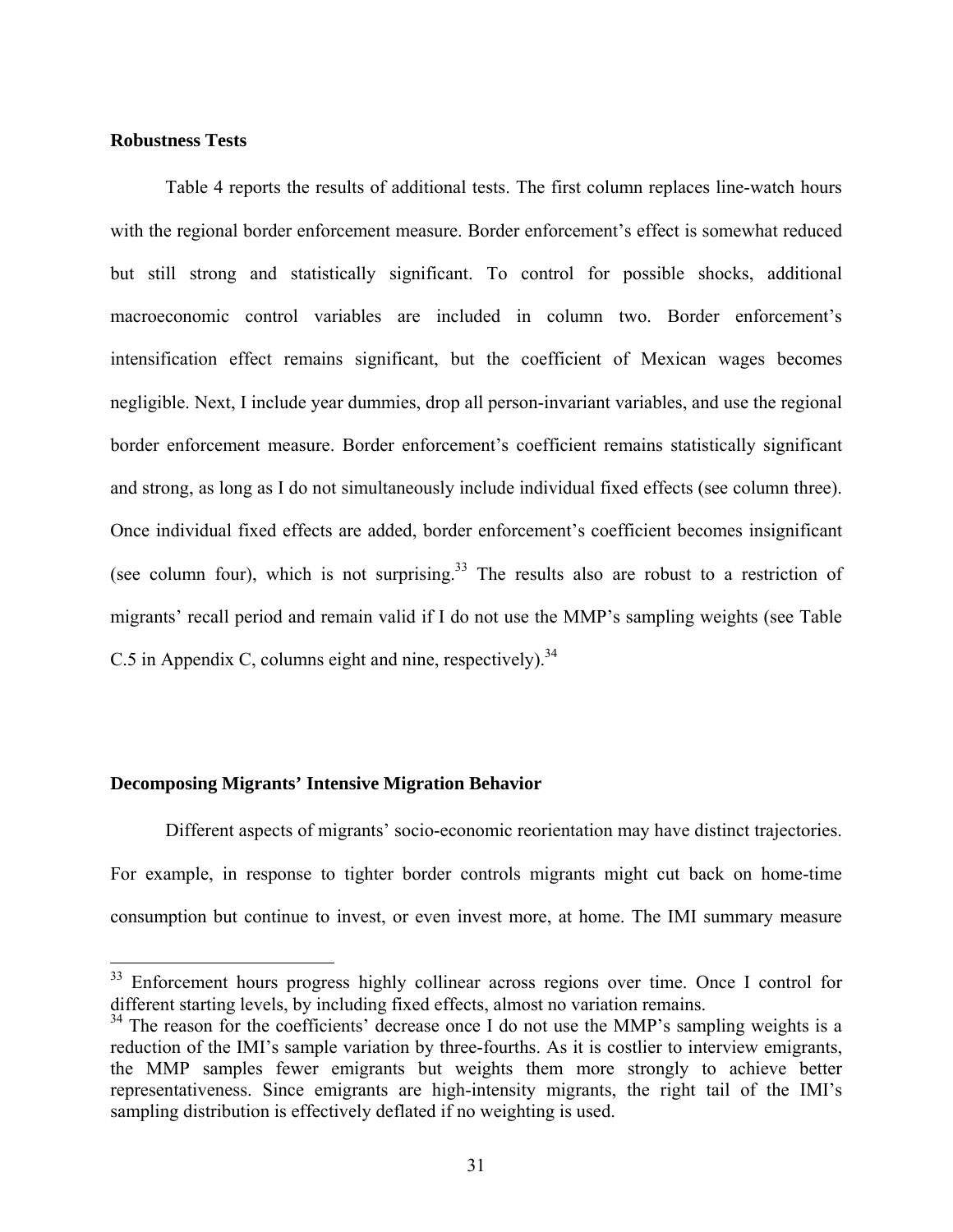**Robustness Tests**

Table 4 reports the results of additional tests. The first column replaces line-watch hours with the regional border enforcement measure. Border enforcement's effect is somewhat reduced but still strong and statistically significant. To control for possible shocks, additional macroeconomic control variables are included in column two. Border enforcement's intensification effect remains significant, but the coefficient of Mexican wages becomes negligible. Next, I include year dummies, drop all person-invariant variables, and use the regional border enforcement measure. Border enforcement's coefficient remains statistically significant and strong, as long as I do not simultaneously include individual fixed effects (see column three). Once individual fixed effects are added, border enforcement's coefficient becomes insignificant (see column four), which is not surprising.[33] The results also are robust to a restriction of migrants' recall period and remain valid if I do not use the MMP's sampling weights (see Table C.5 in Appendix C, columns eight and nine, respectively).[34]

**Decomposing Migrants' Intensive Migration Behavior**

Different aspects of migrants' socio-economic reorientation may have distinct trajectories. For example, in response to tighter border controls migrants might cut back on home-time consumption but continue to invest, or even invest more, at home. The IMI summary measure

---

[33] Enforcement hours progress highly collinear across regions over time. Once I control for different starting levels, by including fixed effects, almost no variation remains.

[34] The reason for the coefficients' decrease once I do not use the MMP's sampling weights is a reduction of the IMI's sample variation by three-fourths. As it is costlier to interview emigrants, the MMP samples fewer emigrants but weights them more strongly to achieve better representativeness. Since emigrants are high-intensity migrants, the right tail of the IMI's sampling distribution is effectively deflated if no weighting is used.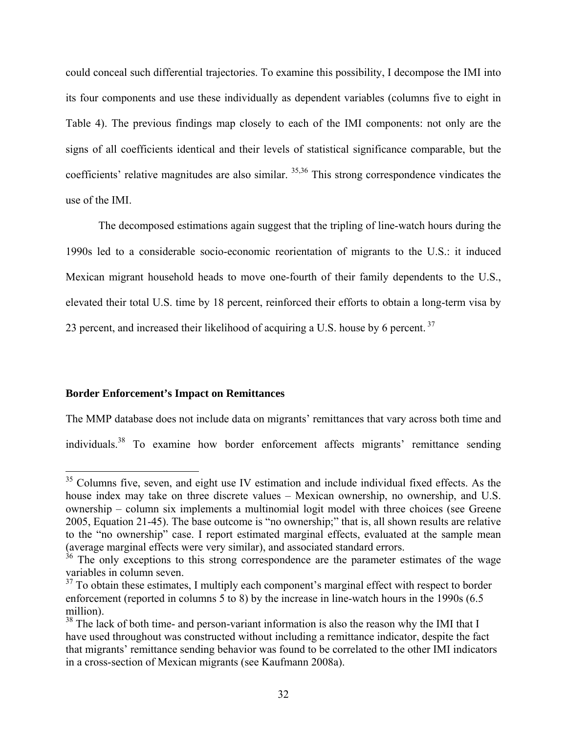could conceal such differential trajectories. To examine this possibility, I decompose the IMI into its four components and use these individually as dependent variables (columns five to eight in Table 4). The previous findings map closely to each of the IMI components: not only are the signs of all coefficients identical and their levels of statistical significance comparable, but the coefficients' relative magnitudes are also similar. [35,36] This strong correspondence vindicates the use of the IMI.

The decomposed estimations again suggest that the tripling of line-watch hours during the 1990s led to a considerable socio-economic reorientation of migrants to the U.S.: it induced Mexican migrant household heads to move one-fourth of their family dependents to the U.S., elevated their total U.S. time by 18 percent, reinforced their efforts to obtain a long-term visa by 23 percent, and increased their likelihood of acquiring a U.S. house by 6 percent. [37]

**Border Enforcement's Impact on Remittances**

The MMP database does not include data on migrants' remittances that vary across both time and individuals.[38] To examine how border enforcement affects migrants' remittance sending

[35] Columns five, seven, and eight use IV estimation and include individual fixed effects. As the house index may take on three discrete values – Mexican ownership, no ownership, and U.S. ownership – column six implements a multinomial logit model with three choices (see Greene 2005, Equation 21-45). The base outcome is "no ownership;" that is, all shown results are relative to the "no ownership" case. I report estimated marginal effects, evaluated at the sample mean (average marginal effects were very similar), and associated standard errors.

[36] The only exceptions to this strong correspondence are the parameter estimates of the wage variables in column seven.

[37] To obtain these estimates, I multiply each component's marginal effect with respect to border enforcement (reported in columns 5 to 8) by the increase in line-watch hours in the 1990s (6.5 million).

[38] The lack of both time- and person-variant information is also the reason why the IMI that I have used throughout was constructed without including a remittance indicator, despite the fact that migrants' remittance sending behavior was found to be correlated to the other IMI indicators in a cross-section of Mexican migrants (see Kaufmann 2008a).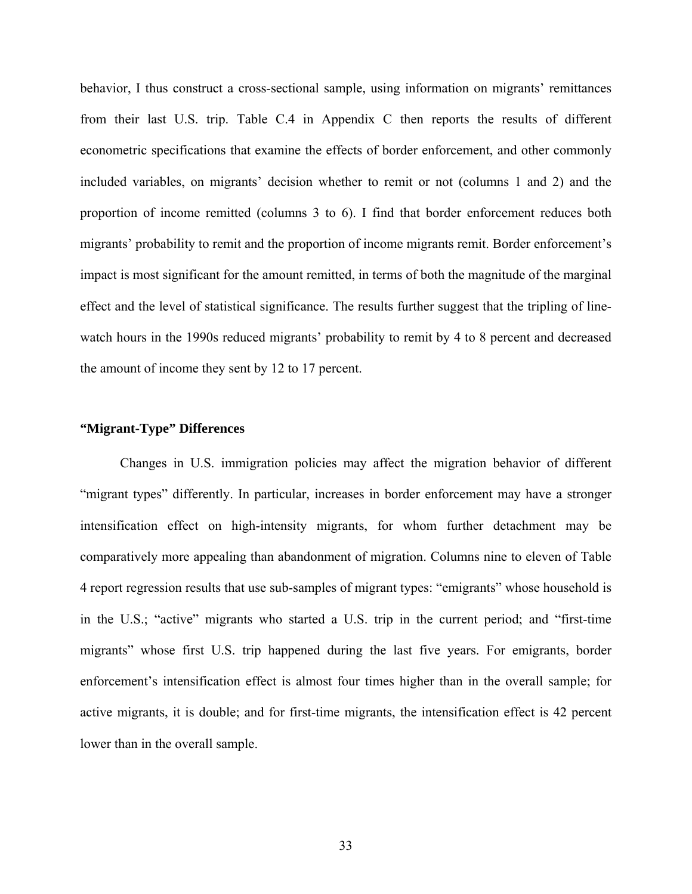behavior, I thus construct a cross-sectional sample, using information on migrants' remittances from their last U.S. trip. Table C.4 in Appendix C then reports the results of different econometric specifications that examine the effects of border enforcement, and other commonly included variables, on migrants' decision whether to remit or not (columns 1 and 2) and the proportion of income remitted (columns 3 to 6). I find that border enforcement reduces both migrants' probability to remit and the proportion of income migrants remit. Border enforcement's impact is most significant for the amount remitted, in terms of both the magnitude of the marginal effect and the level of statistical significance. The results further suggest that the tripling of line-watch hours in the 1990s reduced migrants' probability to remit by 4 to 8 percent and decreased the amount of income they sent by 12 to 17 percent.

### "Migrant-Type" Differences

Changes in U.S. immigration policies may affect the migration behavior of different "migrant types" differently. In particular, increases in border enforcement may have a stronger intensification effect on high-intensity migrants, for whom further detachment may be comparatively more appealing than abandonment of migration. Columns nine to eleven of Table 4 report regression results that use sub-samples of migrant types: "emigrants" whose household is in the U.S.; "active" migrants who started a U.S. trip in the current period; and "first-time migrants" whose first U.S. trip happened during the last five years. For emigrants, border enforcement's intensification effect is almost four times higher than in the overall sample; for active migrants, it is double; and for first-time migrants, the intensification effect is 42 percent lower than in the overall sample.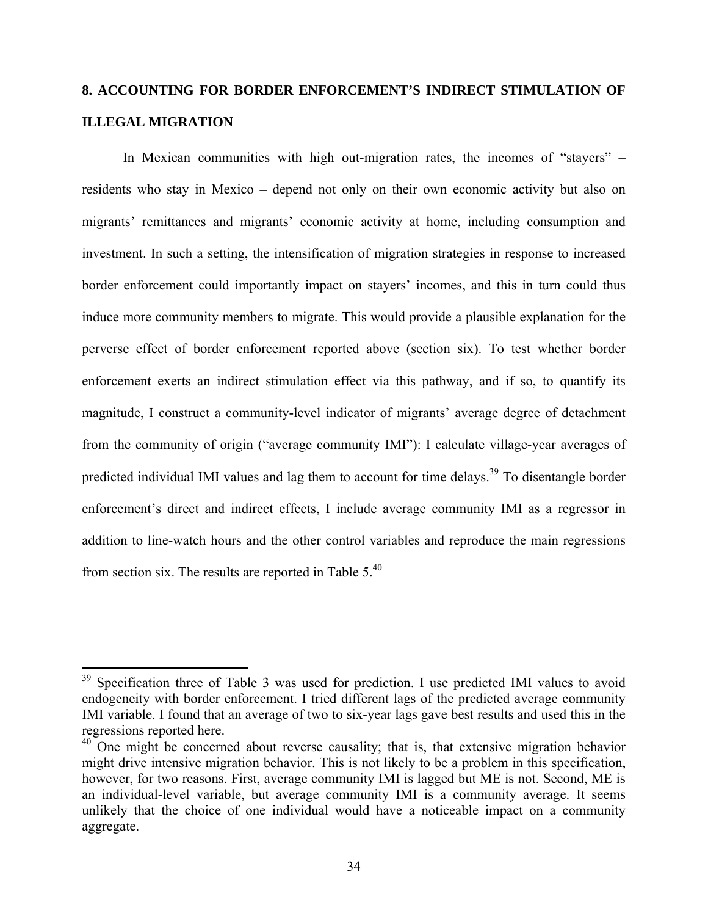## 8. ACCOUNTING FOR BORDER ENFORCEMENT'S INDIRECT STIMULATION OF ILLEGAL MIGRATION

In Mexican communities with high out-migration rates, the incomes of "stayers" – residents who stay in Mexico – depend not only on their own economic activity but also on migrants' remittances and migrants' economic activity at home, including consumption and investment. In such a setting, the intensification of migration strategies in response to increased border enforcement could importantly impact on stayers' incomes, and this in turn could thus induce more community members to migrate. This would provide a plausible explanation for the perverse effect of border enforcement reported above (section six). To test whether border enforcement exerts an indirect stimulation effect via this pathway, and if so, to quantify its magnitude, I construct a community-level indicator of migrants' average degree of detachment from the community of origin ("average community IMI"): I calculate village-year averages of predicted individual IMI values and lag them to account for time delays.[39] To disentangle border enforcement's direct and indirect effects, I include average community IMI as a regressor in addition to line-watch hours and the other control variables and reproduce the main regressions from section six. The results are reported in Table 5.[40]

---

[39] Specification three of Table 3 was used for prediction. I use predicted IMI values to avoid endogeneity with border enforcement. I tried different lags of the predicted average community IMI variable. I found that an average of two to six-year lags gave best results and used this in the regressions reported here.

[40] One might be concerned about reverse causality; that is, that extensive migration behavior might drive intensive migration behavior. This is not likely to be a problem in this specification, however, for two reasons. First, average community IMI is lagged but ME is not. Second, ME is an individual-level variable, but average community IMI is a community average. It seems unlikely that the choice of one individual would have a noticeable impact on a community aggregate.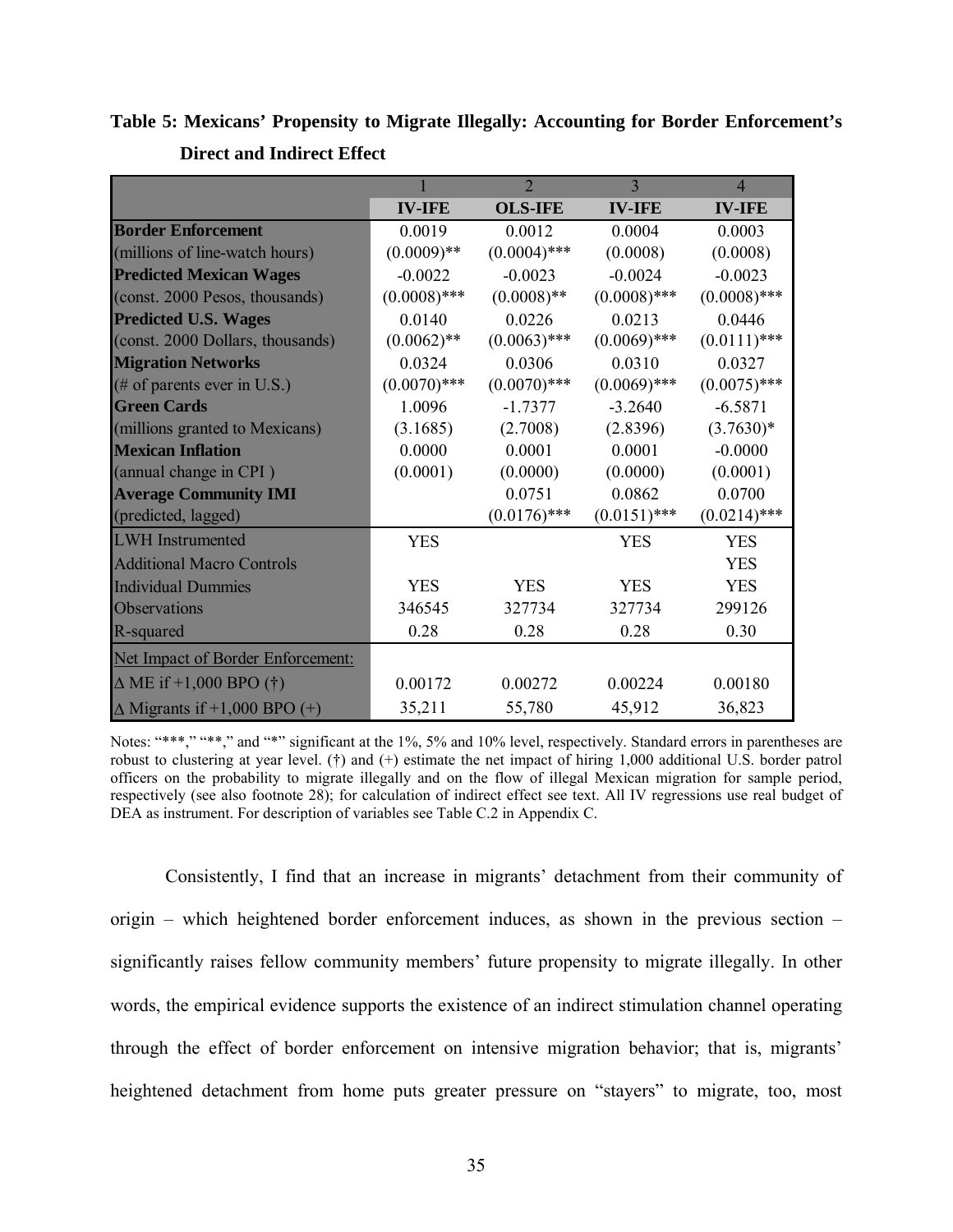**Table 5: Mexicans' Propensity to Migrate Illegally: Accounting for Border Enforcement's Direct and Indirect Effect**

| | 1 | 2 | 3 | 4 |
|---|---|---|---|---|
| | **IV-IFE** | **OLS-IFE** | **IV-IFE** | **IV-IFE** |
| **Border Enforcement** | 0.0019 | 0.0012 | 0.0004 | 0.0003 |
| (millions of line-watch hours) | (0.0009)** | (0.0004)*** | (0.0008) | (0.0008) |
| **Predicted Mexican Wages** | -0.0022 | -0.0023 | -0.0024 | -0.0023 |
| (const. 2000 Pesos, thousands) | (0.0008)*** | (0.0008)** | (0.0008)*** | (0.0008)*** |
| **Predicted U.S. Wages** | 0.0140 | 0.0226 | 0.0213 | 0.0446 |
| (const. 2000 Dollars, thousands) | (0.0062)** | (0.0063)*** | (0.0069)*** | (0.0111)*** |
| **Migration Networks** | 0.0324 | 0.0306 | 0.0310 | 0.0327 |
| (# of parents ever in U.S.) | (0.0070)*** | (0.0070)*** | (0.0069)*** | (0.0075)*** |
| **Green Cards** | 1.0096 | -1.7377 | -3.2640 | -6.5871 |
| (millions granted to Mexicans) | (3.1685) | (2.7008) | (2.8396) | (3.7630)* |
| **Mexican Inflation** | 0.0000 | 0.0001 | 0.0001 | -0.0000 |
| (annual change in CPI ) | (0.0001) | (0.0000) | (0.0000) | (0.0001) |
| **Average Community IMI** | | 0.0751 | 0.0862 | 0.0700 |
| (predicted, lagged) | | (0.0176)*** | (0.0151)*** | (0.0214)*** |
| LWH Instrumented | YES | | YES | YES |
| Additional Macro Controls | | | | YES |
| Individual Dummies | YES | YES | YES | YES |
| Observations | 346545 | 327734 | 327734 | 299126 |
| R-squared | 0.28 | 0.28 | 0.28 | 0.30 |
| Net Impact of Border Enforcement: | | | | |
| $\Delta$ ME if +1,000 BPO (†) | 0.00172 | 0.00272 | 0.00224 | 0.00180 |
| $\Delta$ Migrants if +1,000 BPO (+) | 35,211 | 55,780 | 45,912 | 36,823 |

Notes: "***," "**," and "*" significant at the 1%, 5% and 10% level, respectively. Standard errors in parentheses are robust to clustering at year level. (†) and (+) estimate the net impact of hiring 1,000 additional U.S. border patrol officers on the probability to migrate illegally and on the flow of illegal Mexican migration for sample period, respectively (see also footnote 28); for calculation of indirect effect see text. All IV regressions use real budget of DEA as instrument. For description of variables see Table C.2 in Appendix C.

Consistently, I find that an increase in migrants' detachment from their community of origin – which heightened border enforcement induces, as shown in the previous section – significantly raises fellow community members' future propensity to migrate illegally. In other words, the empirical evidence supports the existence of an indirect stimulation channel operating through the effect of border enforcement on intensive migration behavior; that is, migrants' heightened detachment from home puts greater pressure on "stayers" to migrate, too, most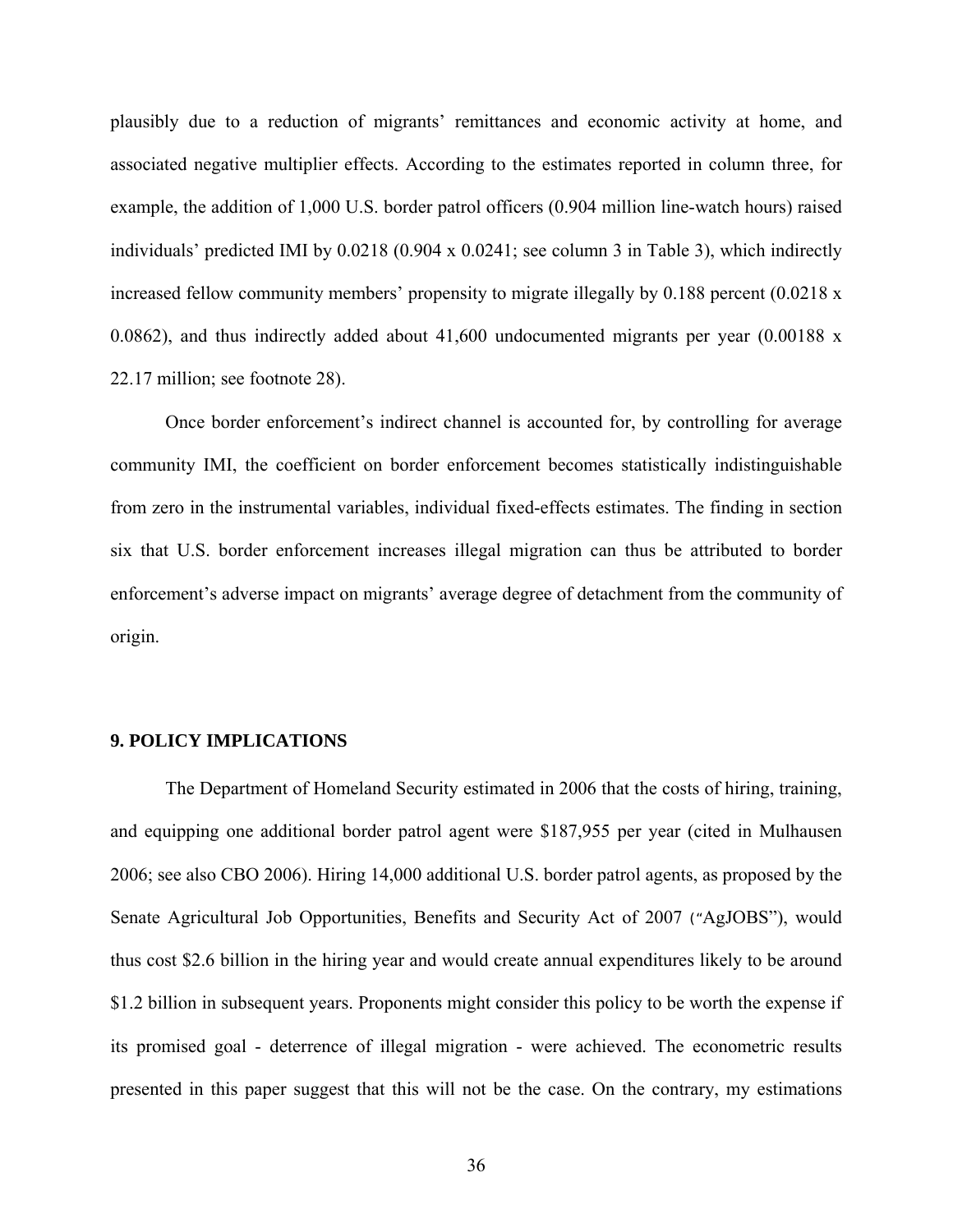plausibly due to a reduction of migrants' remittances and economic activity at home, and associated negative multiplier effects. According to the estimates reported in column three, for example, the addition of 1,000 U.S. border patrol officers (0.904 million line-watch hours) raised individuals' predicted IMI by 0.0218 (0.904 x 0.0241; see column 3 in Table 3), which indirectly increased fellow community members' propensity to migrate illegally by 0.188 percent (0.0218 x 0.0862), and thus indirectly added about 41,600 undocumented migrants per year (0.00188 x 22.17 million; see footnote 28).

Once border enforcement's indirect channel is accounted for, by controlling for average community IMI, the coefficient on border enforcement becomes statistically indistinguishable from zero in the instrumental variables, individual fixed-effects estimates. The finding in section six that U.S. border enforcement increases illegal migration can thus be attributed to border enforcement's adverse impact on migrants' average degree of detachment from the community of origin.

## 9. POLICY IMPLICATIONS

The Department of Homeland Security estimated in 2006 that the costs of hiring, training, and equipping one additional border patrol agent were $187,955 per year (cited in Mulhausen 2006; see also CBO 2006). Hiring 14,000 additional U.S. border patrol agents, as proposed by the Senate Agricultural Job Opportunities, Benefits and Security Act of 2007 ("AgJOBS"), would thus cost $2.6 billion in the hiring year and would create annual expenditures likely to be around $1.2 billion in subsequent years. Proponents might consider this policy to be worth the expense if its promised goal - deterrence of illegal migration - were achieved. The econometric results presented in this paper suggest that this will not be the case. On the contrary, my estimations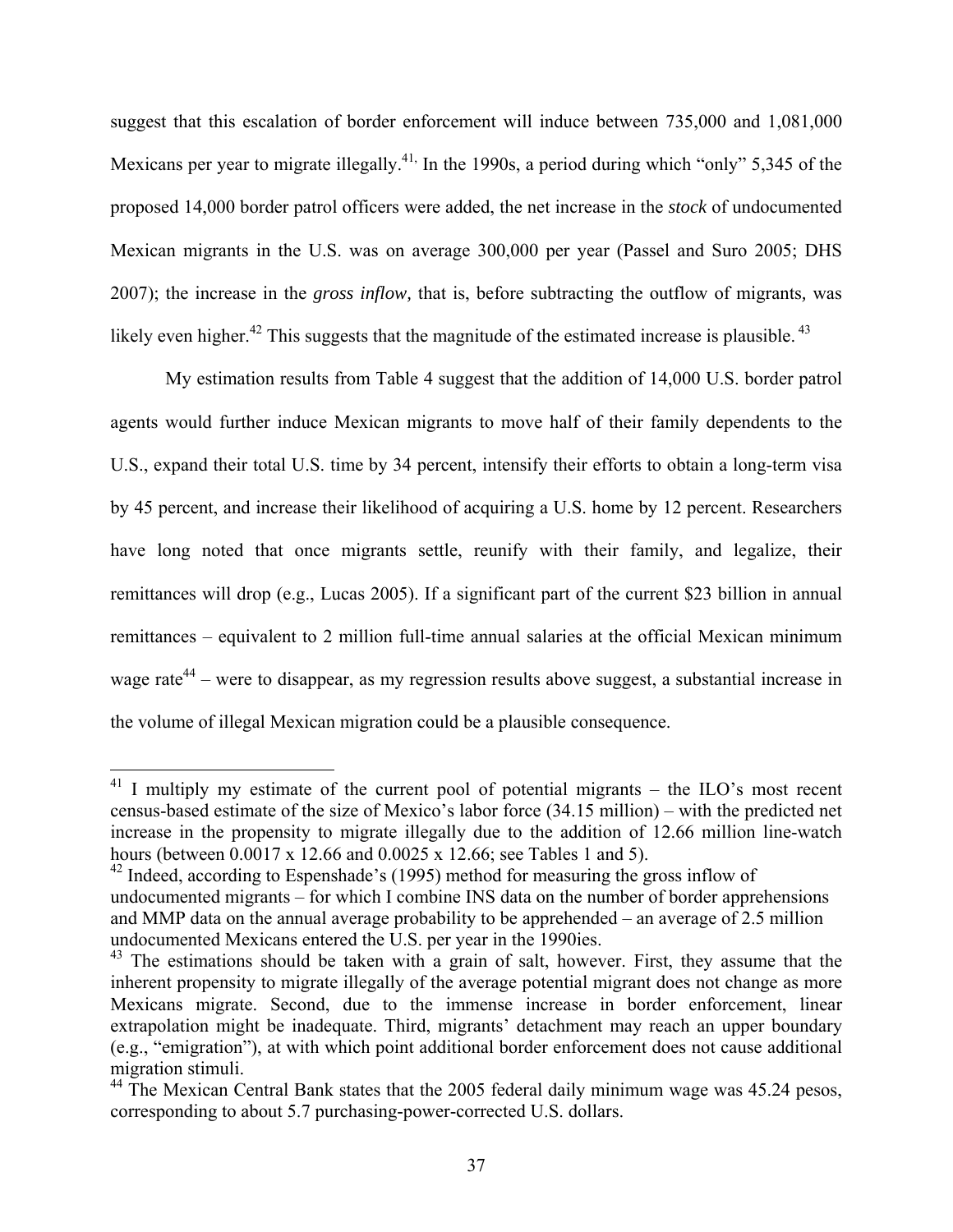suggest that this escalation of border enforcement will induce between 735,000 and 1,081,000 Mexicans per year to migrate illegally.[41,] In the 1990s, a period during which "only" 5,345 of the proposed 14,000 border patrol officers were added, the net increase in the *stock* of undocumented Mexican migrants in the U.S. was on average 300,000 per year (Passel and Suro 2005; DHS 2007); the increase in the *gross inflow,* that is, before subtracting the outflow of migrants, was likely even higher.[42] This suggests that the magnitude of the estimated increase is plausible. [43]

My estimation results from Table 4 suggest that the addition of 14,000 U.S. border patrol agents would further induce Mexican migrants to move half of their family dependents to the U.S., expand their total U.S. time by 34 percent, intensify their efforts to obtain a long-term visa by 45 percent, and increase their likelihood of acquiring a U.S. home by 12 percent. Researchers have long noted that once migrants settle, reunify with their family, and legalize, their remittances will drop (e.g., Lucas 2005). If a significant part of the current $23 billion in annual remittances – equivalent to 2 million full-time annual salaries at the official Mexican minimum wage rate[44] – were to disappear, as my regression results above suggest, a substantial increase in the volume of illegal Mexican migration could be a plausible consequence.

---

[41] I multiply my estimate of the current pool of potential migrants – the ILO's most recent census-based estimate of the size of Mexico's labor force (34.15 million) – with the predicted net increase in the propensity to migrate illegally due to the addition of 12.66 million line-watch hours (between 0.0017 x 12.66 and 0.0025 x 12.66; see Tables 1 and 5).

[42] Indeed, according to Espenshade's (1995) method for measuring the gross inflow of undocumented migrants – for which I combine INS data on the number of border apprehensions and MMP data on the annual average probability to be apprehended – an average of 2.5 million undocumented Mexicans entered the U.S. per year in the 1990ies.

[43] The estimations should be taken with a grain of salt, however. First, they assume that the inherent propensity to migrate illegally of the average potential migrant does not change as more Mexicans migrate. Second, due to the immense increase in border enforcement, linear extrapolation might be inadequate. Third, migrants' detachment may reach an upper boundary (e.g., "emigration"), at with which point additional border enforcement does not cause additional migration stimuli.

[44] The Mexican Central Bank states that the 2005 federal daily minimum wage was 45.24 pesos, corresponding to about 5.7 purchasing-power-corrected U.S. dollars.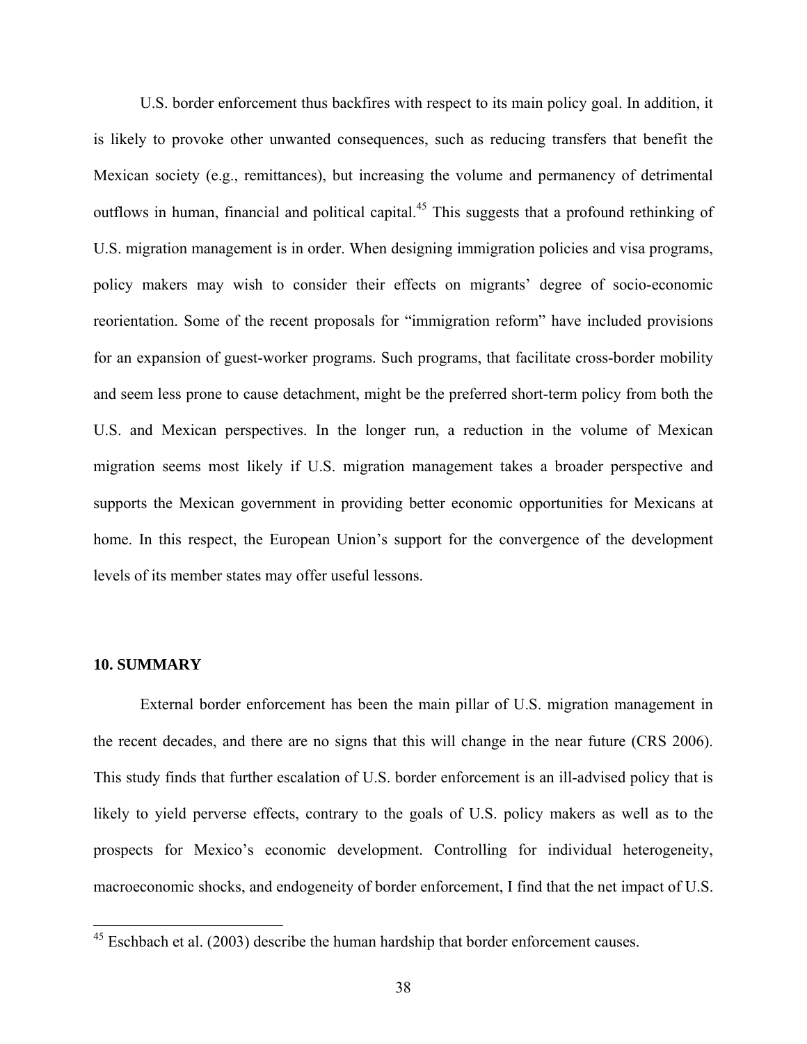U.S. border enforcement thus backfires with respect to its main policy goal. In addition, it is likely to provoke other unwanted consequences, such as reducing transfers that benefit the Mexican society (e.g., remittances), but increasing the volume and permanency of detrimental outflows in human, financial and political capital.[45] This suggests that a profound rethinking of U.S. migration management is in order. When designing immigration policies and visa programs, policy makers may wish to consider their effects on migrants' degree of socio-economic reorientation. Some of the recent proposals for "immigration reform" have included provisions for an expansion of guest-worker programs. Such programs, that facilitate cross-border mobility and seem less prone to cause detachment, might be the preferred short-term policy from both the U.S. and Mexican perspectives. In the longer run, a reduction in the volume of Mexican migration seems most likely if U.S. migration management takes a broader perspective and supports the Mexican government in providing better economic opportunities for Mexicans at home. In this respect, the European Union's support for the convergence of the development levels of its member states may offer useful lessons.

## 10. SUMMARY

External border enforcement has been the main pillar of U.S. migration management in the recent decades, and there are no signs that this will change in the near future (CRS 2006). This study finds that further escalation of U.S. border enforcement is an ill-advised policy that is likely to yield perverse effects, contrary to the goals of U.S. policy makers as well as to the prospects for Mexico's economic development. Controlling for individual heterogeneity, macroeconomic shocks, and endogeneity of border enforcement, I find that the net impact of U.S.

[45] Eschbach et al. (2003) describe the human hardship that border enforcement causes.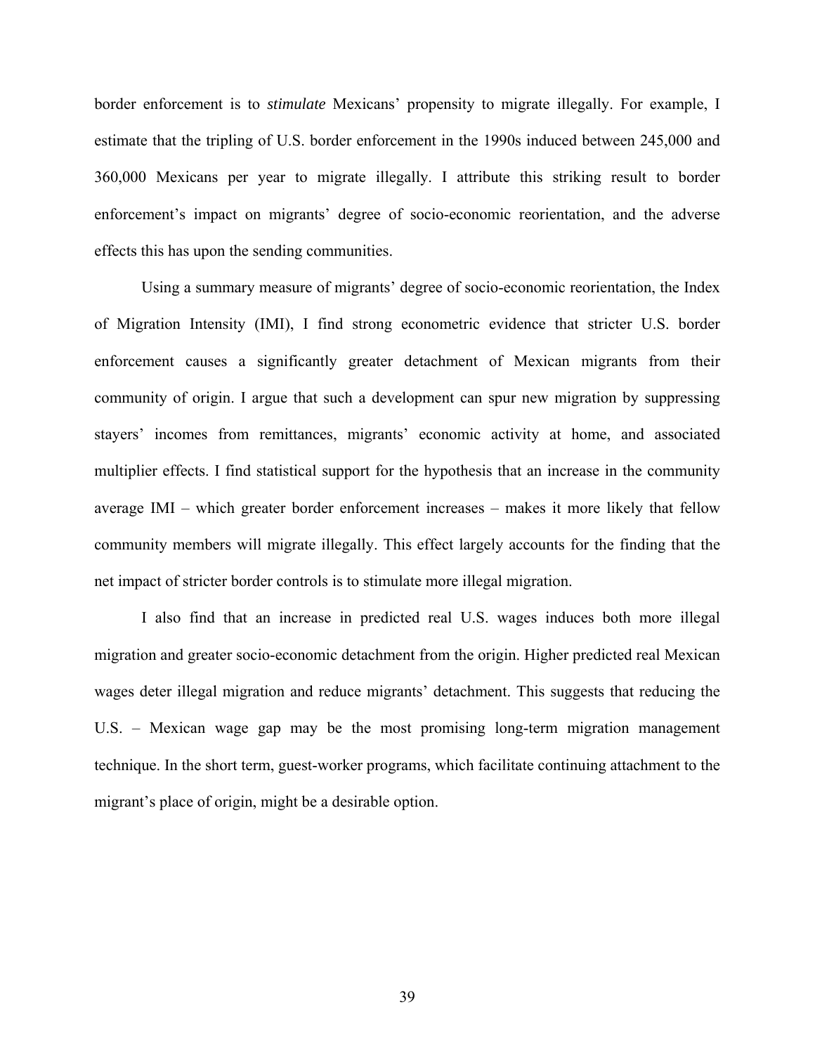border enforcement is to *stimulate* Mexicans' propensity to migrate illegally. For example, I estimate that the tripling of U.S. border enforcement in the 1990s induced between 245,000 and 360,000 Mexicans per year to migrate illegally. I attribute this striking result to border enforcement's impact on migrants' degree of socio-economic reorientation, and the adverse effects this has upon the sending communities.

Using a summary measure of migrants' degree of socio-economic reorientation, the Index of Migration Intensity (IMI), I find strong econometric evidence that stricter U.S. border enforcement causes a significantly greater detachment of Mexican migrants from their community of origin. I argue that such a development can spur new migration by suppressing stayers' incomes from remittances, migrants' economic activity at home, and associated multiplier effects. I find statistical support for the hypothesis that an increase in the community average IMI – which greater border enforcement increases – makes it more likely that fellow community members will migrate illegally. This effect largely accounts for the finding that the net impact of stricter border controls is to stimulate more illegal migration.

I also find that an increase in predicted real U.S. wages induces both more illegal migration and greater socio-economic detachment from the origin. Higher predicted real Mexican wages deter illegal migration and reduce migrants' detachment. This suggests that reducing the U.S. – Mexican wage gap may be the most promising long-term migration management technique. In the short term, guest-worker programs, which facilitate continuing attachment to the migrant's place of origin, might be a desirable option.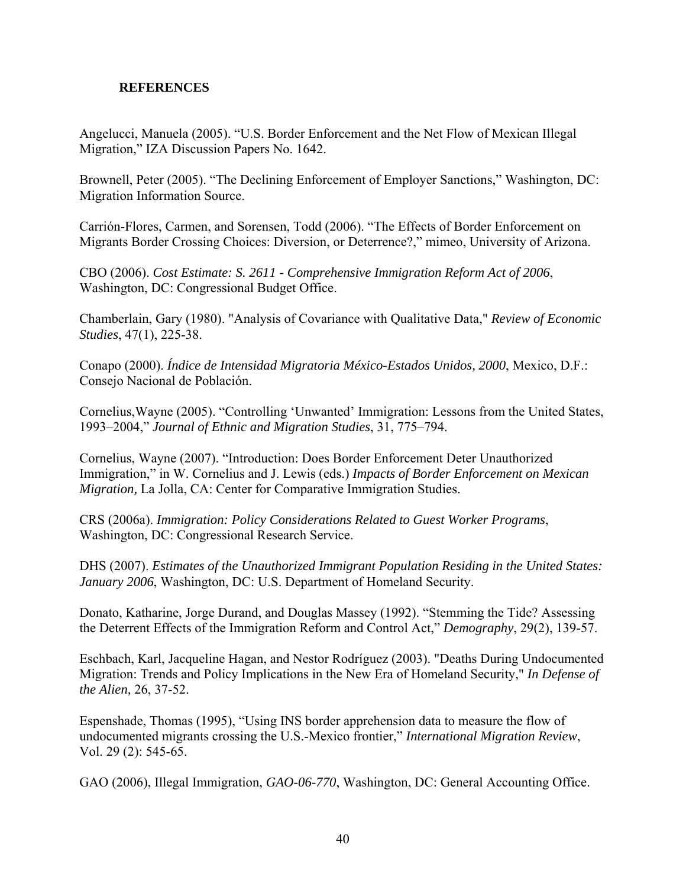## REFERENCES

Angelucci, Manuela (2005). "U.S. Border Enforcement and the Net Flow of Mexican Illegal Migration," IZA Discussion Papers No. 1642.

Brownell, Peter (2005). "The Declining Enforcement of Employer Sanctions," Washington, DC: Migration Information Source.

Carrión-Flores, Carmen, and Sorensen, Todd (2006). "The Effects of Border Enforcement on Migrants Border Crossing Choices: Diversion, or Deterrence?," mimeo, University of Arizona.

CBO (2006). *Cost Estimate: S. 2611 - Comprehensive Immigration Reform Act of 2006*, Washington, DC: Congressional Budget Office.

Chamberlain, Gary (1980). "Analysis of Covariance with Qualitative Data," *Review of Economic Studies*, 47(1), 225-38.

Conapo (2000). *Índice de Intensidad Migratoria México-Estados Unidos, 2000*, Mexico, D.F.: Consejo Nacional de Población.

Cornelius,Wayne (2005). "Controlling 'Unwanted' Immigration: Lessons from the United States, 1993–2004," *Journal of Ethnic and Migration Studies*, 31, 775–794.

Cornelius, Wayne (2007). "Introduction: Does Border Enforcement Deter Unauthorized Immigration," in W. Cornelius and J. Lewis (eds.) *Impacts of Border Enforcement on Mexican Migration,* La Jolla, CA: Center for Comparative Immigration Studies.

CRS (2006a). *Immigration: Policy Considerations Related to Guest Worker Programs*, Washington, DC: Congressional Research Service.

DHS (2007). *Estimates of the Unauthorized Immigrant Population Residing in the United States: January 2006*, Washington, DC: U.S. Department of Homeland Security.

Donato, Katharine, Jorge Durand, and Douglas Massey (1992). "Stemming the Tide? Assessing the Deterrent Effects of the Immigration Reform and Control Act," *Demography*, 29(2), 139-57.

Eschbach, Karl, Jacqueline Hagan, and Nestor Rodríguez (2003). "Deaths During Undocumented Migration: Trends and Policy Implications in the New Era of Homeland Security," *In Defense of the Alien,* 26, 37-52.

Espenshade, Thomas (1995), "Using INS border apprehension data to measure the flow of undocumented migrants crossing the U.S.-Mexico frontier," *International Migration Review*, Vol. 29 (2): 545-65.

GAO (2006), Illegal Immigration, *GAO-06-770*, Washington, DC: General Accounting Office.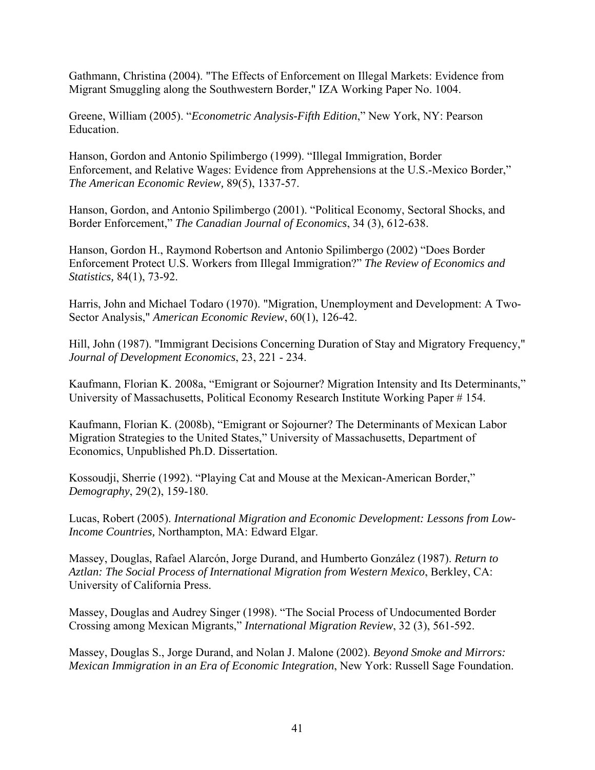Gathmann, Christina (2004). "The Effects of Enforcement on Illegal Markets: Evidence from Migrant Smuggling along the Southwestern Border," IZA Working Paper No. 1004.

Greene, William (2005). "*Econometric Analysis-Fifth Edition*," New York, NY: Pearson Education.

Hanson, Gordon and Antonio Spilimbergo (1999). "Illegal Immigration, Border Enforcement, and Relative Wages: Evidence from Apprehensions at the U.S.-Mexico Border," *The American Economic Review,* 89(5), 1337-57.

Hanson, Gordon, and Antonio Spilimbergo (2001). "Political Economy, Sectoral Shocks, and Border Enforcement," *The Canadian Journal of Economics*, 34 (3), 612-638.

Hanson, Gordon H., Raymond Robertson and Antonio Spilimbergo (2002) "Does Border Enforcement Protect U.S. Workers from Illegal Immigration?" *The Review of Economics and Statistics,* 84(1), 73-92.

Harris, John and Michael Todaro (1970). "Migration, Unemployment and Development: A Two-Sector Analysis," *American Economic Review*, 60(1), 126-42.

Hill, John (1987). "Immigrant Decisions Concerning Duration of Stay and Migratory Frequency," *Journal of Development Economics*, 23, 221 - 234.

Kaufmann, Florian K. 2008a, "Emigrant or Sojourner? Migration Intensity and Its Determinants," University of Massachusetts, Political Economy Research Institute Working Paper # 154.

Kaufmann, Florian K. (2008b), "Emigrant or Sojourner? The Determinants of Mexican Labor Migration Strategies to the United States," University of Massachusetts, Department of Economics, Unpublished Ph.D. Dissertation.

Kossoudji, Sherrie (1992). "Playing Cat and Mouse at the Mexican-American Border," *Demography*, 29(2), 159-180.

Lucas, Robert (2005). *International Migration and Economic Development: Lessons from Low-Income Countries,* Northampton, MA: Edward Elgar.

Massey, Douglas, Rafael Alarcón, Jorge Durand, and Humberto González (1987). *Return to Aztlan: The Social Process of International Migration from Western Mexico*, Berkley, CA: University of California Press.

Massey, Douglas and Audrey Singer (1998). "The Social Process of Undocumented Border Crossing among Mexican Migrants," *International Migration Review*, 32 (3), 561-592.

Massey, Douglas S., Jorge Durand, and Nolan J. Malone (2002). *Beyond Smoke and Mirrors: Mexican Immigration in an Era of Economic Integration*, New York: Russell Sage Foundation.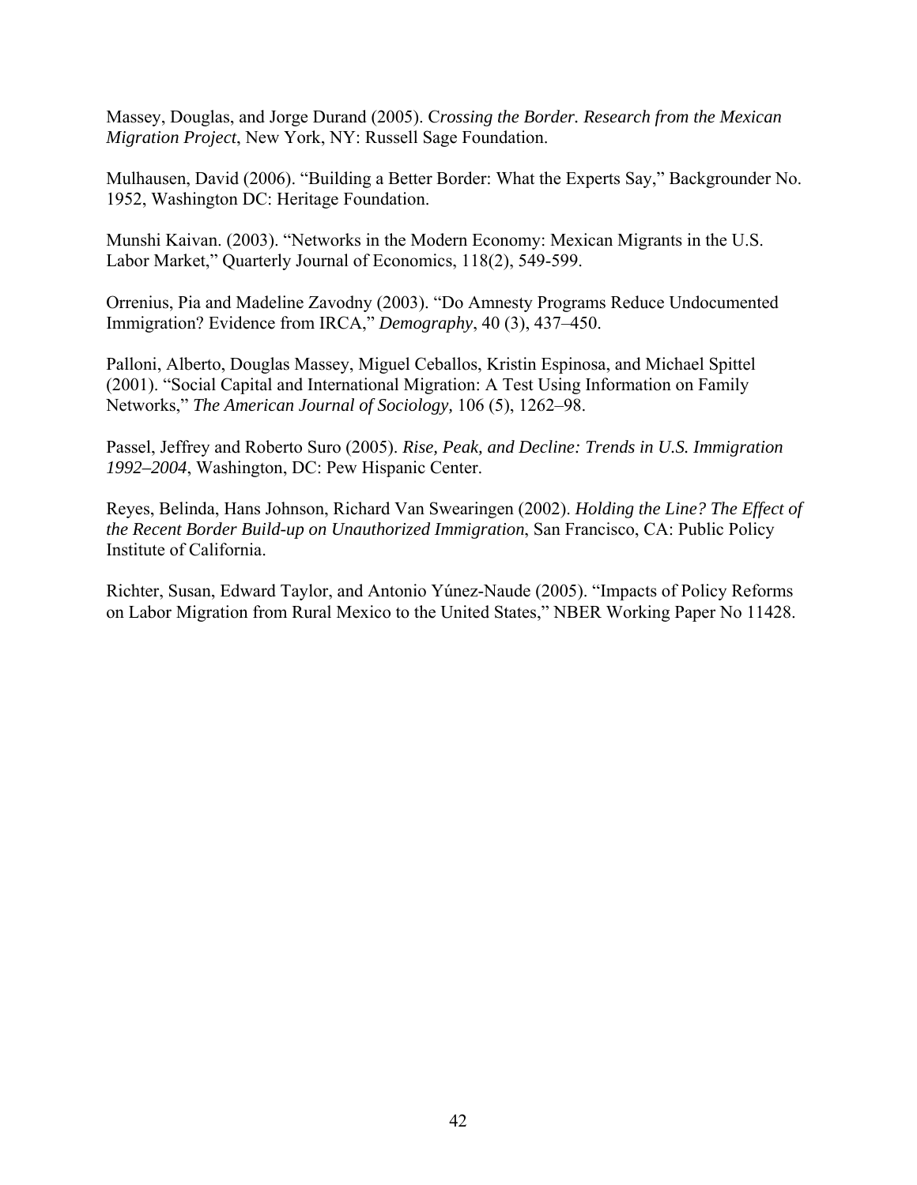Massey, Douglas, and Jorge Durand (2005). C*rossing the Border. Research from the Mexican Migration Project*, New York, NY: Russell Sage Foundation.

Mulhausen, David (2006). "Building a Better Border: What the Experts Say," Backgrounder No. 1952, Washington DC: Heritage Foundation.

Munshi Kaivan. (2003). "Networks in the Modern Economy: Mexican Migrants in the U.S. Labor Market," Quarterly Journal of Economics, 118(2), 549-599.

Orrenius, Pia and Madeline Zavodny (2003). "Do Amnesty Programs Reduce Undocumented Immigration? Evidence from IRCA," *Demography*, 40 (3), 437–450.

Palloni, Alberto, Douglas Massey, Miguel Ceballos, Kristin Espinosa, and Michael Spittel (2001). "Social Capital and International Migration: A Test Using Information on Family Networks," *The American Journal of Sociology,* 106 (5), 1262–98.

Passel, Jeffrey and Roberto Suro (2005). *Rise, Peak, and Decline: Trends in U.S. Immigration 1992–2004*, Washington, DC: Pew Hispanic Center.

Reyes, Belinda, Hans Johnson, Richard Van Swearingen (2002). *Holding the Line? The Effect of the Recent Border Build-up on Unauthorized Immigration*, San Francisco, CA: Public Policy Institute of California.

Richter, Susan, Edward Taylor, and Antonio Yúnez-Naude (2005). "Impacts of Policy Reforms on Labor Migration from Rural Mexico to the United States," NBER Working Paper No 11428.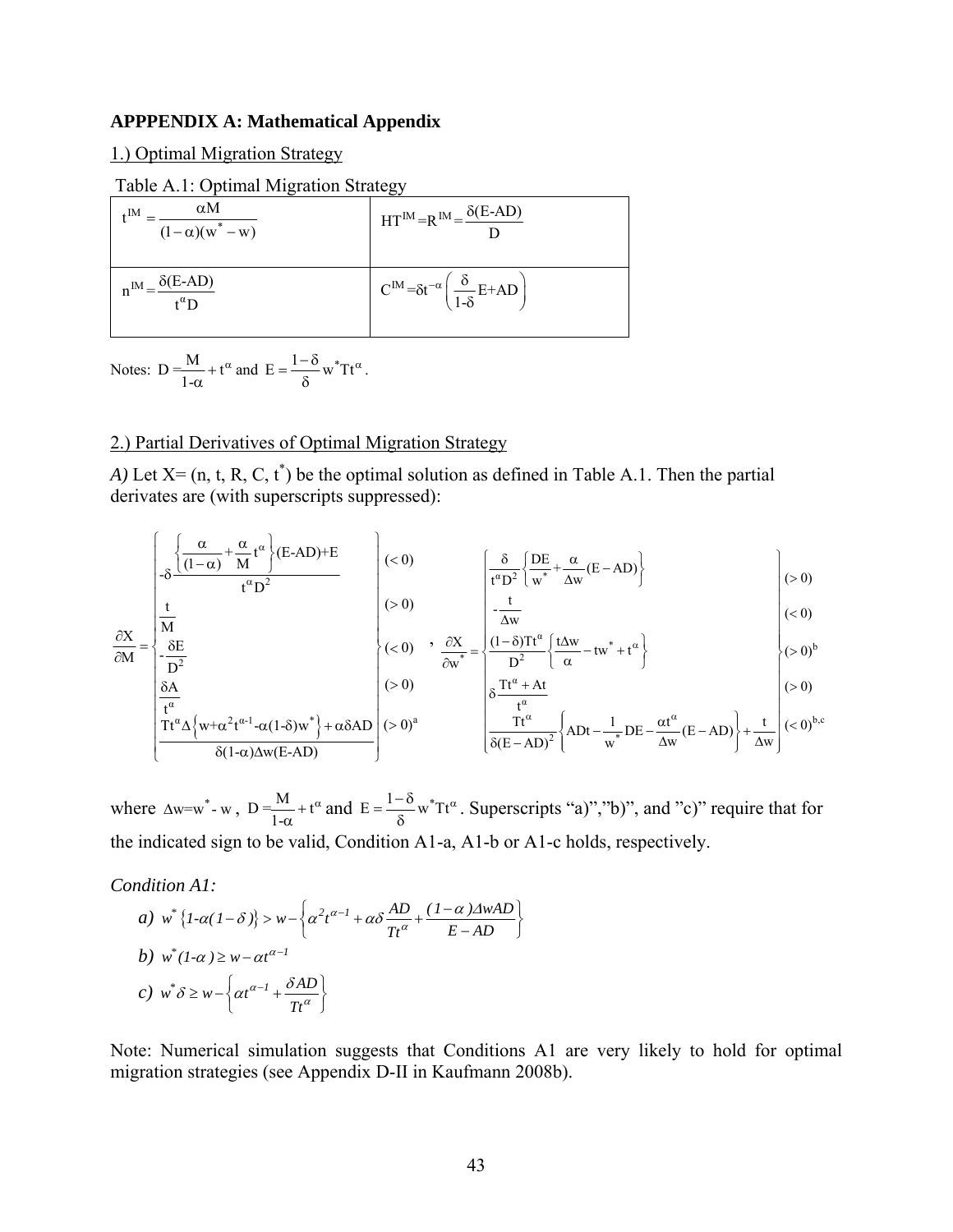**APPPENDIX A: Mathematical Appendix**

1.) Optimal Migration Strategy

Table A.1: Optimal Migration Strategy

| | |
|---|---|
| $t^{IM} = \dfrac{\alpha M}{(1-\alpha)(w^* - w)}$ | $HT^{IM} = R^{IM} = \dfrac{\delta(E\text{-}AD)}{D}$ |
| $n^{IM} = \dfrac{\delta(E\text{-}AD)}{t^{\alpha} D}$ | $C^{IM} = \delta t^{-\alpha}\left(\dfrac{\delta}{1\text{-}\delta}E + AD\right)$ |

Notes: $D = \dfrac{M}{1\text{-}\alpha} + t^{\alpha}$ and $E = \dfrac{1-\delta}{\delta} w^* T t^{\alpha}$.

2.) Partial Derivatives of Optimal Migration Strategy

*A)* Let X= (n, t, R, C, $t^*$) be the optimal solution as defined in Table A.1. Then the partial derivates are (with superscripts suppressed):

$$
\frac{\partial X}{\partial M} = \begin{Bmatrix} -\delta \dfrac{\left\{\dfrac{\alpha}{(1-\alpha)} + \dfrac{\alpha}{M} t^{\alpha}\right\}(E\text{-}AD) + E}{t^{\alpha} D^2} \\ \dfrac{t}{M} \\ -\dfrac{\delta E}{D^2} \\ \dfrac{\delta A}{t^{\alpha}} \\ \dfrac{T t^{\alpha} \Delta\left\{w + \alpha^2 t^{\alpha-1} - \alpha(1-\delta) w^*\right\} + \alpha\delta AD}{\delta(1-\alpha)\Delta w (E\text{-}AD)} \end{Bmatrix} \begin{matrix} (<0) \\ (>0) \\ (<0) \\ (>0) \\ (>0)^a \end{matrix}
\quad , \quad
\frac{\partial X}{\partial w^*} = \begin{Bmatrix} \dfrac{\delta}{t^{\alpha} D^2}\left\{\dfrac{DE}{w^*} + \dfrac{\alpha}{\Delta w}(E - AD)\right\} \\ -\dfrac{t}{\Delta w} \\ \dfrac{(1-\delta) T t^{\alpha}}{D^2}\left\{\dfrac{t \Delta w}{\alpha} - t w^* + t^{\alpha}\right\} \\ \delta \dfrac{T t^{\alpha} + At}{t^{\alpha}} \\ \dfrac{T t^{\alpha}}{\delta (E - AD)^2}\left\{ADt - \dfrac{1}{w^*} DE - \dfrac{\alpha t^{\alpha}}{\Delta w}(E - AD)\right\} + \dfrac{t}{\Delta w} \end{Bmatrix} \begin{matrix} (>0) \\ (<0) \\ (>0)^b \\ (>0) \\ (<0)^{b,c} \end{matrix}
$$

where $\Delta w = w^* - w$, $D = \dfrac{M}{1\text{-}\alpha} + t^{\alpha}$ and $E = \dfrac{1-\delta}{\delta} w^* T t^{\alpha}$. Superscripts "a)","b)", and "c)" require that for the indicated sign to be valid, Condition A1-a, A1-b or A1-c holds, respectively.

*Condition A1:*

*a)* $w^*\{1\text{-}\alpha(1-\delta)\} > w - \left\{\alpha^2 t^{\alpha-1} + \alpha\delta \dfrac{AD}{T t^{\alpha}} + \dfrac{(1-\alpha)\Delta w AD}{E - AD}\right\}$

*b)* $w^*(1\text{-}\alpha) \geq w - \alpha t^{\alpha-1}$

*c)* $w^*\delta \geq w - \left\{\alpha t^{\alpha-1} + \dfrac{\delta AD}{T t^{\alpha}}\right\}$

Note: Numerical simulation suggests that Conditions A1 are very likely to hold for optimal migration strategies (see Appendix D-II in Kaufmann 2008b).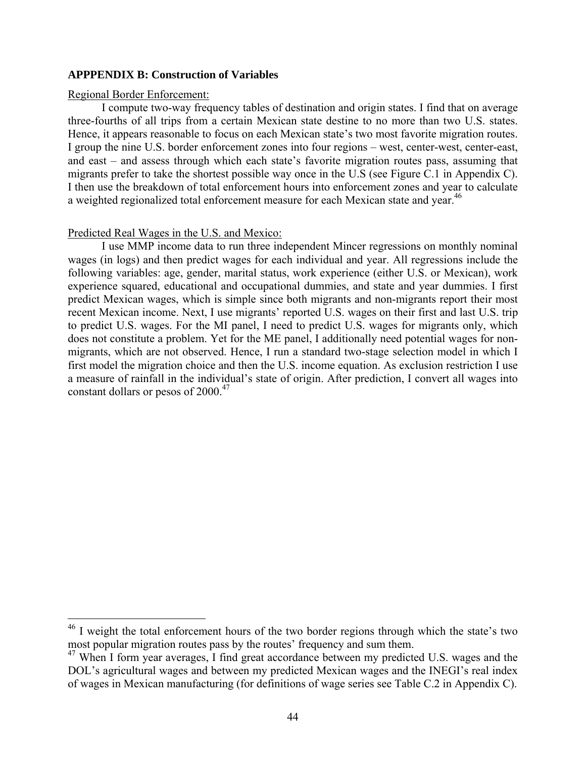## APPPENDIX B: Construction of Variables

Regional Border Enforcement:

I compute two-way frequency tables of destination and origin states. I find that on average three-fourths of all trips from a certain Mexican state destine to no more than two U.S. states. Hence, it appears reasonable to focus on each Mexican state's two most favorite migration routes. I group the nine U.S. border enforcement zones into four regions – west, center-west, center-east, and east – and assess through which each state's favorite migration routes pass, assuming that migrants prefer to take the shortest possible way once in the U.S (see Figure C.1 in Appendix C). I then use the breakdown of total enforcement hours into enforcement zones and year to calculate a weighted regionalized total enforcement measure for each Mexican state and year.[46]

Predicted Real Wages in the U.S. and Mexico:

I use MMP income data to run three independent Mincer regressions on monthly nominal wages (in logs) and then predict wages for each individual and year. All regressions include the following variables: age, gender, marital status, work experience (either U.S. or Mexican), work experience squared, educational and occupational dummies, and state and year dummies. I first predict Mexican wages, which is simple since both migrants and non-migrants report their most recent Mexican income. Next, I use migrants' reported U.S. wages on their first and last U.S. trip to predict U.S. wages. For the MI panel, I need to predict U.S. wages for migrants only, which does not constitute a problem. Yet for the ME panel, I additionally need potential wages for non-migrants, which are not observed. Hence, I run a standard two-stage selection model in which I first model the migration choice and then the U.S. income equation. As exclusion restriction I use a measure of rainfall in the individual's state of origin. After prediction, I convert all wages into constant dollars or pesos of 2000.[47]

---

[46] I weight the total enforcement hours of the two border regions through which the state's two most popular migration routes pass by the routes' frequency and sum them.

[47] When I form year averages, I find great accordance between my predicted U.S. wages and the DOL's agricultural wages and between my predicted Mexican wages and the INEGI's real index of wages in Mexican manufacturing (for definitions of wage series see Table C.2 in Appendix C).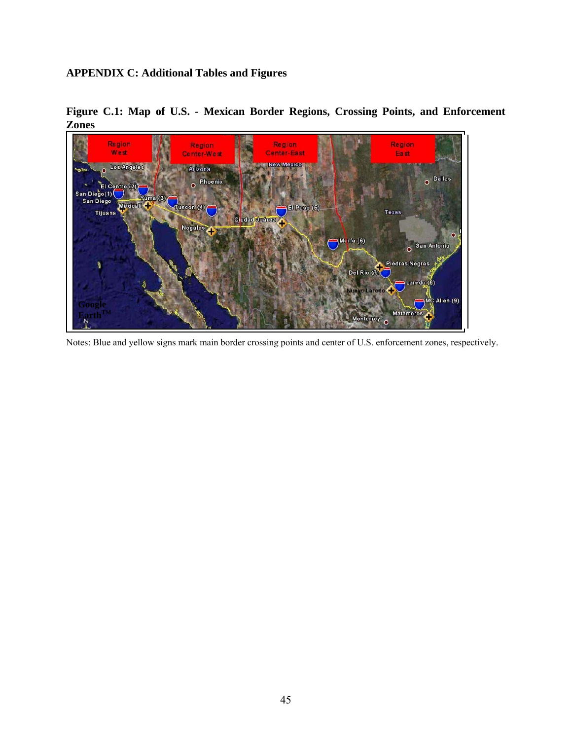## APPENDIX C: Additional Tables and Figures

**Figure C.1: Map of U.S. - Mexican Border Regions, Crossing Points, and Enforcement Zones**

Notes: Blue and yellow signs mark main border crossing points and center of U.S. enforcement zones, respectively.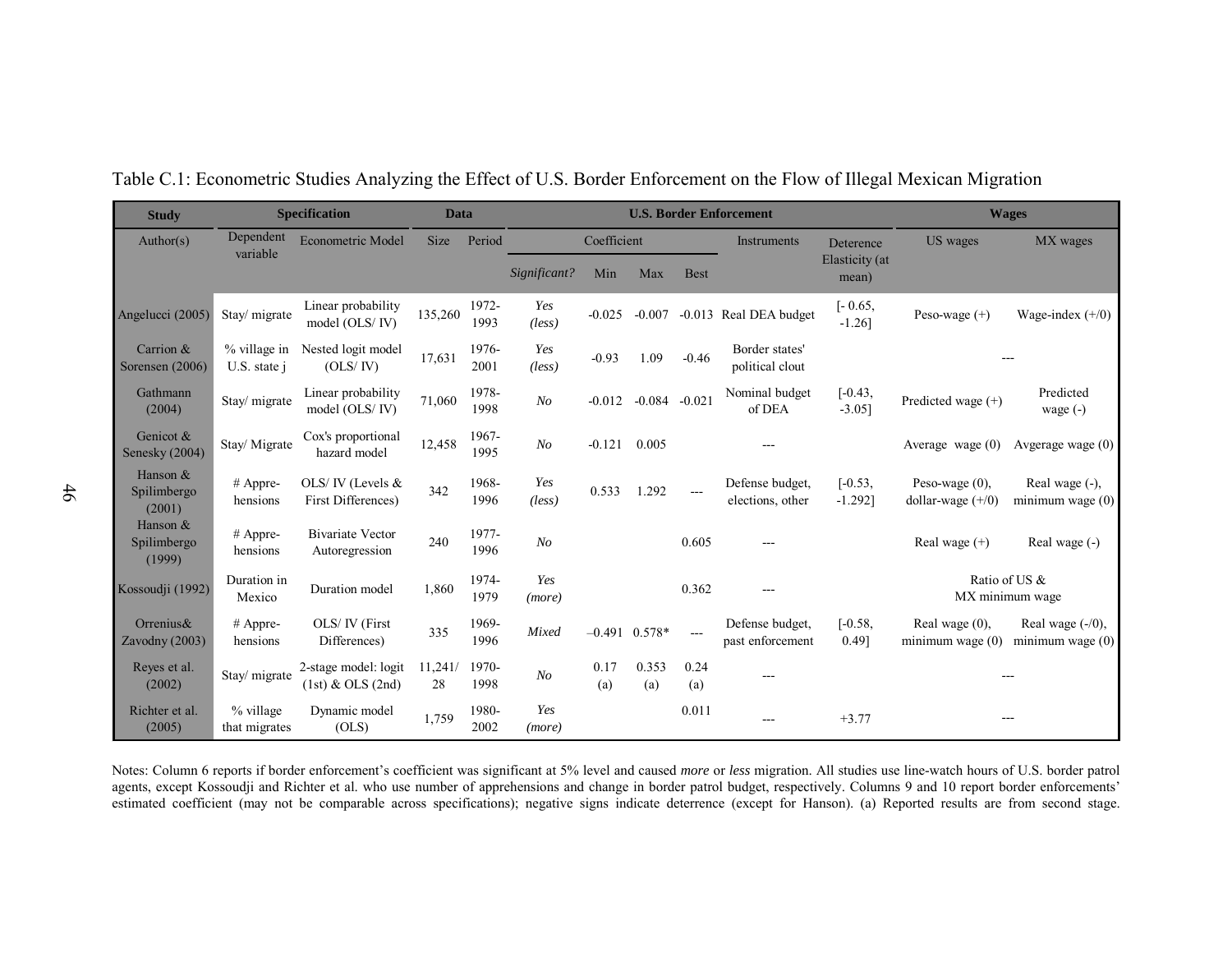Table C.1: Econometric Studies Analyzing the Effect of U.S. Border Enforcement on the Flow of Illegal Mexican Migration

| Study | Specification | | Data | | U.S. Border Enforcement | | | | | | Wages | |
|---|---|---|---|---|---|---|---|---|---|---|---|---|
| Author(s) | Dependent variable | Econometric Model | Size | Period | Coefficient | | | | Instruments | Deterence Elasticity (at mean) | US wages | MX wages |
| | | | | | *Significant?* | Min | Max | Best | | | | |
| Angelucci (2005) | Stay/ migrate | Linear probability model (OLS/ IV) | 135,260 | 1972-1993 | *Yes (less)* | -0.025 | -0.007 | -0.013 | Real DEA budget | [- 0.65, -1.26] | Peso-wage (+) | Wage-index (+/0) |
| Carrion & Sorensen (2006) | % village in U.S. state j | Nested logit model (OLS/ IV) | 17,631 | 1976-2001 | *Yes (less)* | -0.93 | 1.09 | -0.46 | Border states' political clout | | --- | |
| Gathmann (2004) | Stay/ migrate | Linear probability model (OLS/ IV) | 71,060 | 1978-1998 | *No* | -0.012 | -0.084 | -0.021 | Nominal budget of DEA | [-0.43, -3.05] | Predicted wage (+) | Predicted wage (-) |
| Genicot & Senesky (2004) | Stay/ Migrate | Cox's proportional hazard model | 12,458 | 1967-1995 | *No* | -0.121 | 0.005 | | --- | | Average wage (0) | Avgerage wage (0) |
| Hanson & Spilimbergo (2001) | # Appre-hensions | OLS/ IV (Levels & First Differences) | 342 | 1968-1996 | *Yes (less)* | 0.533 | 1.292 | --- | Defense budget, elections, other | [-0.53, -1.292] | Peso-wage (0), dollar-wage (+/0) | Real wage (-), minimum wage (0) |
| Hanson & Spilimbergo (1999) | # Appre-hensions | Bivariate Vector Autoregression | 240 | 1977-1996 | *No* | | | 0.605 | --- | | Real wage (+) | Real wage (-) |
| Kossoudji (1992) | Duration in Mexico | Duration model | 1,860 | 1974-1979 | *Yes (more)* | | | 0.362 | --- | | Ratio of US & MX minimum wage | |
| Orrenius& Zavodny (2003) | # Appre-hensions | OLS/ IV (First Differences) | 335 | 1969-1996 | *Mixed* | –0.491 | 0.578* | --- | Defense budget, past enforcement | [-0.58, 0.49] | Real wage (0), minimum wage (0) | Real wage (-/0), minimum wage (0) |
| Reyes et al. (2002) | Stay/ migrate | 2-stage model: logit (1st) & OLS (2nd) | 11,241/ 28 | 1970-1998 | *No* | 0.17 (a) | 0.353 (a) | 0.24 (a) | --- | | --- | |
| Richter et al. (2005) | % village that migrates | Dynamic model (OLS) | 1,759 | 1980-2002 | *Yes (more)* | | | 0.011 | --- | +3.77 | --- | |

Notes: Column 6 reports if border enforcement's coefficient was significant at 5% level and caused *more* or *less* migration. All studies use line-watch hours of U.S. border patrol agents, except Kossoudji and Richter et al. who use number of apprehensions and change in border patrol budget, respectively. Columns 9 and 10 report border enforcements' estimated coefficient (may not be comparable across specifications); negative signs indicate deterrence (except for Hanson). (a) Reported results are from second stage.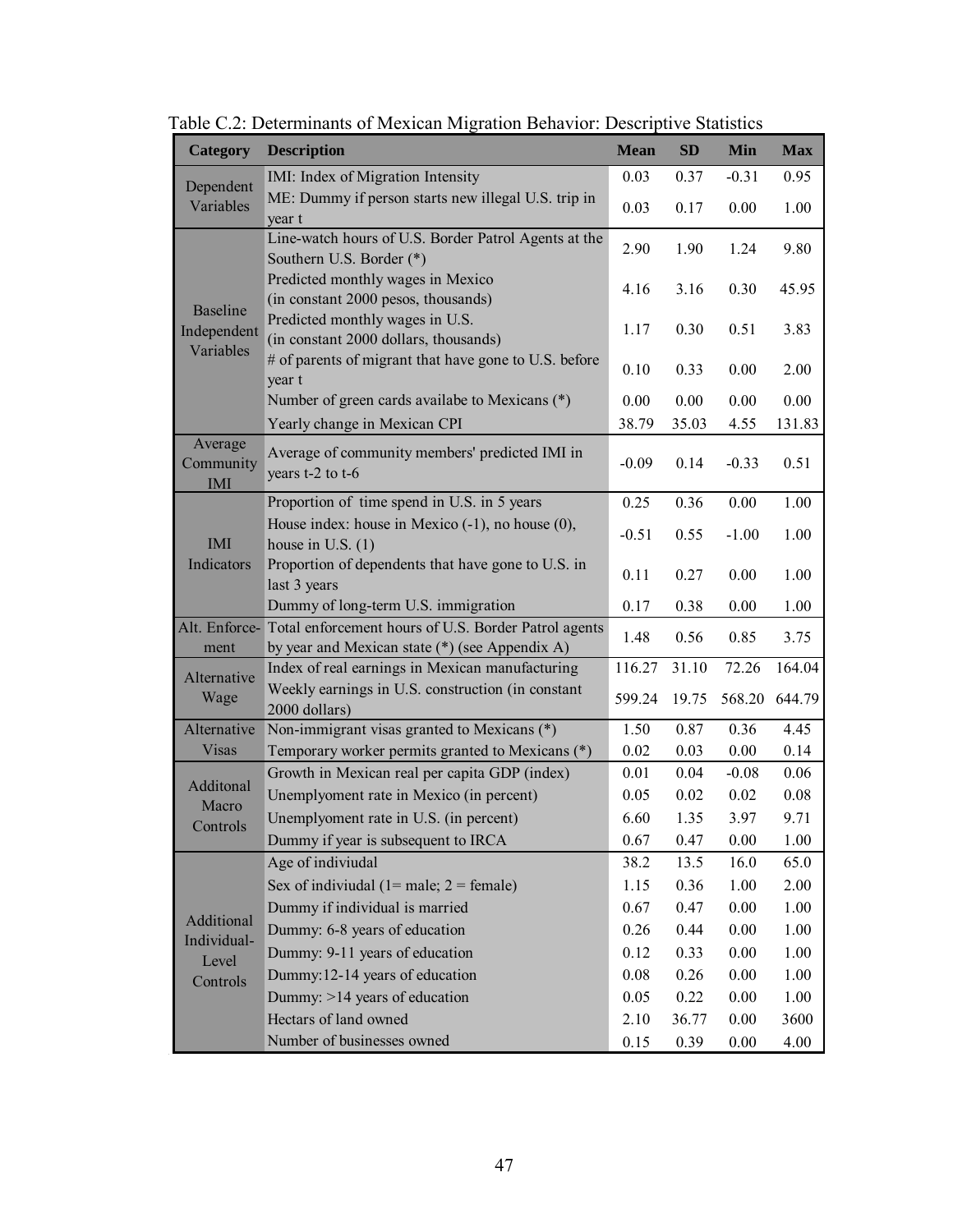Table C.2: Determinants of Mexican Migration Behavior: Descriptive Statistics

| Category | Description | Mean | SD | Min | Max |
|---|---|---|---|---|---|
| Dependent Variables | IMI: Index of Migration Intensity | 0.03 | 0.37 | -0.31 | 0.95 |
| | ME: Dummy if person starts new illegal U.S. trip in year t | 0.03 | 0.17 | 0.00 | 1.00 |
| Baseline Independent Variables | Line-watch hours of U.S. Border Patrol Agents at the Southern U.S. Border (*) | 2.90 | 1.90 | 1.24 | 9.80 |
| | Predicted monthly wages in Mexico (in constant 2000 pesos, thousands) | 4.16 | 3.16 | 0.30 | 45.95 |
| | Predicted monthly wages in U.S. (in constant 2000 dollars, thousands) | 1.17 | 0.30 | 0.51 | 3.83 |
| | # of parents of migrant that have gone to U.S. before year t | 0.10 | 0.33 | 0.00 | 2.00 |
| | Number of green cards availabe to Mexicans (*) | 0.00 | 0.00 | 0.00 | 0.00 |
| | Yearly change in Mexican CPI | 38.79 | 35.03 | 4.55 | 131.83 |
| Average Community IMI | Average of community members' predicted IMI in years t-2 to t-6 | -0.09 | 0.14 | -0.33 | 0.51 |
| IMI Indicators | Proportion of time spend in U.S. in 5 years | 0.25 | 0.36 | 0.00 | 1.00 |
| | House index: house in Mexico (-1), no house (0), house in U.S. (1) | -0.51 | 0.55 | -1.00 | 1.00 |
| | Proportion of dependents that have gone to U.S. in last 3 years | 0.11 | 0.27 | 0.00 | 1.00 |
| | Dummy of long-term U.S. immigration | 0.17 | 0.38 | 0.00 | 1.00 |
| Alt. Enforce-ment | Total enforcement hours of U.S. Border Patrol agents by year and Mexican state (*) (see Appendix A) | 1.48 | 0.56 | 0.85 | 3.75 |
| Alternative Wage | Index of real earnings in Mexican manufacturing | 116.27 | 31.10 | 72.26 | 164.04 |
| | Weekly earnings in U.S. construction (in constant 2000 dollars) | 599.24 | 19.75 | 568.20 | 644.79 |
| Alternative Visas | Non-immigrant visas granted to Mexicans (*) | 1.50 | 0.87 | 0.36 | 4.45 |
| | Temporary worker permits granted to Mexicans (*) | 0.02 | 0.03 | 0.00 | 0.14 |
| Additonal Macro Controls | Growth in Mexican real per capita GDP (index) | 0.01 | 0.04 | -0.08 | 0.06 |
| | Unemplyoment rate in Mexico (in percent) | 0.05 | 0.02 | 0.02 | 0.08 |
| | Unemplyoment rate in U.S. (in percent) | 6.60 | 1.35 | 3.97 | 9.71 |
| | Dummy if year is subsequent to IRCA | 0.67 | 0.47 | 0.00 | 1.00 |
| Additional Individual-Level Controls | Age of indiviudal | 38.2 | 13.5 | 16.0 | 65.0 |
| | Sex of indiviudal (1= male; 2 = female) | 1.15 | 0.36 | 1.00 | 2.00 |
| | Dummy if individual is married | 0.67 | 0.47 | 0.00 | 1.00 |
| | Dummy: 6-8 years of education | 0.26 | 0.44 | 0.00 | 1.00 |
| | Dummy: 9-11 years of education | 0.12 | 0.33 | 0.00 | 1.00 |
| | Dummy:12-14 years of education | 0.08 | 0.26 | 0.00 | 1.00 |
| | Dummy: >14 years of education | 0.05 | 0.22 | 0.00 | 1.00 |
| | Hectars of land owned | 2.10 | 36.77 | 0.00 | 3600 |
| | Number of businesses owned | 0.15 | 0.39 | 0.00 | 4.00 |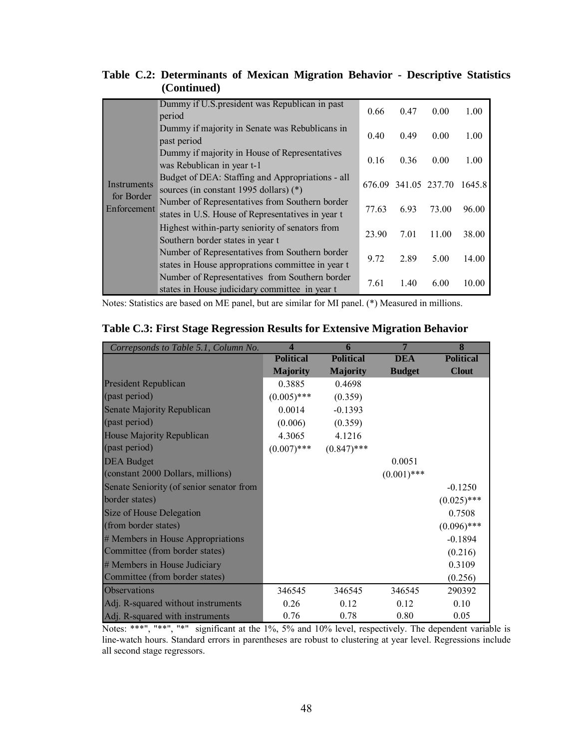**Table C.2: Determinants of Mexican Migration Behavior - Descriptive Statistics (Continued)**

| | | | | | |
|---|---|---|---|---|---|
| Instruments for Border Enforcement | Dummy if U.S.president was Republican in past period | 0.66 | 0.47 | 0.00 | 1.00 |
| | Dummy if majority in Senate was Rebublicans in past period | 0.40 | 0.49 | 0.00 | 1.00 |
| | Dummy if majority in House of Representatives was Rebublican in year t-1 | 0.16 | 0.36 | 0.00 | 1.00 |
| | Budget of DEA: Staffing and Appropriations - all sources (in constant 1995 dollars) (*) | 676.09 | 341.05 | 237.70 | 1645.8 |
| | Number of Representatives from Southern border states in U.S. House of Representatives in year t | 77.63 | 6.93 | 73.00 | 96.00 |
| | Highest within-party seniority of senators from Southern border states in year t | 23.90 | 7.01 | 11.00 | 38.00 |
| | Number of Representatives from Southern border states in House approprations committee in year t | 9.72 | 2.89 | 5.00 | 14.00 |
| | Number of Representatives from Southern border states in House judicidary committee in year t | 7.61 | 1.40 | 6.00 | 10.00 |

Notes: Statistics are based on ME panel, but are similar for MI panel. (*) Measured in millions.

**Table C.3: First Stage Regression Results for Extensive Migration Behavior**

| *Correpsonds to Table 5.1, Column No.* | **4** | **6** | **7** | **8** |
|---|---|---|---|---|
| | **Political Majority** | **Political Majority** | **DEA Budget** | **Political Clout** |
| President Republican | 0.3885 | 0.4698 | | |
| (past period) | (0.005)*** | (0.359) | | |
| Senate Majority Republican | 0.0014 | -0.1393 | | |
| (past period) | (0.006) | (0.359) | | |
| House Majority Republican | 4.3065 | 4.1216 | | |
| (past period) | (0.007)*** | (0.847)*** | | |
| DEA Budget | | | 0.0051 | |
| (constant 2000 Dollars, millions) | | | (0.001)*** | |
| Senate Seniority (of senior senator from | | | | -0.1250 |
| border states) | | | | (0.025)*** |
| Size of House Delegation | | | | 0.7508 |
| (from border states) | | | | (0.096)*** |
| # Members in House Appropriations | | | | -0.1894 |
| Committee (from border states) | | | | (0.216) |
| # Members in House Judiciary | | | | 0.3109 |
| Committee (from border states) | | | | (0.256) |
| Observations | 346545 | 346545 | 346545 | 290392 |
| Adj. R-squared without instruments | 0.26 | 0.12 | 0.12 | 0.10 |
| Adj. R-squared with instruments | 0.76 | 0.78 | 0.80 | 0.05 |

Notes: "***", "**", "*" significant at the 1%, 5% and 10% level, respectively. The dependent variable is line-watch hours. Standard errors in parentheses are robust to clustering at year level. Regressions include all second stage regressors.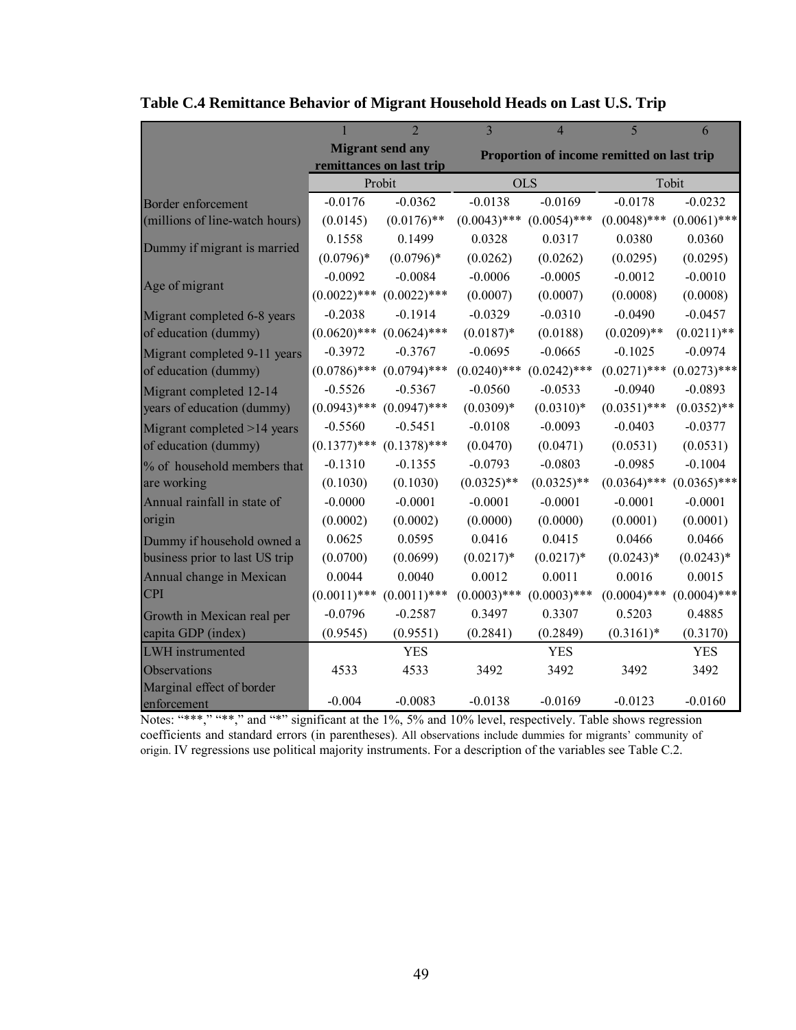**Table C.4 Remittance Behavior of Migrant Household Heads on Last U.S. Trip**

| | 1 | 2 | 3 | 4 | 5 | 6 |
|---|---|---|---|---|---|---|
| | Migrant send any remittances on last trip | | Proportion of income remitted on last trip | | | |
| | Probit | | OLS | | Tobit | |
| Border enforcement | -0.0176 | -0.0362 | -0.0138 | -0.0169 | -0.0178 | -0.0232 |
| (millions of line-watch hours) | (0.0145) | (0.0176)** | (0.0043)*** | (0.0054)*** | (0.0048)*** | (0.0061)*** |
| Dummy if migrant is married | 0.1558 | 0.1499 | 0.0328 | 0.0317 | 0.0380 | 0.0360 |
| | (0.0796)* | (0.0796)* | (0.0262) | (0.0262) | (0.0295) | (0.0295) |
| Age of migrant | -0.0092 | -0.0084 | -0.0006 | -0.0005 | -0.0012 | -0.0010 |
| | (0.0022)*** | (0.0022)*** | (0.0007) | (0.0007) | (0.0008) | (0.0008) |
| Migrant completed 6-8 years | -0.2038 | -0.1914 | -0.0329 | -0.0310 | -0.0490 | -0.0457 |
| of education (dummy) | (0.0620)*** | (0.0624)*** | (0.0187)* | (0.0188) | (0.0209)** | (0.0211)** |
| Migrant completed 9-11 years | -0.3972 | -0.3767 | -0.0695 | -0.0665 | -0.1025 | -0.0974 |
| of education (dummy) | (0.0786)*** | (0.0794)*** | (0.0240)*** | (0.0242)*** | (0.0271)*** | (0.0273)*** |
| Migrant completed 12-14 | -0.5526 | -0.5367 | -0.0560 | -0.0533 | -0.0940 | -0.0893 |
| years of education (dummy) | (0.0943)*** | (0.0947)*** | (0.0309)* | (0.0310)* | (0.0351)*** | (0.0352)** |
| Migrant completed >14 years | -0.5560 | -0.5451 | -0.0108 | -0.0093 | -0.0403 | -0.0377 |
| of education (dummy) | (0.1377)*** | (0.1378)*** | (0.0470) | (0.0471) | (0.0531) | (0.0531) |
| % of household members that | -0.1310 | -0.1355 | -0.0793 | -0.0803 | -0.0985 | -0.1004 |
| are working | (0.1030) | (0.1030) | (0.0325)** | (0.0325)** | (0.0364)*** | (0.0365)*** |
| Annual rainfall in state of | -0.0000 | -0.0001 | -0.0001 | -0.0001 | -0.0001 | -0.0001 |
| origin | (0.0002) | (0.0002) | (0.0000) | (0.0000) | (0.0001) | (0.0001) |
| Dummy if household owned a | 0.0625 | 0.0595 | 0.0416 | 0.0415 | 0.0466 | 0.0466 |
| business prior to last US trip | (0.0700) | (0.0699) | (0.0217)* | (0.0217)* | (0.0243)* | (0.0243)* |
| Annual change in Mexican | 0.0044 | 0.0040 | 0.0012 | 0.0011 | 0.0016 | 0.0015 |
| CPI | (0.0011)*** | (0.0011)*** | (0.0003)*** | (0.0003)*** | (0.0004)*** | (0.0004)*** |
| Growth in Mexican real per | -0.0796 | -0.2587 | 0.3497 | 0.3307 | 0.5203 | 0.4885 |
| capita GDP (index) | (0.9545) | (0.9551) | (0.2841) | (0.2849) | (0.3161)* | (0.3170) |
| LWH instrumented | | YES | | YES | | YES |
| Observations | 4533 | 4533 | 3492 | 3492 | 3492 | 3492 |
| Marginal effect of border enforcement | -0.004 | -0.0083 | -0.0138 | -0.0169 | -0.0123 | -0.0160 |

Notes: "***," "**," and "*" significant at the 1%, 5% and 10% level, respectively. Table shows regression coefficients and standard errors (in parentheses). All observations include dummies for migrants' community of origin. IV regressions use political majority instruments. For a description of the variables see Table C.2.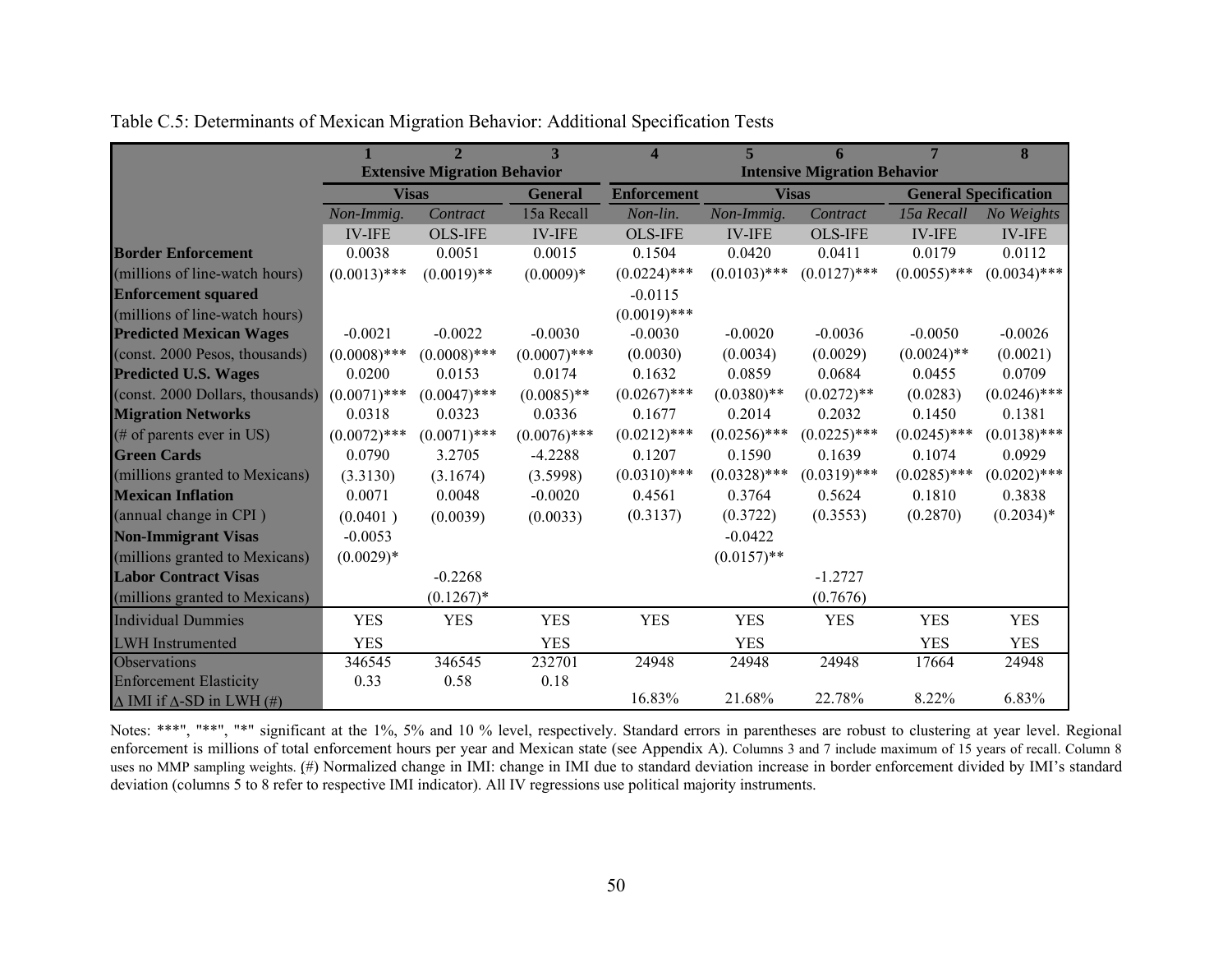Table C.5: Determinants of Mexican Migration Behavior: Additional Specification Tests

| | 1 | 2 | 3 | 4 | 5 | 6 | 7 | 8 |
|---|---|---|---|---|---|---|---|---|
| | Extensive Migration Behavior | | | Intensive Migration Behavior | | | | |
| | Visas | | General | Enforcement | Visas | | General Specification | |
| | *Non-Immig.* | *Contract* | 15a Recall | *Non-lin.* | *Non-Immig.* | *Contract* | *15a Recall* | *No Weights* |
| | IV-IFE | OLS-IFE | IV-IFE | OLS-IFE | IV-IFE | OLS-IFE | IV-IFE | IV-IFE |
| **Border Enforcement** | 0.0038 | 0.0051 | 0.0015 | 0.1504 | 0.0420 | 0.0411 | 0.0179 | 0.0112 |
| (millions of line-watch hours) | (0.0013)*** | (0.0019)** | (0.0009)* | (0.0224)*** | (0.0103)*** | (0.0127)*** | (0.0055)*** | (0.0034)*** |
| **Enforcement squared** | | | | -0.0115 | | | | |
| (millions of line-watch hours) | | | | (0.0019)*** | | | | |
| **Predicted Mexican Wages** | -0.0021 | -0.0022 | -0.0030 | -0.0030 | -0.0020 | -0.0036 | -0.0050 | -0.0026 |
| (const. 2000 Pesos, thousands) | (0.0008)*** | (0.0008)*** | (0.0007)*** | (0.0030) | (0.0034) | (0.0029) | (0.0024)** | (0.0021) |
| **Predicted U.S. Wages** | 0.0200 | 0.0153 | 0.0174 | 0.1632 | 0.0859 | 0.0684 | 0.0455 | 0.0709 |
| (const. 2000 Dollars, thousands) | (0.0071)*** | (0.0047)*** | (0.0085)** | (0.0267)*** | (0.0380)** | (0.0272)** | (0.0283) | (0.0246)*** |
| **Migration Networks** | 0.0318 | 0.0323 | 0.0336 | 0.1677 | 0.2014 | 0.2032 | 0.1450 | 0.1381 |
| (# of parents ever in US) | (0.0072)*** | (0.0071)*** | (0.0076)*** | (0.0212)*** | (0.0256)*** | (0.0225)*** | (0.0245)*** | (0.0138)*** |
| **Green Cards** | 0.0790 | 3.2705 | -4.2288 | 0.1207 | 0.1590 | 0.1639 | 0.1074 | 0.0929 |
| (millions granted to Mexicans) | (3.3130) | (3.1674) | (3.5998) | (0.0310)*** | (0.0328)*** | (0.0319)*** | (0.0285)*** | (0.0202)*** |
| **Mexican Inflation** | 0.0071 | 0.0048 | -0.0020 | 0.4561 | 0.3764 | 0.5624 | 0.1810 | 0.3838 |
| (annual change in CPI ) | (0.0401 ) | (0.0039) | (0.0033) | (0.3137) | (0.3722) | (0.3553) | (0.2870) | (0.2034)* |
| **Non-Immigrant Visas** | -0.0053 | | | | -0.0422 | | | |
| (millions granted to Mexicans) | (0.0029)* | | | | (0.0157)** | | | |
| **Labor Contract Visas** | | -0.2268 | | | | -1.2727 | | |
| (millions granted to Mexicans) | | (0.1267)* | | | | (0.7676) | | |
| Individual Dummies | YES | YES | YES | YES | YES | YES | YES | YES |
| LWH Instrumented | YES | | YES | | YES | | YES | YES |
| Observations | 346545 | 346545 | 232701 | 24948 | 24948 | 24948 | 17664 | 24948 |
| Enforcement Elasticity | 0.33 | 0.58 | 0.18 | | | | | |
| Δ IMI if Δ-SD in LWH (#) | | | | 16.83% | 21.68% | 22.78% | 8.22% | 6.83% |

Notes: ***", "**", "*" significant at the 1%, 5% and 10 % level, respectively. Standard errors in parentheses are robust to clustering at year level. Regional enforcement is millions of total enforcement hours per year and Mexican state (see Appendix A). Columns 3 and 7 include maximum of 15 years of recall. Column 8 uses no MMP sampling weights. (#) Normalized change in IMI: change in IMI due to standard deviation increase in border enforcement divided by IMI's standard deviation (columns 5 to 8 refer to respective IMI indicator). All IV regressions use political majority instruments.